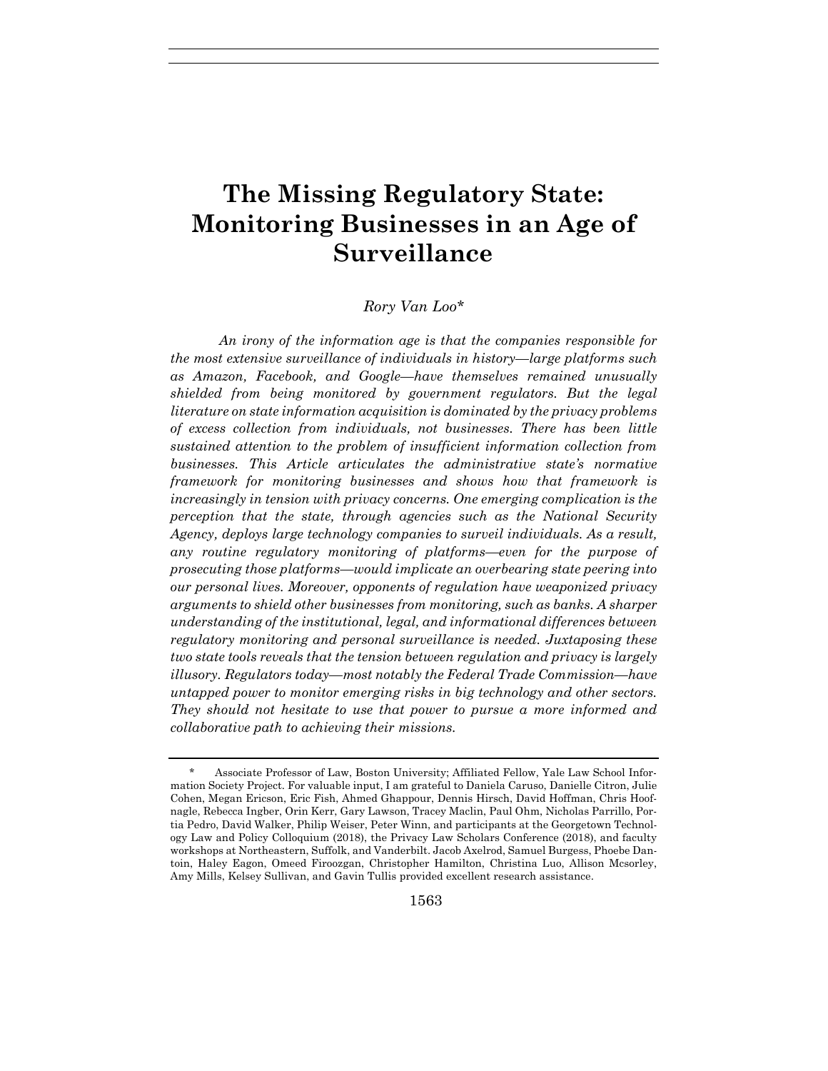# The Missing Regulatory State: Monitoring Businesses in an Age of Surveillance

*Rory Van Loo\**

*An irony of the information age is that the companies responsible for the most extensive surveillance of individuals in history—large platforms such as Amazon, Facebook, and Google—have themselves remained unusually shielded from being monitored by government regulators. But the legal literature on state information acquisition is dominated by the privacy problems of excess collection from individuals, not businesses. There has been little sustained attention to the problem of insufficient information collection from businesses. This Article articulates the administrative state's normative framework for monitoring businesses and shows how that framework is increasingly in tension with privacy concerns. One emerging complication is the perception that the state, through agencies such as the National Security Agency, deploys large technology companies to surveil individuals. As a result, any routine regulatory monitoring of platforms—even for the purpose of prosecuting those platforms—would implicate an overbearing state peering into our personal lives. Moreover, opponents of regulation have weaponized privacy arguments to shield other businesses from monitoring, such as banks. A sharper understanding of the institutional, legal, and informational differences between regulatory monitoring and personal surveillance is needed. Juxtaposing these two state tools reveals that the tension between regulation and privacy is largely illusory. Regulators today—most notably the Federal Trade Commission—have untapped power to monitor emerging risks in big technology and other sectors. They should not hesitate to use that power to pursue a more informed and collaborative path to achieving their missions.*

---

\* Associate Professor of Law, Boston University; Affiliated Fellow, Yale Law School Information Society Project. For valuable input, I am grateful to Daniela Caruso, Danielle Citron, Julie Cohen, Megan Ericson, Eric Fish, Ahmed Ghappour, Dennis Hirsch, David Hoffman, Chris Hoofnagle, Rebecca Ingber, Orin Kerr, Gary Lawson, Tracey Maclin, Paul Ohm, Nicholas Parrillo, Portia Pedro, David Walker, Philip Weiser, Peter Winn, and participants at the Georgetown Technology Law and Policy Colloquium (2018), the Privacy Law Scholars Conference (2018), and faculty workshops at Northeastern, Suffolk, and Vanderbilt. Jacob Axelrod, Samuel Burgess, Phoebe Dantoin, Haley Eagon, Omeed Firoozgan, Christopher Hamilton, Christina Luo, Allison Mcsorley, Amy Mills, Kelsey Sullivan, and Gavin Tullis provided excellent research assistance.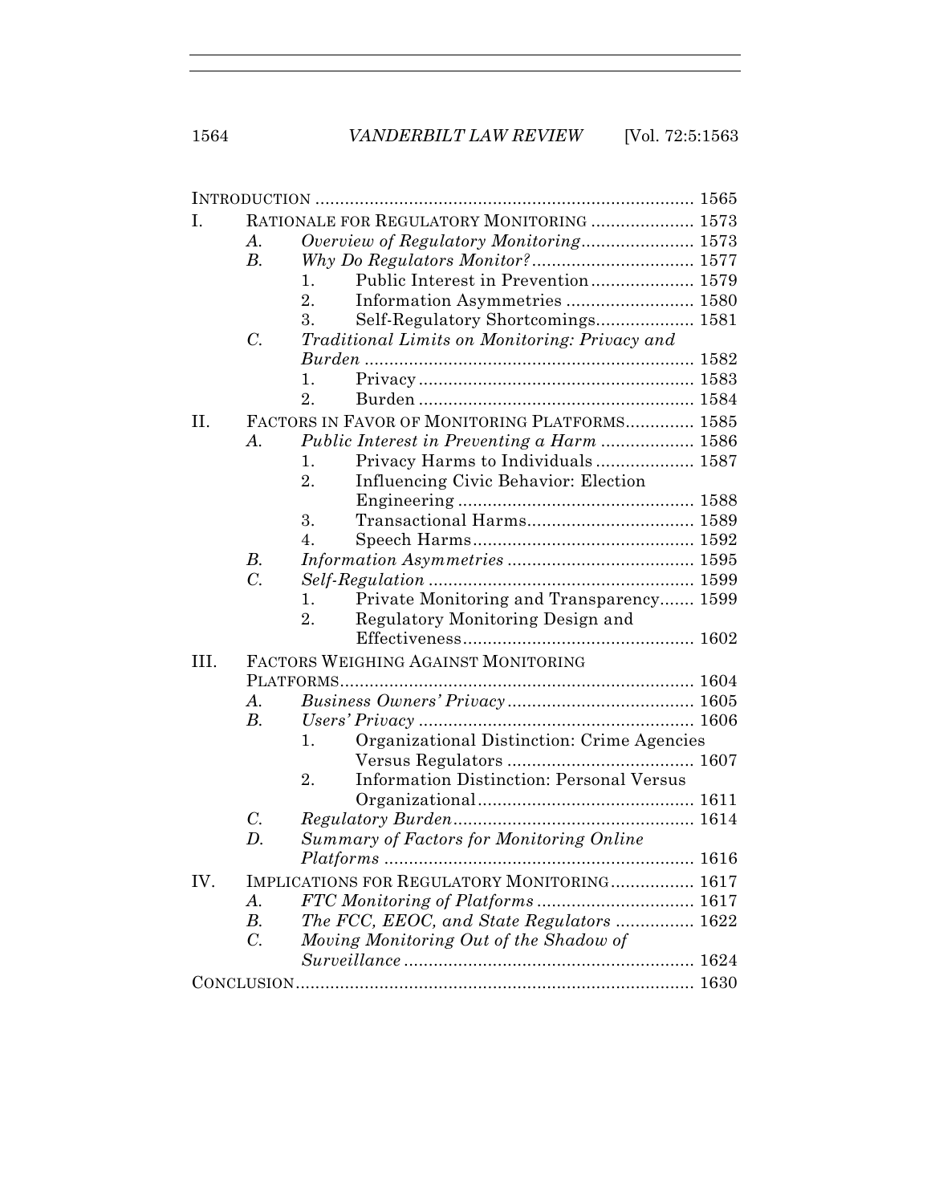INTRODUCTION ..... 1565

I. RATIONALE FOR REGULATORY MONITORING ..... 1573
- A. *Overview of Regulatory Monitoring* ..... 1573
- B. *Why Do Regulators Monitor?* ..... 1577
  1. Public Interest in Prevention ..... 1579
  2. Information Asymmetries ..... 1580
  3. Self-Regulatory Shortcomings ..... 1581
- C. *Traditional Limits on Monitoring: Privacy and Burden* ..... 1582
  1. Privacy ..... 1583
  2. Burden ..... 1584

II. FACTORS IN FAVOR OF MONITORING PLATFORMS ..... 1585
- A. *Public Interest in Preventing a Harm* ..... 1586
  1. Privacy Harms to Individuals ..... 1587
  2. Influencing Civic Behavior: Election Engineering ..... 1588
  3. Transactional Harms ..... 1589
  4. Speech Harms ..... 1592
- B. *Information Asymmetries* ..... 1595
- C. *Self-Regulation* ..... 1599
  1. Private Monitoring and Transparency ..... 1599
  2. Regulatory Monitoring Design and Effectiveness ..... 1602

III. FACTORS WEIGHING AGAINST MONITORING PLATFORMS ..... 1604
- A. *Business Owners' Privacy* ..... 1605
- B. *Users' Privacy* ..... 1606
  1. Organizational Distinction: Crime Agencies Versus Regulators ..... 1607
  2. Information Distinction: Personal Versus Organizational ..... 1611
- C. *Regulatory Burden* ..... 1614
- D. *Summary of Factors for Monitoring Online Platforms* ..... 1616

IV. IMPLICATIONS FOR REGULATORY MONITORING ..... 1617
- A. *FTC Monitoring of Platforms* ..... 1617
- B. *The FCC, EEOC, and State Regulators* ..... 1622
- C. *Moving Monitoring Out of the Shadow of Surveillance* ..... 1624

CONCLUSION ..... 1630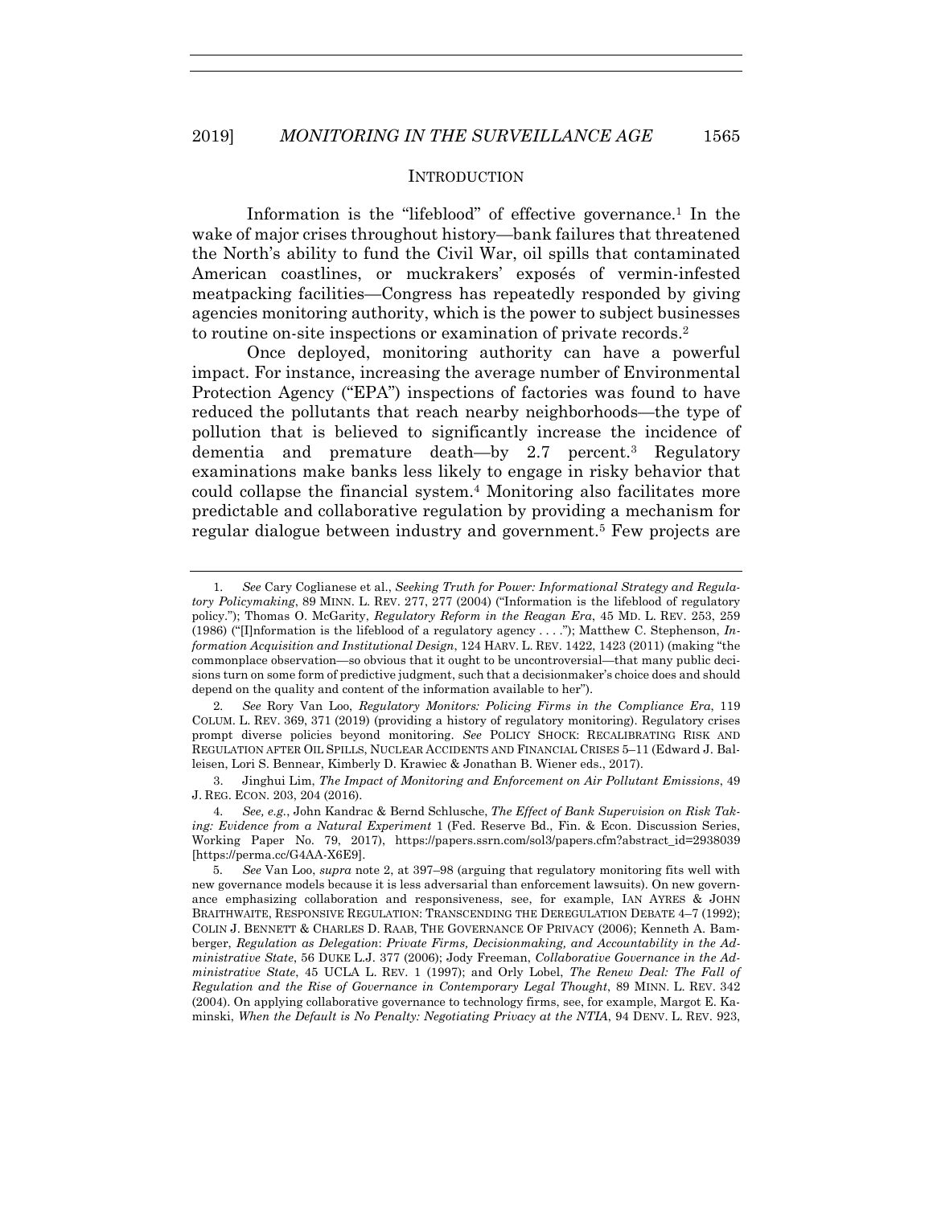## INTRODUCTION

Information is the "lifeblood" of effective governance.[1] In the wake of major crises throughout history—bank failures that threatened the North's ability to fund the Civil War, oil spills that contaminated American coastlines, or muckrakers' exposés of vermin-infested meatpacking facilities—Congress has repeatedly responded by giving agencies monitoring authority, which is the power to subject businesses to routine on-site inspections or examination of private records.[2]

Once deployed, monitoring authority can have a powerful impact. For instance, increasing the average number of Environmental Protection Agency ("EPA") inspections of factories was found to have reduced the pollutants that reach nearby neighborhoods—the type of pollution that is believed to significantly increase the incidence of dementia and premature death—by 2.7 percent.[3] Regulatory examinations make banks less likely to engage in risky behavior that could collapse the financial system.[4] Monitoring also facilitates more predictable and collaborative regulation by providing a mechanism for regular dialogue between industry and government.[5] Few projects are

---

1. *See* Cary Coglianese et al., *Seeking Truth for Power: Informational Strategy and Regulatory Policymaking*, 89 MINN. L. REV. 277, 277 (2004) ("Information is the lifeblood of regulatory policy."); Thomas O. McGarity, *Regulatory Reform in the Reagan Era*, 45 MD. L. REV. 253, 259 (1986) ("[I]nformation is the lifeblood of a regulatory agency . . . ."); Matthew C. Stephenson, *Information Acquisition and Institutional Design*, 124 HARV. L. REV. 1422, 1423 (2011) (making "the commonplace observation—so obvious that it ought to be uncontroversial—that many public decisions turn on some form of predictive judgment, such that a decisionmaker's choice does and should depend on the quality and content of the information available to her").

2. *See* Rory Van Loo, *Regulatory Monitors: Policing Firms in the Compliance Era*, 119 COLUM. L. REV. 369, 371 (2019) (providing a history of regulatory monitoring). Regulatory crises prompt diverse policies beyond monitoring. *See* POLICY SHOCK: RECALIBRATING RISK AND REGULATION AFTER OIL SPILLS, NUCLEAR ACCIDENTS AND FINANCIAL CRISES 5–11 (Edward J. Balleisen, Lori S. Bennear, Kimberly D. Krawiec & Jonathan B. Wiener eds., 2017).

3. Jinghui Lim, *The Impact of Monitoring and Enforcement on Air Pollutant Emissions*, 49 J. REG. ECON. 203, 204 (2016).

4. *See, e.g.*, John Kandrac & Bernd Schlusche, *The Effect of Bank Supervision on Risk Taking: Evidence from a Natural Experiment* 1 (Fed. Reserve Bd., Fin. & Econ. Discussion Series, Working Paper No. 79, 2017), https://papers.ssrn.com/sol3/papers.cfm?abstract_id=2938039 [https://perma.cc/G4AA-X6E9].

5. *See* Van Loo, *supra* note 2, at 397–98 (arguing that regulatory monitoring fits well with new governance models because it is less adversarial than enforcement lawsuits). On new governance emphasizing collaboration and responsiveness, see, for example, IAN AYRES & JOHN BRAITHWAITE, RESPONSIVE REGULATION: TRANSCENDING THE DEREGULATION DEBATE 4–7 (1992); COLIN J. BENNETT & CHARLES D. RAAB, THE GOVERNANCE OF PRIVACY (2006); Kenneth A. Bamberger, *Regulation as Delegation*: *Private Firms, Decisionmaking, and Accountability in the Administrative State*, 56 DUKE L.J. 377 (2006); Jody Freeman, *Collaborative Governance in the Administrative State*, 45 UCLA L. REV. 1 (1997); and Orly Lobel, *The Renew Deal: The Fall of Regulation and the Rise of Governance in Contemporary Legal Thought*, 89 MINN. L. REV. 342 (2004). On applying collaborative governance to technology firms, see, for example, Margot E. Kaminski, *When the Default is No Penalty: Negotiating Privacy at the NTIA*, 94 DENV. L. REV. 923,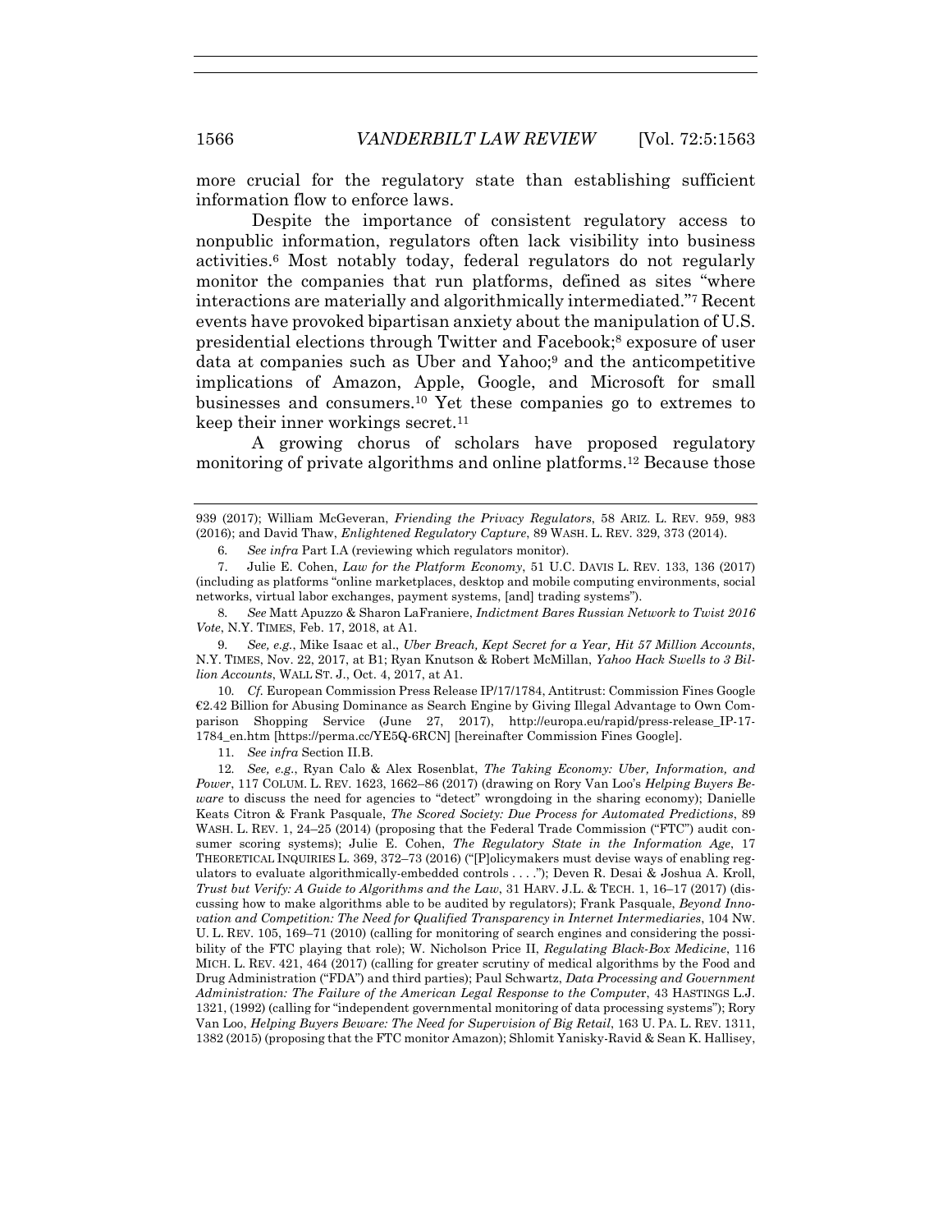more crucial for the regulatory state than establishing sufficient information flow to enforce laws.

Despite the importance of consistent regulatory access to nonpublic information, regulators often lack visibility into business activities.[6] Most notably today, federal regulators do not regularly monitor the companies that run platforms, defined as sites "where interactions are materially and algorithmically intermediated."[7] Recent events have provoked bipartisan anxiety about the manipulation of U.S. presidential elections through Twitter and Facebook;[8] exposure of user data at companies such as Uber and Yahoo;[9] and the anticompetitive implications of Amazon, Apple, Google, and Microsoft for small businesses and consumers.[10] Yet these companies go to extremes to keep their inner workings secret.[11]

A growing chorus of scholars have proposed regulatory monitoring of private algorithms and online platforms.[12] Because those

---

939 (2017); William McGeveran, *Friending the Privacy Regulators*, 58 ARIZ. L. REV. 959, 983 (2016); and David Thaw, *Enlightened Regulatory Capture*, 89 WASH. L. REV. 329, 373 (2014).

6. *See infra* Part I.A (reviewing which regulators monitor).

7. Julie E. Cohen, *Law for the Platform Economy*, 51 U.C. DAVIS L. REV. 133, 136 (2017) (including as platforms "online marketplaces, desktop and mobile computing environments, social networks, virtual labor exchanges, payment systems, [and] trading systems").

8. *See* Matt Apuzzo & Sharon LaFraniere, *Indictment Bares Russian Network to Twist 2016 Vote*, N.Y. TIMES, Feb. 17, 2018, at A1.

9. *See, e.g.*, Mike Isaac et al., *Uber Breach, Kept Secret for a Year, Hit 57 Million Accounts*, N.Y. TIMES, Nov. 22, 2017, at B1; Ryan Knutson & Robert McMillan, *Yahoo Hack Swells to 3 Billion Accounts*, WALL ST. J., Oct. 4, 2017, at A1.

10. *Cf.* European Commission Press Release IP/17/1784, Antitrust: Commission Fines Google €2.42 Billion for Abusing Dominance as Search Engine by Giving Illegal Advantage to Own Comparison Shopping Service (June 27, 2017), http://europa.eu/rapid/press-release_IP-17-1784_en.htm [https://perma.cc/YE5Q-6RCN] [hereinafter Commission Fines Google].

11. *See infra* Section II.B.

12. *See, e.g.*, Ryan Calo & Alex Rosenblat, *The Taking Economy: Uber, Information, and Power*, 117 COLUM. L. REV. 1623, 1662–86 (2017) (drawing on Rory Van Loo's *Helping Buyers Beware* to discuss the need for agencies to "detect" wrongdoing in the sharing economy); Danielle Keats Citron & Frank Pasquale, *The Scored Society: Due Process for Automated Predictions*, 89 WASH. L. REV. 1, 24–25 (2014) (proposing that the Federal Trade Commission ("FTC") audit consumer scoring systems); Julie E. Cohen, *The Regulatory State in the Information Age*, 17 THEORETICAL INQUIRIES L. 369, 372–73 (2016) ("[P]olicymakers must devise ways of enabling regulators to evaluate algorithmically-embedded controls . . . ."); Deven R. Desai & Joshua A. Kroll, *Trust but Verify: A Guide to Algorithms and the Law*, 31 HARV. J.L. & TECH. 1, 16–17 (2017) (discussing how to make algorithms able to be audited by regulators); Frank Pasquale, *Beyond Innovation and Competition: The Need for Qualified Transparency in Internet Intermediaries*, 104 NW. U. L. REV. 105, 169–71 (2010) (calling for monitoring of search engines and considering the possibility of the FTC playing that role); W. Nicholson Price II, *Regulating Black-Box Medicine*, 116 MICH. L. REV. 421, 464 (2017) (calling for greater scrutiny of medical algorithms by the Food and Drug Administration ("FDA") and third parties); Paul Schwartz, *Data Processing and Government Administration: The Failure of the American Legal Response to the Computer*, 43 HASTINGS L.J. 1321, (1992) (calling for "independent governmental monitoring of data processing systems"); Rory Van Loo, *Helping Buyers Beware: The Need for Supervision of Big Retail*, 163 U. PA. L. REV. 1311, 1382 (2015) (proposing that the FTC monitor Amazon); Shlomit Yanisky-Ravid & Sean K. Hallisey,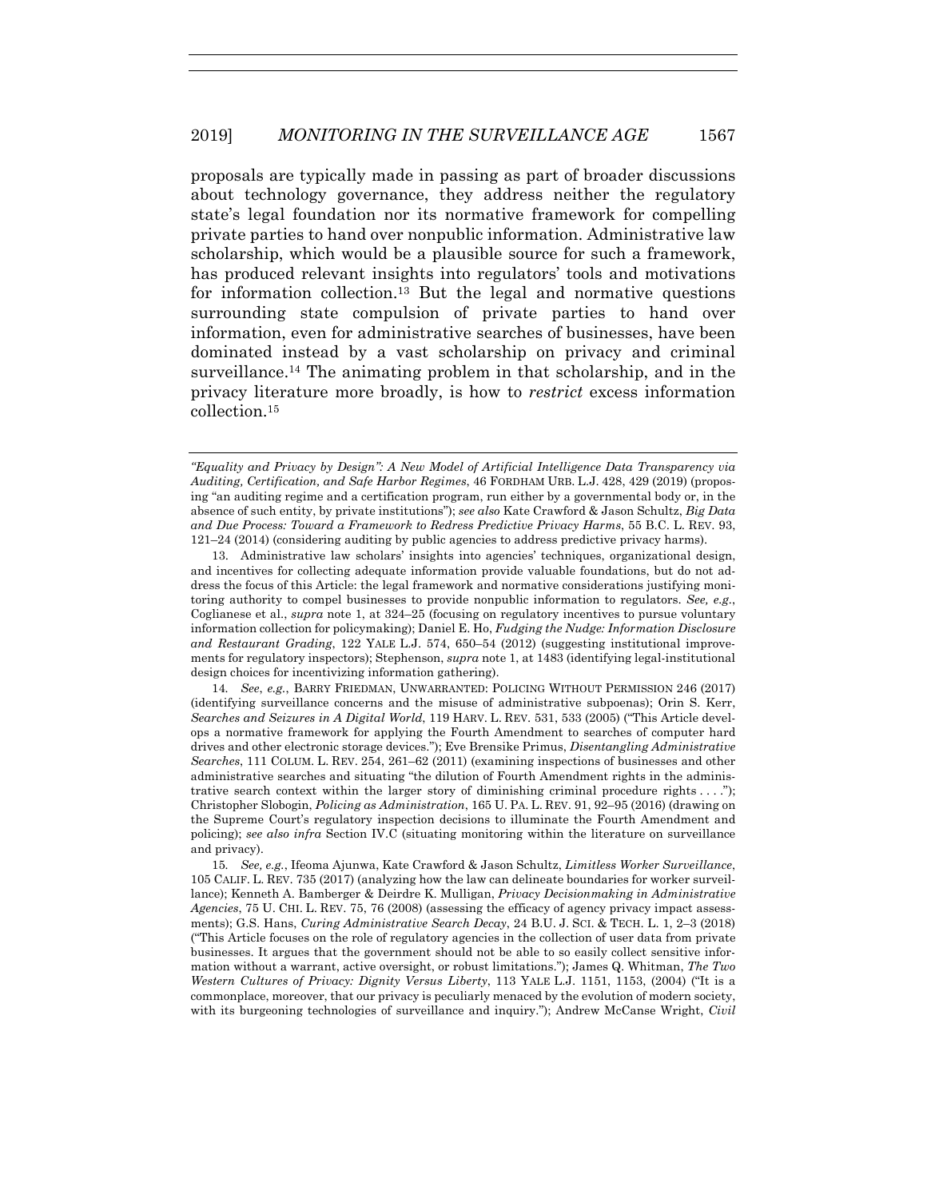proposals are typically made in passing as part of broader discussions about technology governance, they address neither the regulatory state's legal foundation nor its normative framework for compelling private parties to hand over nonpublic information. Administrative law scholarship, which would be a plausible source for such a framework, has produced relevant insights into regulators' tools and motivations for information collection.[13] But the legal and normative questions surrounding state compulsion of private parties to hand over information, even for administrative searches of businesses, have been dominated instead by a vast scholarship on privacy and criminal surveillance.[14] The animating problem in that scholarship, and in the privacy literature more broadly, is how to *restrict* excess information collection.[15]

---

*"Equality and Privacy by Design": A New Model of Artificial Intelligence Data Transparency via Auditing, Certification, and Safe Harbor Regimes*, 46 FORDHAM URB. L.J. 428, 429 (2019) (proposing "an auditing regime and a certification program, run either by a governmental body or, in the absence of such entity, by private institutions"); *see also* Kate Crawford & Jason Schultz, *Big Data and Due Process: Toward a Framework to Redress Predictive Privacy Harms*, 55 B.C. L. REV. 93, 121–24 (2014) (considering auditing by public agencies to address predictive privacy harms).

13. Administrative law scholars' insights into agencies' techniques, organizational design, and incentives for collecting adequate information provide valuable foundations, but do not address the focus of this Article: the legal framework and normative considerations justifying monitoring authority to compel businesses to provide nonpublic information to regulators. *See, e.g.*, Coglianese et al., *supra* note 1, at 324–25 (focusing on regulatory incentives to pursue voluntary information collection for policymaking); Daniel E. Ho, *Fudging the Nudge: Information Disclosure and Restaurant Grading*, 122 YALE L.J. 574, 650–54 (2012) (suggesting institutional improvements for regulatory inspectors); Stephenson, *supra* note 1, at 1483 (identifying legal-institutional design choices for incentivizing information gathering).

14. *See, e.g.*, BARRY FRIEDMAN, UNWARRANTED: POLICING WITHOUT PERMISSION 246 (2017) (identifying surveillance concerns and the misuse of administrative subpoenas); Orin S. Kerr, *Searches and Seizures in A Digital World*, 119 HARV. L. REV. 531, 533 (2005) ("This Article develops a normative framework for applying the Fourth Amendment to searches of computer hard drives and other electronic storage devices."); Eve Brensike Primus, *Disentangling Administrative Searches*, 111 COLUM. L. REV. 254, 261–62 (2011) (examining inspections of businesses and other administrative searches and situating "the dilution of Fourth Amendment rights in the administrative search context within the larger story of diminishing criminal procedure rights . . . ."); Christopher Slobogin, *Policing as Administration*, 165 U. PA. L. REV. 91, 92–95 (2016) (drawing on the Supreme Court's regulatory inspection decisions to illuminate the Fourth Amendment and policing); *see also infra* Section IV.C (situating monitoring within the literature on surveillance and privacy).

15. *See, e.g.*, Ifeoma Ajunwa, Kate Crawford & Jason Schultz, *Limitless Worker Surveillance*, 105 CALIF. L. REV. 735 (2017) (analyzing how the law can delineate boundaries for worker surveillance); Kenneth A. Bamberger & Deirdre K. Mulligan, *Privacy Decisionmaking in Administrative Agencies*, 75 U. CHI. L. REV. 75, 76 (2008) (assessing the efficacy of agency privacy impact assessments); G.S. Hans, *Curing Administrative Search Decay*, 24 B.U. J. SCI. & TECH. L. 1, 2–3 (2018) ("This Article focuses on the role of regulatory agencies in the collection of user data from private businesses. It argues that the government should not be able to so easily collect sensitive information without a warrant, active oversight, or robust limitations."); James Q. Whitman, *The Two Western Cultures of Privacy: Dignity Versus Liberty*, 113 YALE L.J. 1151, 1153, (2004) ("It is a commonplace, moreover, that our privacy is peculiarly menaced by the evolution of modern society, with its burgeoning technologies of surveillance and inquiry."); Andrew McCanse Wright, *Civil*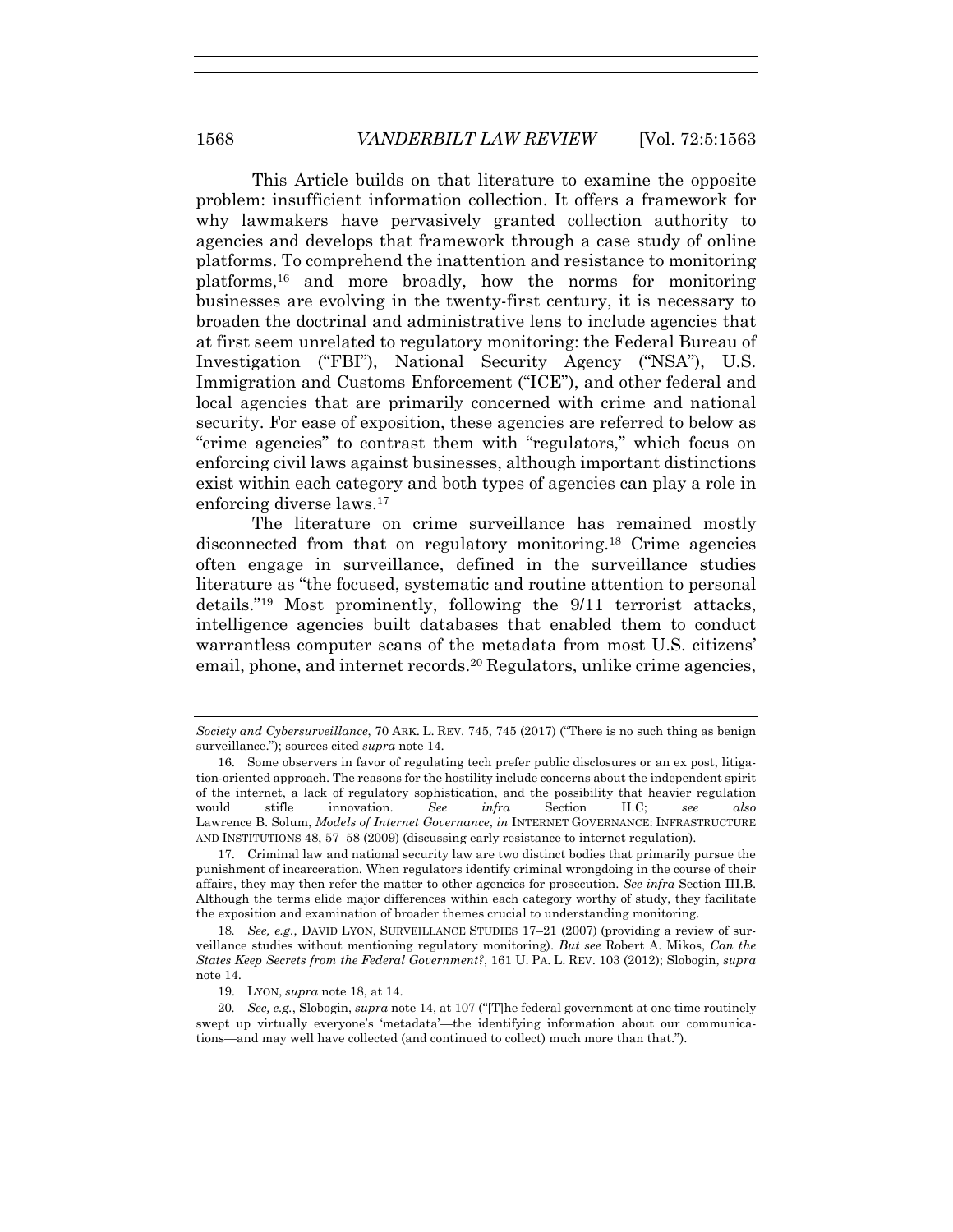This Article builds on that literature to examine the opposite problem: insufficient information collection. It offers a framework for why lawmakers have pervasively granted collection authority to agencies and develops that framework through a case study of online platforms. To comprehend the inattention and resistance to monitoring platforms,[16] and more broadly, how the norms for monitoring businesses are evolving in the twenty-first century, it is necessary to broaden the doctrinal and administrative lens to include agencies that at first seem unrelated to regulatory monitoring: the Federal Bureau of Investigation ("FBI"), National Security Agency ("NSA"), U.S. Immigration and Customs Enforcement ("ICE"), and other federal and local agencies that are primarily concerned with crime and national security. For ease of exposition, these agencies are referred to below as "crime agencies" to contrast them with "regulators," which focus on enforcing civil laws against businesses, although important distinctions exist within each category and both types of agencies can play a role in enforcing diverse laws.[17]

The literature on crime surveillance has remained mostly disconnected from that on regulatory monitoring.[18] Crime agencies often engage in surveillance, defined in the surveillance studies literature as "the focused, systematic and routine attention to personal details."[19] Most prominently, following the 9/11 terrorist attacks, intelligence agencies built databases that enabled them to conduct warrantless computer scans of the metadata from most U.S. citizens' email, phone, and internet records.[20] Regulators, unlike crime agencies,

---

*Society and Cybersurveillance*, 70 ARK. L. REV. 745, 745 (2017) ("There is no such thing as benign surveillance."); sources cited *supra* note 14.

16. Some observers in favor of regulating tech prefer public disclosures or an ex post, litigation-oriented approach. The reasons for the hostility include concerns about the independent spirit of the internet, a lack of regulatory sophistication, and the possibility that heavier regulation would stifle innovation. *See infra* Section II.C; *see also* Lawrence B. Solum, *Models of Internet Governance*, *in* INTERNET GOVERNANCE: INFRASTRUCTURE AND INSTITUTIONS 48, 57–58 (2009) (discussing early resistance to internet regulation).

17. Criminal law and national security law are two distinct bodies that primarily pursue the punishment of incarceration. When regulators identify criminal wrongdoing in the course of their affairs, they may then refer the matter to other agencies for prosecution. *See infra* Section III.B. Although the terms elide major differences within each category worthy of study, they facilitate the exposition and examination of broader themes crucial to understanding monitoring.

18. *See, e.g.*, DAVID LYON, SURVEILLANCE STUDIES 17–21 (2007) (providing a review of surveillance studies without mentioning regulatory monitoring). *But see* Robert A. Mikos, *Can the States Keep Secrets from the Federal Government?*, 161 U. PA. L. REV. 103 (2012); Slobogin, *supra* note 14.

19. LYON, *supra* note 18, at 14.

20. *See, e.g.*, Slobogin, *supra* note 14, at 107 ("[T]he federal government at one time routinely swept up virtually everyone's 'metadata'—the identifying information about our communications—and may well have collected (and continued to collect) much more than that.").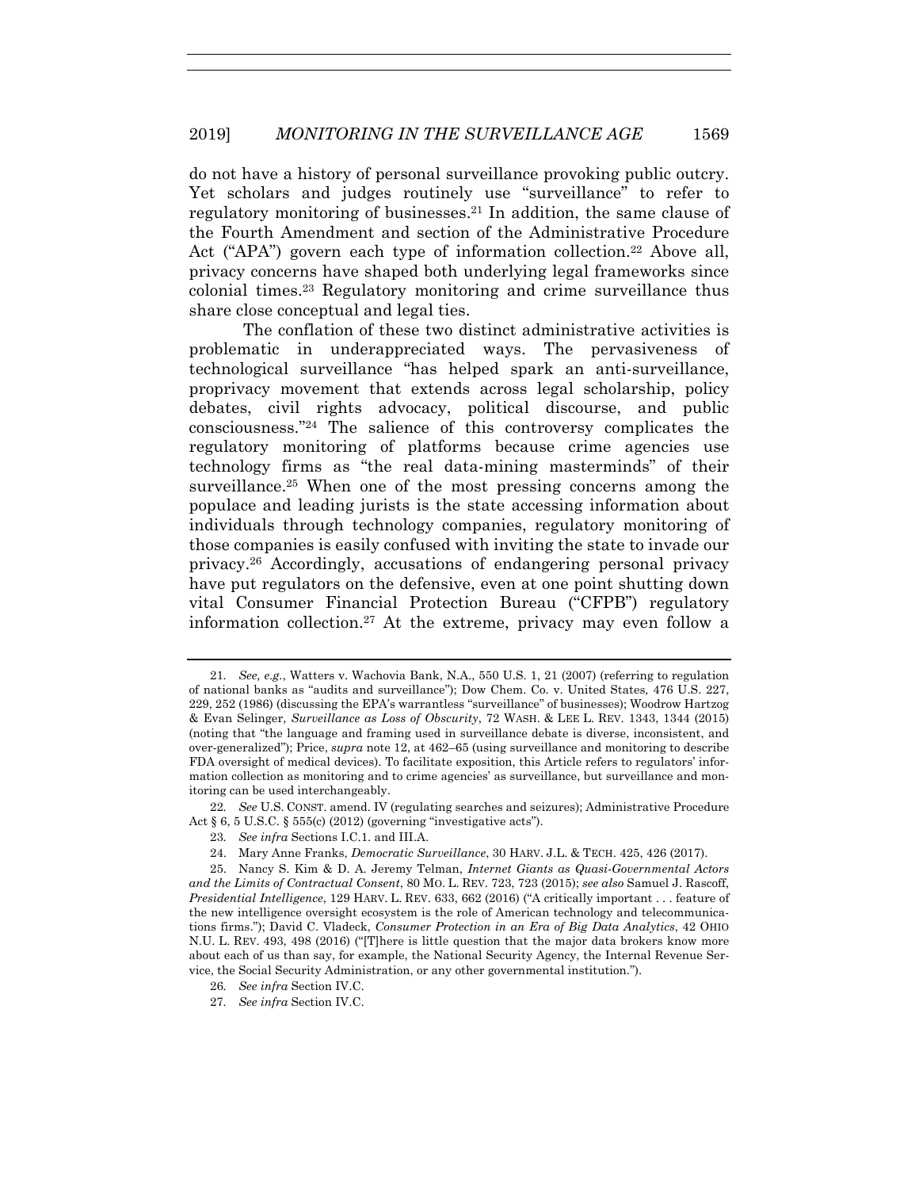do not have a history of personal surveillance provoking public outcry. Yet scholars and judges routinely use "surveillance" to refer to regulatory monitoring of businesses.[21] In addition, the same clause of the Fourth Amendment and section of the Administrative Procedure Act ("APA") govern each type of information collection.[22] Above all, privacy concerns have shaped both underlying legal frameworks since colonial times.[23] Regulatory monitoring and crime surveillance thus share close conceptual and legal ties.

The conflation of these two distinct administrative activities is problematic in underappreciated ways. The pervasiveness of technological surveillance "has helped spark an anti-surveillance, proprivacy movement that extends across legal scholarship, policy debates, civil rights advocacy, political discourse, and public consciousness."[24] The salience of this controversy complicates the regulatory monitoring of platforms because crime agencies use technology firms as "the real data-mining masterminds" of their surveillance.[25] When one of the most pressing concerns among the populace and leading jurists is the state accessing information about individuals through technology companies, regulatory monitoring of those companies is easily confused with inviting the state to invade our privacy.[26] Accordingly, accusations of endangering personal privacy have put regulators on the defensive, even at one point shutting down vital Consumer Financial Protection Bureau ("CFPB") regulatory information collection.[27] At the extreme, privacy may even follow a

---

21. *See, e.g.*, Watters v. Wachovia Bank, N.A., 550 U.S. 1, 21 (2007) (referring to regulation of national banks as "audits and surveillance"); Dow Chem. Co. v. United States*,* 476 U.S. 227, 229, 252 (1986) (discussing the EPA's warrantless "surveillance" of businesses); Woodrow Hartzog & Evan Selinger, *Surveillance as Loss of Obscurity*, 72 WASH. & LEE L. REV. 1343, 1344 (2015) (noting that "the language and framing used in surveillance debate is diverse, inconsistent, and over-generalized"); Price, *supra* note 12, at 462–65 (using surveillance and monitoring to describe FDA oversight of medical devices). To facilitate exposition, this Article refers to regulators' information collection as monitoring and to crime agencies' as surveillance, but surveillance and monitoring can be used interchangeably.

22. *See* U.S. CONST. amend. IV (regulating searches and seizures); Administrative Procedure Act § 6, 5 U.S.C. § 555(c) (2012) (governing "investigative acts").

23. *See infra* Sections I.C.1. and III.A.

24. Mary Anne Franks, *Democratic Surveillance*, 30 HARV. J.L. & TECH. 425, 426 (2017).

25. Nancy S. Kim & D. A. Jeremy Telman, *Internet Giants as Quasi-Governmental Actors and the Limits of Contractual Consent*, 80 MO. L. REV. 723, 723 (2015); *see also* Samuel J. Rascoff, *Presidential Intelligence*, 129 HARV. L. REV. 633, 662 (2016) ("A critically important . . . feature of the new intelligence oversight ecosystem is the role of American technology and telecommunications firms."); David C. Vladeck, *Consumer Protection in an Era of Big Data Analytics*, 42 OHIO N.U. L. REV. 493, 498 (2016) ("[T]here is little question that the major data brokers know more about each of us than say, for example, the National Security Agency, the Internal Revenue Service, the Social Security Administration, or any other governmental institution.").

26. *See infra* Section IV.C.

27. *See infra* Section IV.C.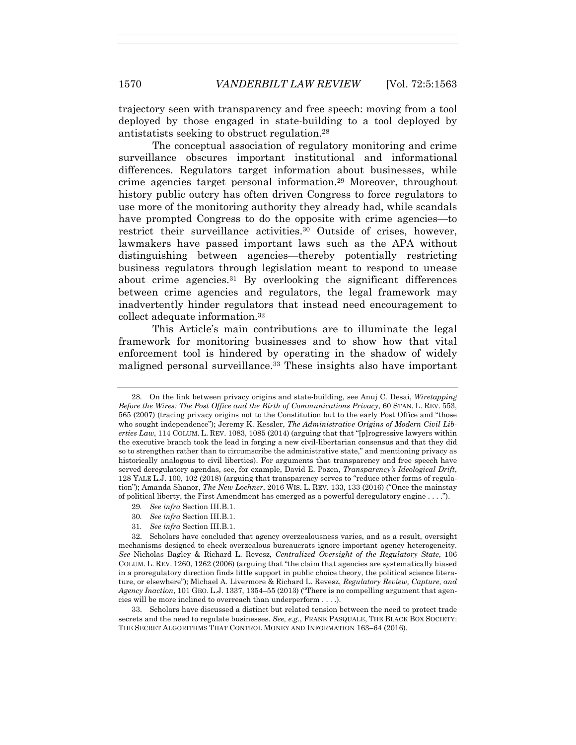trajectory seen with transparency and free speech: moving from a tool deployed by those engaged in state-building to a tool deployed by antistatists seeking to obstruct regulation.[28]

The conceptual association of regulatory monitoring and crime surveillance obscures important institutional and informational differences. Regulators target information about businesses, while crime agencies target personal information.[29] Moreover, throughout history public outcry has often driven Congress to force regulators to use more of the monitoring authority they already had, while scandals have prompted Congress to do the opposite with crime agencies—to restrict their surveillance activities.[30] Outside of crises, however, lawmakers have passed important laws such as the APA without distinguishing between agencies—thereby potentially restricting business regulators through legislation meant to respond to unease about crime agencies.[31] By overlooking the significant differences between crime agencies and regulators, the legal framework may inadvertently hinder regulators that instead need encouragement to collect adequate information.[32]

This Article's main contributions are to illuminate the legal framework for monitoring businesses and to show how that vital enforcement tool is hindered by operating in the shadow of widely maligned personal surveillance.[33] These insights also have important

---

28. On the link between privacy origins and state-building, see Anuj C. Desai, *Wiretapping Before the Wires: The Post Office and the Birth of Communications Privacy*, 60 STAN. L. REV. 553, 565 (2007) (tracing privacy origins not to the Constitution but to the early Post Office and "those who sought independence"); Jeremy K. Kessler, *The Administrative Origins of Modern Civil Liberties Law*, 114 COLUM. L. REV. 1083, 1085 (2014) (arguing that that "[p]rogressive lawyers within the executive branch took the lead in forging a new civil-libertarian consensus and that they did so to strengthen rather than to circumscribe the administrative state," and mentioning privacy as historically analogous to civil liberties). For arguments that transparency and free speech have served deregulatory agendas, see, for example, David E. Pozen, *Transparency's Ideological Drift*, 128 YALE L.J. 100, 102 (2018) (arguing that transparency serves to "reduce other forms of regulation"); Amanda Shanor, *The New Lochner*, 2016 WIS. L. REV. 133, 133 (2016) ("Once the mainstay of political liberty, the First Amendment has emerged as a powerful deregulatory engine . . . .").

29. *See infra* Section III.B.1.

30. *See infra* Section III.B.1.

31. *See infra* Section III.B.1.

32. Scholars have concluded that agency overzealousness varies, and as a result, oversight mechanisms designed to check overzealous bureaucrats ignore important agency heterogeneity. *See* Nicholas Bagley & Richard L. Revesz, *Centralized Oversight of the Regulatory State*, 106 COLUM. L. REV. 1260, 1262 (2006) (arguing that "the claim that agencies are systematically biased in a proregulatory direction finds little support in public choice theory, the political science literature, or elsewhere"); Michael A. Livermore & Richard L. Revesz, *Regulatory Review, Capture, and Agency Inaction*, 101 GEO. L.J. 1337, 1354–55 (2013) ("There is no compelling argument that agencies will be more inclined to overreach than underperform . . . .).

33. Scholars have discussed a distinct but related tension between the need to protect trade secrets and the need to regulate businesses. *See, e.g.*, FRANK PASQUALE, THE BLACK BOX SOCIETY: THE SECRET ALGORITHMS THAT CONTROL MONEY AND INFORMATION 163–64 (2016).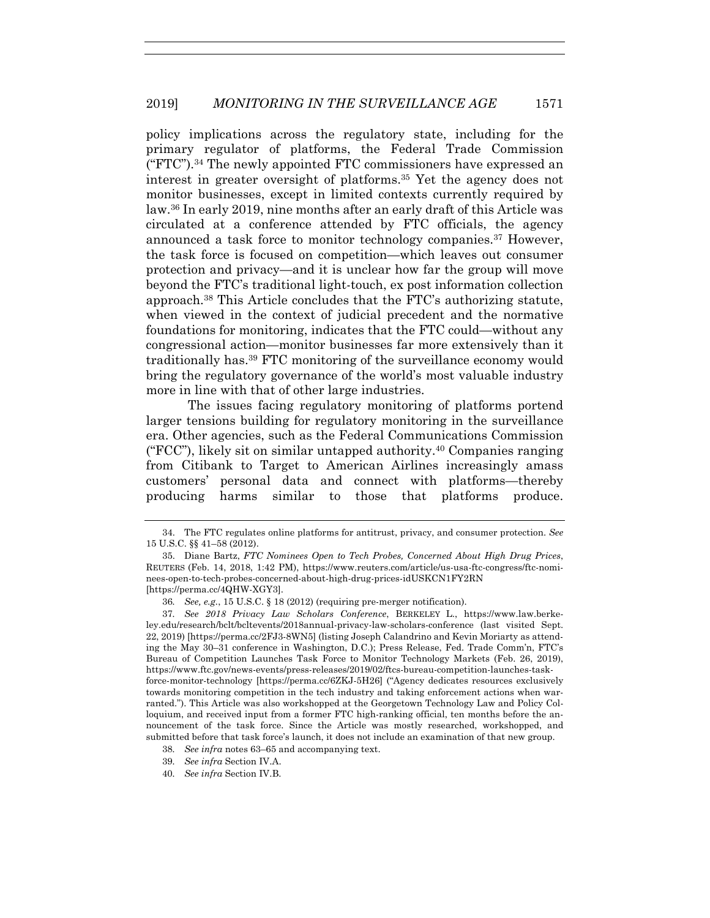policy implications across the regulatory state, including for the primary regulator of platforms, the Federal Trade Commission ("FTC").[34] The newly appointed FTC commissioners have expressed an interest in greater oversight of platforms.[35] Yet the agency does not monitor businesses, except in limited contexts currently required by law.[36] In early 2019, nine months after an early draft of this Article was circulated at a conference attended by FTC officials, the agency announced a task force to monitor technology companies.[37] However, the task force is focused on competition—which leaves out consumer protection and privacy—and it is unclear how far the group will move beyond the FTC's traditional light-touch, ex post information collection approach.[38] This Article concludes that the FTC's authorizing statute, when viewed in the context of judicial precedent and the normative foundations for monitoring, indicates that the FTC could—without any congressional action—monitor businesses far more extensively than it traditionally has.[39] FTC monitoring of the surveillance economy would bring the regulatory governance of the world's most valuable industry more in line with that of other large industries.

The issues facing regulatory monitoring of platforms portend larger tensions building for regulatory monitoring in the surveillance era. Other agencies, such as the Federal Communications Commission ("FCC"), likely sit on similar untapped authority.[40] Companies ranging from Citibank to Target to American Airlines increasingly amass customers' personal data and connect with platforms—thereby producing harms similar to those that platforms produce.

---

34. The FTC regulates online platforms for antitrust, privacy, and consumer protection. *See* 15 U.S.C. §§ 41–58 (2012).

35. Diane Bartz, *FTC Nominees Open to Tech Probes, Concerned About High Drug Prices*, REUTERS (Feb. 14, 2018, 1:42 PM), https://www.reuters.com/article/us-usa-ftc-congress/ftc-nominees-open-to-tech-probes-concerned-about-high-drug-prices-idUSKCN1FY2RN [https://perma.cc/4QHW-XGY3].

36. *See, e.g.*, 15 U.S.C. § 18 (2012) (requiring pre-merger notification).

37. *See 2018 Privacy Law Scholars Conference*, BERKELEY L., https://www.law.berkeley.edu/research/bclt/bcltevents/2018annual-privacy-law-scholars-conference (last visited Sept. 22, 2019) [https://perma.cc/2FJ3-8WN5] (listing Joseph Calandrino and Kevin Moriarty as attending the May 30–31 conference in Washington, D.C.); Press Release, Fed. Trade Comm'n, FTC's Bureau of Competition Launches Task Force to Monitor Technology Markets (Feb. 26, 2019), https://www.ftc.gov/news-events/press-releases/2019/02/ftcs-bureau-competition-launches-task-force-monitor-technology [https://perma.cc/6ZKJ-5H26] ("Agency dedicates resources exclusively towards monitoring competition in the tech industry and taking enforcement actions when warranted."). This Article was also workshopped at the Georgetown Technology Law and Policy Colloquium, and received input from a former FTC high-ranking official, ten months before the announcement of the task force. Since the Article was mostly researched, workshopped, and submitted before that task force's launch, it does not include an examination of that new group.

38. *See infra* notes 63–65 and accompanying text.

39. *See infra* Section IV.A.

40. *See infra* Section IV.B.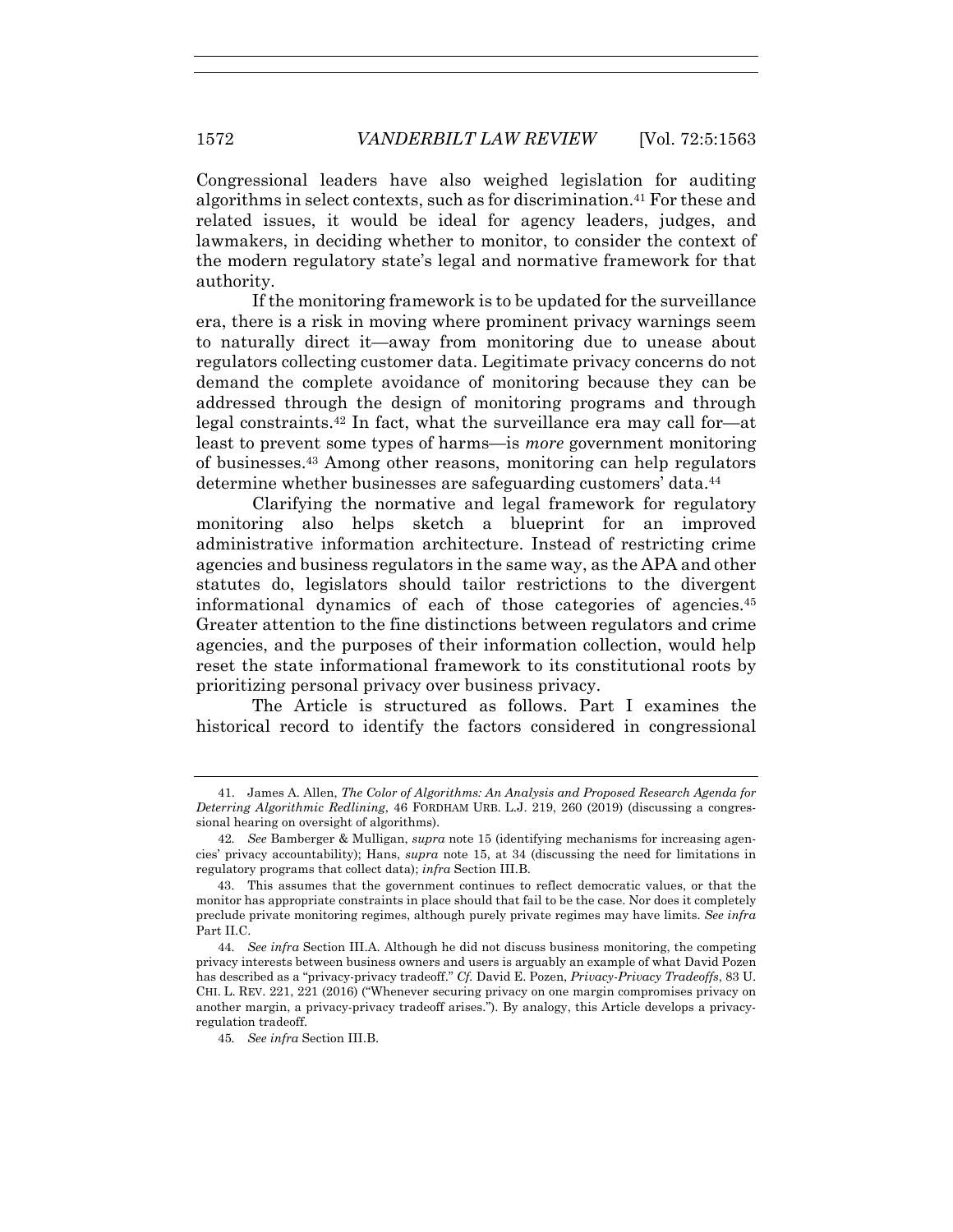Congressional leaders have also weighed legislation for auditing algorithms in select contexts, such as for discrimination.[41] For these and related issues, it would be ideal for agency leaders, judges, and lawmakers, in deciding whether to monitor, to consider the context of the modern regulatory state's legal and normative framework for that authority.

If the monitoring framework is to be updated for the surveillance era, there is a risk in moving where prominent privacy warnings seem to naturally direct it—away from monitoring due to unease about regulators collecting customer data. Legitimate privacy concerns do not demand the complete avoidance of monitoring because they can be addressed through the design of monitoring programs and through legal constraints.[42] In fact, what the surveillance era may call for—at least to prevent some types of harms—is *more* government monitoring of businesses.[43] Among other reasons, monitoring can help regulators determine whether businesses are safeguarding customers' data.[44]

Clarifying the normative and legal framework for regulatory monitoring also helps sketch a blueprint for an improved administrative information architecture. Instead of restricting crime agencies and business regulators in the same way, as the APA and other statutes do, legislators should tailor restrictions to the divergent informational dynamics of each of those categories of agencies.[45] Greater attention to the fine distinctions between regulators and crime agencies, and the purposes of their information collection, would help reset the state informational framework to its constitutional roots by prioritizing personal privacy over business privacy.

The Article is structured as follows. Part I examines the historical record to identify the factors considered in congressional

---

41. James A. Allen, *The Color of Algorithms: An Analysis and Proposed Research Agenda for Deterring Algorithmic Redlining*, 46 FORDHAM URB. L.J. 219, 260 (2019) (discussing a congressional hearing on oversight of algorithms).

42. *See* Bamberger & Mulligan, *supra* note 15 (identifying mechanisms for increasing agencies' privacy accountability); Hans, *supra* note 15, at 34 (discussing the need for limitations in regulatory programs that collect data); *infra* Section III.B.

43. This assumes that the government continues to reflect democratic values, or that the monitor has appropriate constraints in place should that fail to be the case. Nor does it completely preclude private monitoring regimes, although purely private regimes may have limits. *See infra* Part II.C.

44. *See infra* Section III.A. Although he did not discuss business monitoring, the competing privacy interests between business owners and users is arguably an example of what David Pozen has described as a "privacy-privacy tradeoff." *Cf.* David E. Pozen, *Privacy-Privacy Tradeoffs*, 83 U. CHI. L. REV. 221, 221 (2016) ("Whenever securing privacy on one margin compromises privacy on another margin, a privacy-privacy tradeoff arises."). By analogy, this Article develops a privacy-regulation tradeoff.

45. *See infra* Section III.B.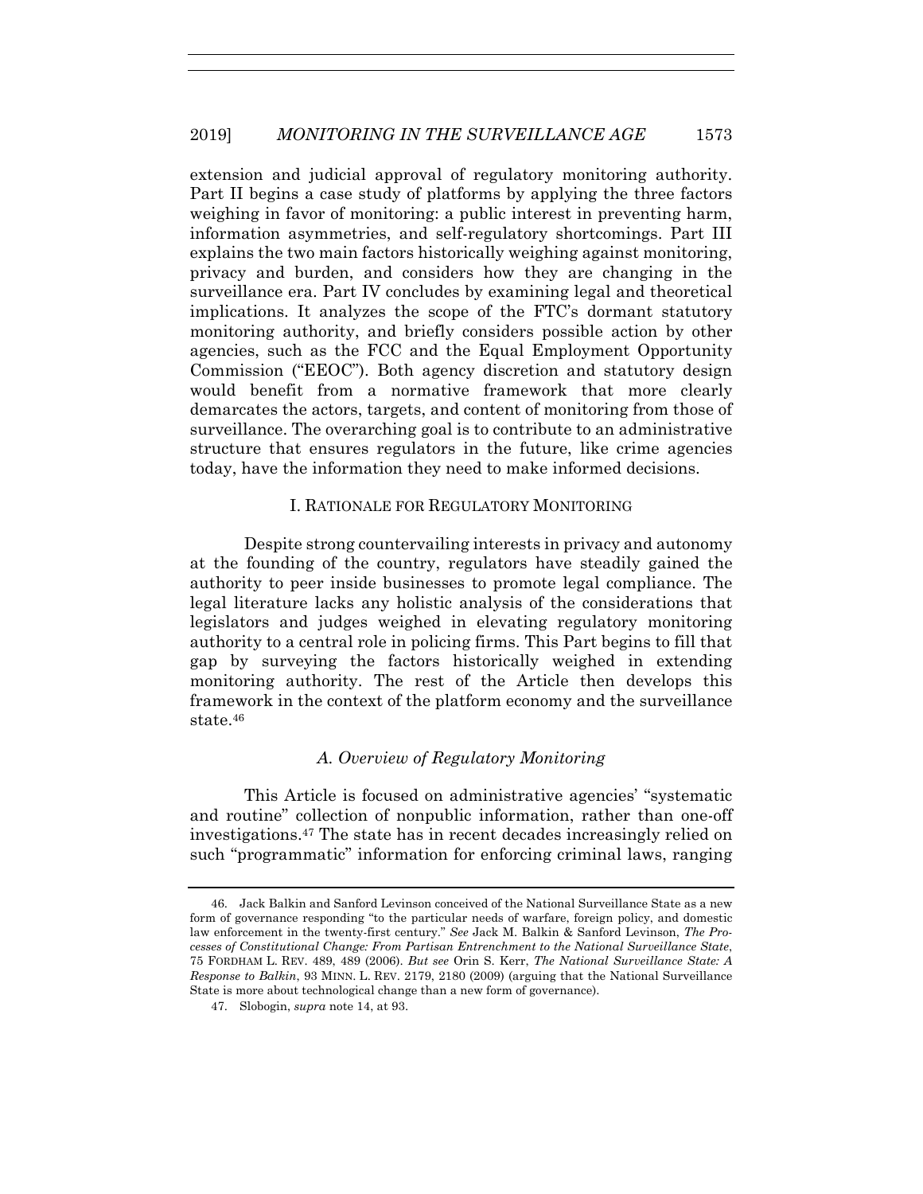extension and judicial approval of regulatory monitoring authority. Part II begins a case study of platforms by applying the three factors weighing in favor of monitoring: a public interest in preventing harm, information asymmetries, and self-regulatory shortcomings. Part III explains the two main factors historically weighing against monitoring, privacy and burden, and considers how they are changing in the surveillance era. Part IV concludes by examining legal and theoretical implications. It analyzes the scope of the FTC's dormant statutory monitoring authority, and briefly considers possible action by other agencies, such as the FCC and the Equal Employment Opportunity Commission ("EEOC"). Both agency discretion and statutory design would benefit from a normative framework that more clearly demarcates the actors, targets, and content of monitoring from those of surveillance. The overarching goal is to contribute to an administrative structure that ensures regulators in the future, like crime agencies today, have the information they need to make informed decisions.

## I. RATIONALE FOR REGULATORY MONITORING

Despite strong countervailing interests in privacy and autonomy at the founding of the country, regulators have steadily gained the authority to peer inside businesses to promote legal compliance. The legal literature lacks any holistic analysis of the considerations that legislators and judges weighed in elevating regulatory monitoring authority to a central role in policing firms. This Part begins to fill that gap by surveying the factors historically weighed in extending monitoring authority. The rest of the Article then develops this framework in the context of the platform economy and the surveillance state.[46]

### *A. Overview of Regulatory Monitoring*

This Article is focused on administrative agencies' "systematic and routine" collection of nonpublic information, rather than one-off investigations.[47] The state has in recent decades increasingly relied on such "programmatic" information for enforcing criminal laws, ranging

---

46. Jack Balkin and Sanford Levinson conceived of the National Surveillance State as a new form of governance responding "to the particular needs of warfare, foreign policy, and domestic law enforcement in the twenty-first century." *See* Jack M. Balkin & Sanford Levinson, *The Processes of Constitutional Change: From Partisan Entrenchment to the National Surveillance State*, 75 FORDHAM L. REV. 489, 489 (2006). *But see* Orin S. Kerr, *The National Surveillance State: A Response to Balkin*, 93 MINN. L. REV. 2179, 2180 (2009) (arguing that the National Surveillance State is more about technological change than a new form of governance).

47. Slobogin, *supra* note 14, at 93.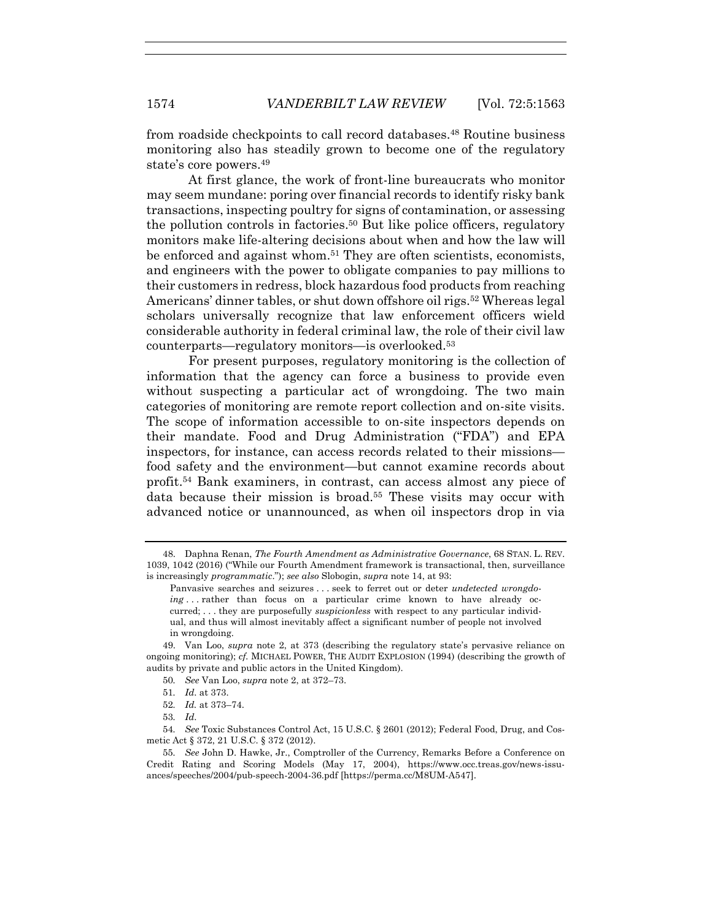from roadside checkpoints to call record databases.[48] Routine business monitoring also has steadily grown to become one of the regulatory state's core powers.[49]

At first glance, the work of front-line bureaucrats who monitor may seem mundane: poring over financial records to identify risky bank transactions, inspecting poultry for signs of contamination, or assessing the pollution controls in factories.[50] But like police officers, regulatory monitors make life-altering decisions about when and how the law will be enforced and against whom.[51] They are often scientists, economists, and engineers with the power to obligate companies to pay millions to their customers in redress, block hazardous food products from reaching Americans' dinner tables, or shut down offshore oil rigs.[52] Whereas legal scholars universally recognize that law enforcement officers wield considerable authority in federal criminal law, the role of their civil law counterparts—regulatory monitors—is overlooked.[53]

For present purposes, regulatory monitoring is the collection of information that the agency can force a business to provide even without suspecting a particular act of wrongdoing. The two main categories of monitoring are remote report collection and on-site visits. The scope of information accessible to on-site inspectors depends on their mandate. Food and Drug Administration ("FDA") and EPA inspectors, for instance, can access records related to their missions—food safety and the environment—but cannot examine records about profit.[54] Bank examiners, in contrast, can access almost any piece of data because their mission is broad.[55] These visits may occur with advanced notice or unannounced, as when oil inspectors drop in via

---

48. Daphna Renan, *The Fourth Amendment as Administrative Governance*, 68 STAN. L. REV. 1039, 1042 (2016) ("While our Fourth Amendment framework is transactional, then, surveillance is increasingly *programmatic*."); *see also* Slobogin, *supra* note 14, at 93:

> Panvasive searches and seizures . . . seek to ferret out or deter *undetected wrongdoing* . . . rather than focus on a particular crime known to have already occurred; . . . they are purposefully *suspicionless* with respect to any particular individual, and thus will almost inevitably affect a significant number of people not involved in wrongdoing.

49. Van Loo, *supra* note 2, at 373 (describing the regulatory state's pervasive reliance on ongoing monitoring); *cf.* MICHAEL POWER, THE AUDIT EXPLOSION (1994) (describing the growth of audits by private and public actors in the United Kingdom).

50. *See* Van Loo, *supra* note 2, at 372–73.

51. *Id.* at 373.

52. *Id.* at 373–74.

53. *Id.*

54. *See* Toxic Substances Control Act, 15 U.S.C. § 2601 (2012); Federal Food, Drug, and Cosmetic Act § 372, 21 U.S.C. § 372 (2012).

55. *See* John D. Hawke, Jr., Comptroller of the Currency, Remarks Before a Conference on Credit Rating and Scoring Models (May 17, 2004), https://www.occ.treas.gov/news-issuances/speeches/2004/pub-speech-2004-36.pdf [https://perma.cc/M8UM-A547].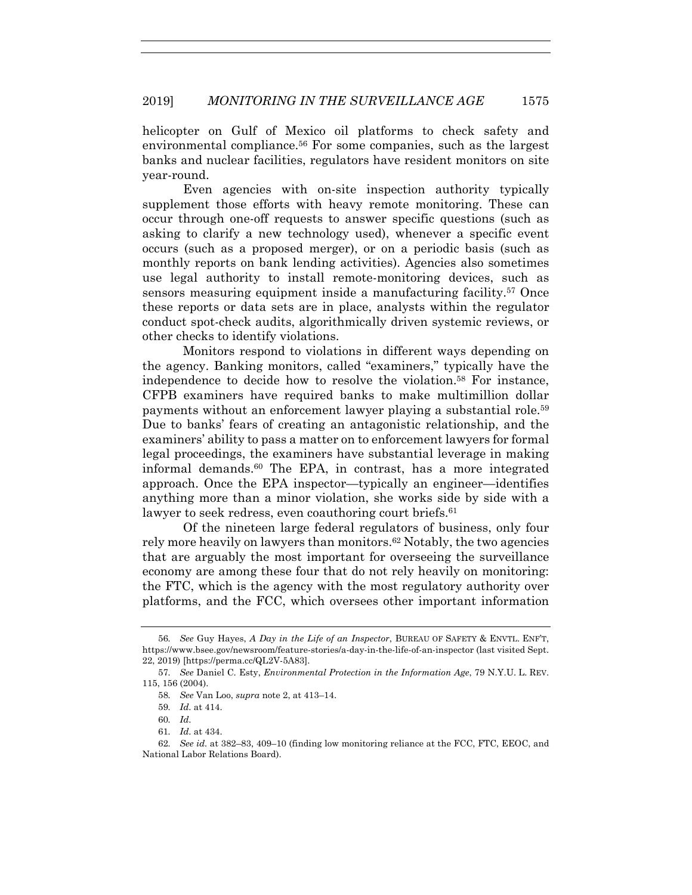helicopter on Gulf of Mexico oil platforms to check safety and environmental compliance.[56] For some companies, such as the largest banks and nuclear facilities, regulators have resident monitors on site year-round.

Even agencies with on-site inspection authority typically supplement those efforts with heavy remote monitoring. These can occur through one-off requests to answer specific questions (such as asking to clarify a new technology used), whenever a specific event occurs (such as a proposed merger), or on a periodic basis (such as monthly reports on bank lending activities). Agencies also sometimes use legal authority to install remote-monitoring devices, such as sensors measuring equipment inside a manufacturing facility.[57] Once these reports or data sets are in place, analysts within the regulator conduct spot-check audits, algorithmically driven systemic reviews, or other checks to identify violations.

Monitors respond to violations in different ways depending on the agency. Banking monitors, called "examiners," typically have the independence to decide how to resolve the violation.[58] For instance, CFPB examiners have required banks to make multimillion dollar payments without an enforcement lawyer playing a substantial role.[59] Due to banks' fears of creating an antagonistic relationship, and the examiners' ability to pass a matter on to enforcement lawyers for formal legal proceedings, the examiners have substantial leverage in making informal demands.[60] The EPA, in contrast, has a more integrated approach. Once the EPA inspector—typically an engineer—identifies anything more than a minor violation, she works side by side with a lawyer to seek redress, even coauthoring court briefs.[61]

Of the nineteen large federal regulators of business, only four rely more heavily on lawyers than monitors.[62] Notably, the two agencies that are arguably the most important for overseeing the surveillance economy are among these four that do not rely heavily on monitoring: the FTC, which is the agency with the most regulatory authority over platforms, and the FCC, which oversees other important information

---

56. *See* Guy Hayes, *A Day in the Life of an Inspector*, BUREAU OF SAFETY & ENVTL. ENF'T, https://www.bsee.gov/newsroom/feature-stories/a-day-in-the-life-of-an-inspector (last visited Sept. 22, 2019) [https://perma.cc/QL2V-5A83].

57. *See* Daniel C. Esty, *Environmental Protection in the Information Age*, 79 N.Y.U. L. REV. 115, 156 (2004).

58. *See* Van Loo, *supra* note 2, at 413–14.

59. *Id.* at 414.

60. *Id.*

61. *Id.* at 434.

62. *See id.* at 382–83, 409–10 (finding low monitoring reliance at the FCC, FTC, EEOC, and National Labor Relations Board).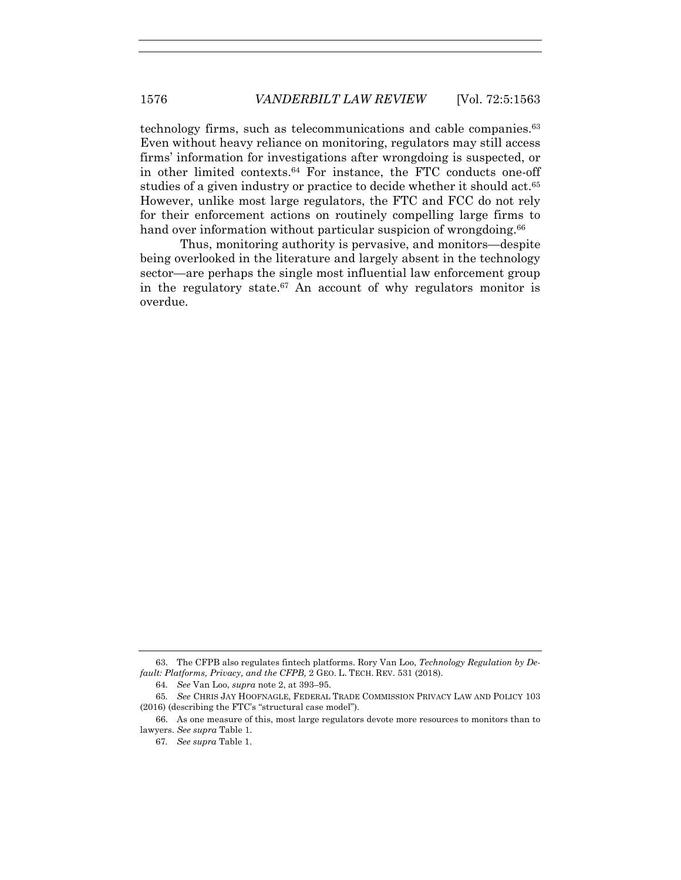technology firms, such as telecommunications and cable companies.[63] Even without heavy reliance on monitoring, regulators may still access firms' information for investigations after wrongdoing is suspected, or in other limited contexts.[64] For instance, the FTC conducts one-off studies of a given industry or practice to decide whether it should act.[65] However, unlike most large regulators, the FTC and FCC do not rely for their enforcement actions on routinely compelling large firms to hand over information without particular suspicion of wrongdoing.[66]

Thus, monitoring authority is pervasive, and monitors—despite being overlooked in the literature and largely absent in the technology sector—are perhaps the single most influential law enforcement group in the regulatory state.[67] An account of why regulators monitor is overdue.

---

63. The CFPB also regulates fintech platforms. Rory Van Loo, *Technology Regulation by Default: Platforms, Privacy, and the CFPB,* 2 GEO. L. TECH. REV. 531 (2018).

64. *See* Van Loo, *supra* note 2, at 393–95.

65. *See* CHRIS JAY HOOFNAGLE, FEDERAL TRADE COMMISSION PRIVACY LAW AND POLICY 103 (2016) (describing the FTC's "structural case model").

66. As one measure of this, most large regulators devote more resources to monitors than to lawyers. *See supra* Table 1.

67. *See supra* Table 1.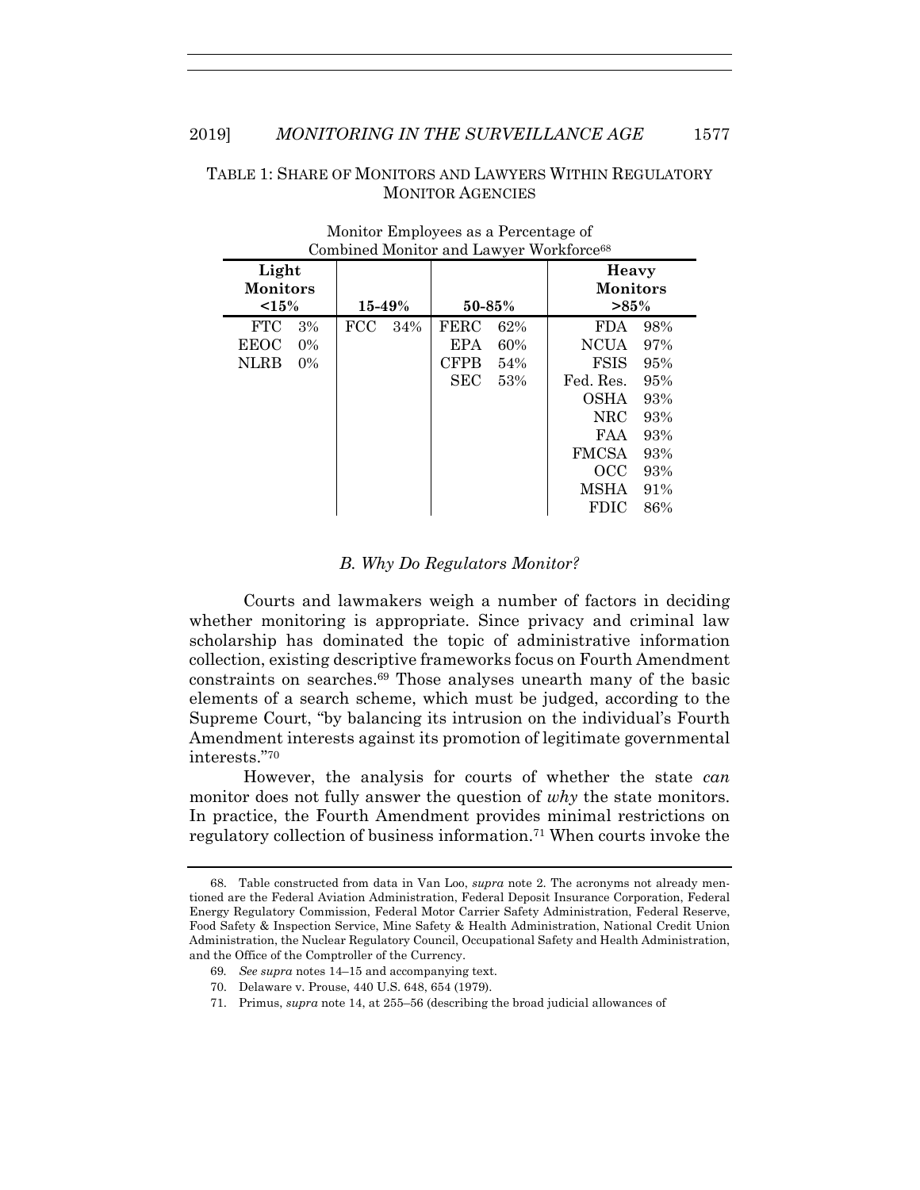TABLE 1: SHARE OF MONITORS AND LAWYERS WITHIN REGULATORY MONITOR AGENCIES

Monitor Employees as a Percentage of Combined Monitor and Lawyer Workforce[68]

| Light Monitors <15% | | 15-49% | | 50-85% | | Heavy Monitors >85% | |
|---|---|---|---|---|---|---|---|
| FTC | 3% | FCC | 34% | FERC | 62% | FDA | 98% |
| EEOC | 0% | | | EPA | 60% | NCUA | 97% |
| NLRB | 0% | | | CFPB | 54% | FSIS | 95% |
| | | | | SEC | 53% | Fed. Res. | 95% |
| | | | | | | OSHA | 93% |
| | | | | | | NRC | 93% |
| | | | | | | FAA | 93% |
| | | | | | | FMCSA | 93% |
| | | | | | | OCC | 93% |
| | | | | | | MSHA | 91% |
| | | | | | | FDIC | 86% |

### *B. Why Do Regulators Monitor?*

Courts and lawmakers weigh a number of factors in deciding whether monitoring is appropriate. Since privacy and criminal law scholarship has dominated the topic of administrative information collection, existing descriptive frameworks focus on Fourth Amendment constraints on searches.[69] Those analyses unearth many of the basic elements of a search scheme, which must be judged, according to the Supreme Court, "by balancing its intrusion on the individual's Fourth Amendment interests against its promotion of legitimate governmental interests."[70]

However, the analysis for courts of whether the state *can* monitor does not fully answer the question of *why* the state monitors. In practice, the Fourth Amendment provides minimal restrictions on regulatory collection of business information.[71] When courts invoke the

---

68. Table constructed from data in Van Loo, *supra* note 2. The acronyms not already mentioned are the Federal Aviation Administration, Federal Deposit Insurance Corporation, Federal Energy Regulatory Commission, Federal Motor Carrier Safety Administration, Federal Reserve, Food Safety & Inspection Service, Mine Safety & Health Administration, National Credit Union Administration, the Nuclear Regulatory Council, Occupational Safety and Health Administration, and the Office of the Comptroller of the Currency.

69. *See supra* notes 14–15 and accompanying text.

70. Delaware v. Prouse, 440 U.S. 648, 654 (1979).

71. Primus, *supra* note 14, at 255–56 (describing the broad judicial allowances of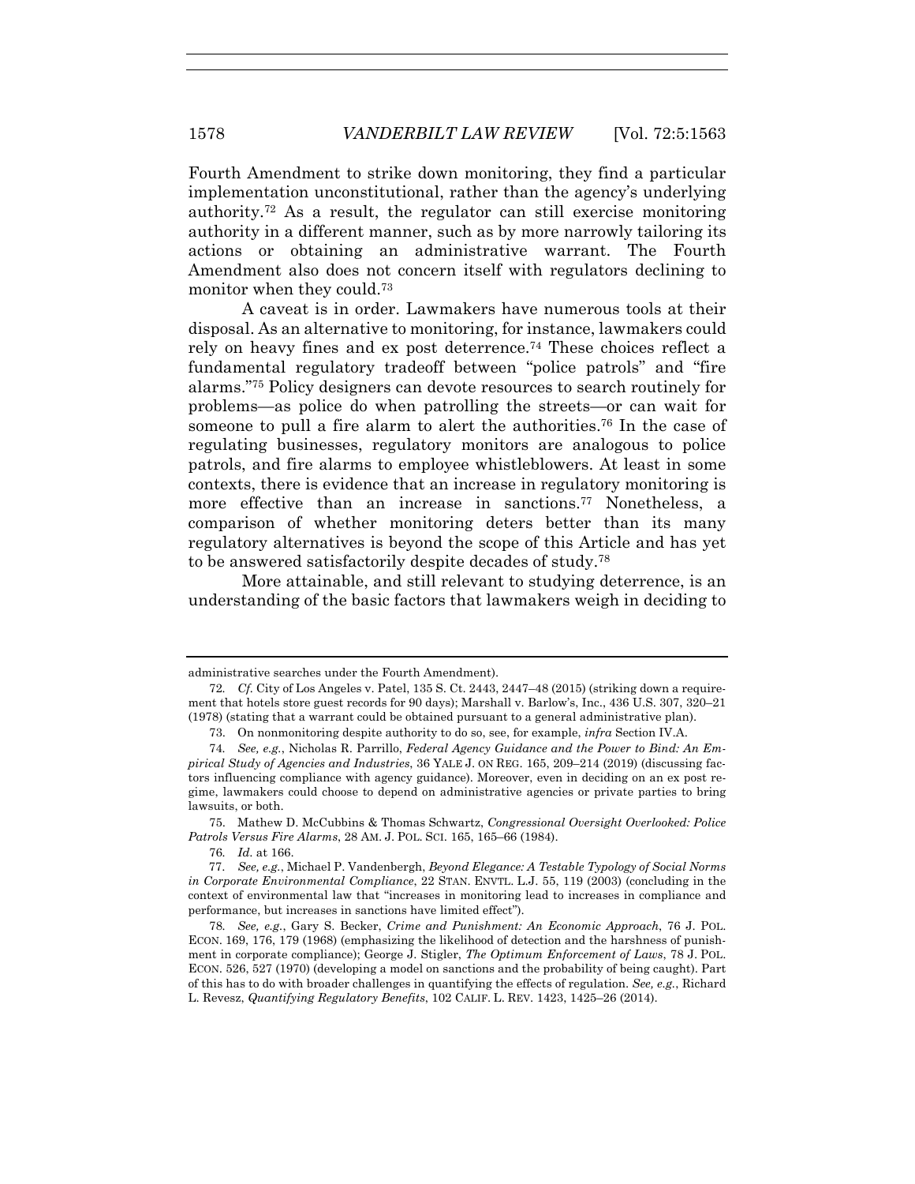Fourth Amendment to strike down monitoring, they find a particular implementation unconstitutional, rather than the agency's underlying authority.[72] As a result, the regulator can still exercise monitoring authority in a different manner, such as by more narrowly tailoring its actions or obtaining an administrative warrant. The Fourth Amendment also does not concern itself with regulators declining to monitor when they could.[73]

A caveat is in order. Lawmakers have numerous tools at their disposal. As an alternative to monitoring, for instance, lawmakers could rely on heavy fines and ex post deterrence.[74] These choices reflect a fundamental regulatory tradeoff between "police patrols" and "fire alarms."[75] Policy designers can devote resources to search routinely for problems—as police do when patrolling the streets—or can wait for someone to pull a fire alarm to alert the authorities.[76] In the case of regulating businesses, regulatory monitors are analogous to police patrols, and fire alarms to employee whistleblowers. At least in some contexts, there is evidence that an increase in regulatory monitoring is more effective than an increase in sanctions.[77] Nonetheless, a comparison of whether monitoring deters better than its many regulatory alternatives is beyond the scope of this Article and has yet to be answered satisfactorily despite decades of study.[78]

More attainable, and still relevant to studying deterrence, is an understanding of the basic factors that lawmakers weigh in deciding to

---

administrative searches under the Fourth Amendment).

72. *Cf.* City of Los Angeles v. Patel, 135 S. Ct. 2443, 2447–48 (2015) (striking down a requirement that hotels store guest records for 90 days); Marshall v. Barlow's, Inc., 436 U.S. 307, 320–21 (1978) (stating that a warrant could be obtained pursuant to a general administrative plan).

73. On nonmonitoring despite authority to do so, see, for example, *infra* Section IV.A.

74. *See, e.g.*, Nicholas R. Parrillo, *Federal Agency Guidance and the Power to Bind: An Empirical Study of Agencies and Industries*, 36 YALE J. ON REG. 165, 209–214 (2019) (discussing factors influencing compliance with agency guidance). Moreover, even in deciding on an ex post regime, lawmakers could choose to depend on administrative agencies or private parties to bring lawsuits, or both.

75. Mathew D. McCubbins & Thomas Schwartz, *Congressional Oversight Overlooked: Police Patrols Versus Fire Alarms*, 28 AM. J. POL. SCI. 165, 165–66 (1984).

76. *Id.* at 166.

77. *See, e.g.*, Michael P. Vandenbergh, *Beyond Elegance: A Testable Typology of Social Norms in Corporate Environmental Compliance*, 22 STAN. ENVTL. L.J. 55, 119 (2003) (concluding in the context of environmental law that "increases in monitoring lead to increases in compliance and performance, but increases in sanctions have limited effect").

78. *See, e.g.*, Gary S. Becker, *Crime and Punishment: An Economic Approach*, 76 J. POL. ECON. 169, 176, 179 (1968) (emphasizing the likelihood of detection and the harshness of punishment in corporate compliance); George J. Stigler, *The Optimum Enforcement of Laws*, 78 J. POL. ECON. 526, 527 (1970) (developing a model on sanctions and the probability of being caught). Part of this has to do with broader challenges in quantifying the effects of regulation. *See, e.g.*, Richard L. Revesz, *Quantifying Regulatory Benefits*, 102 CALIF. L. REV. 1423, 1425–26 (2014).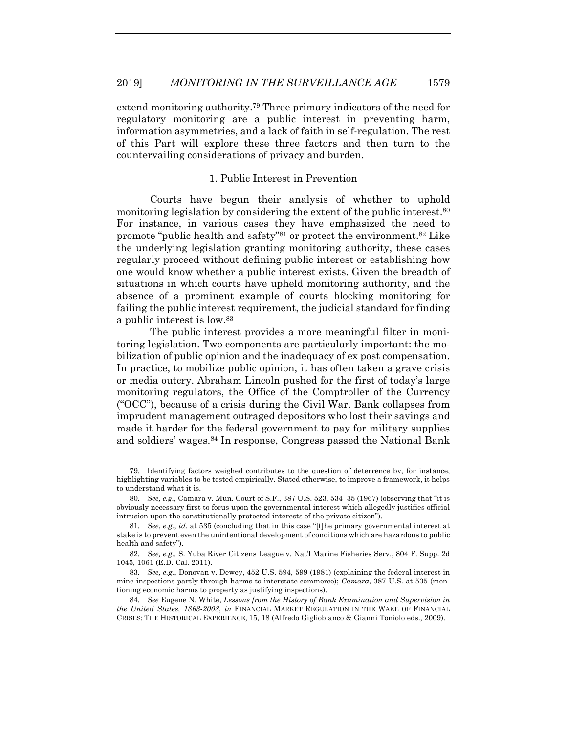extend monitoring authority.[79] Three primary indicators of the need for regulatory monitoring are a public interest in preventing harm, information asymmetries, and a lack of faith in self-regulation. The rest of this Part will explore these three factors and then turn to the countervailing considerations of privacy and burden.

### 1. Public Interest in Prevention

Courts have begun their analysis of whether to uphold monitoring legislation by considering the extent of the public interest.[80] For instance, in various cases they have emphasized the need to promote "public health and safety"[81] or protect the environment.[82] Like the underlying legislation granting monitoring authority, these cases regularly proceed without defining public interest or establishing how one would know whether a public interest exists. Given the breadth of situations in which courts have upheld monitoring authority, and the absence of a prominent example of courts blocking monitoring for failing the public interest requirement, the judicial standard for finding a public interest is low.[83]

The public interest provides a more meaningful filter in monitoring legislation. Two components are particularly important: the mobilization of public opinion and the inadequacy of ex post compensation. In practice, to mobilize public opinion, it has often taken a grave crisis or media outcry. Abraham Lincoln pushed for the first of today's large monitoring regulators, the Office of the Comptroller of the Currency ("OCC"), because of a crisis during the Civil War. Bank collapses from imprudent management outraged depositors who lost their savings and made it harder for the federal government to pay for military supplies and soldiers' wages.[84] In response, Congress passed the National Bank

---

79. Identifying factors weighed contributes to the question of deterrence by, for instance, highlighting variables to be tested empirically. Stated otherwise, to improve a framework, it helps to understand what it is.

80. *See, e.g.*, Camara v. Mun. Court of S.F., 387 U.S. 523, 534–35 (1967) (observing that "it is obviously necessary first to focus upon the governmental interest which allegedly justifies official intrusion upon the constitutionally protected interests of the private citizen").

81. *See*, *e.g.*, *id*. at 535 (concluding that in this case "[t]he primary governmental interest at stake is to prevent even the unintentional development of conditions which are hazardous to public health and safety").

82. *See, e.g.,* S. Yuba River Citizens League v. Nat'l Marine Fisheries Serv., 804 F. Supp. 2d 1045, 1061 (E.D. Cal. 2011).

83. *See, e.g.*, Donovan v. Dewey, 452 U.S. 594, 599 (1981) (explaining the federal interest in mine inspections partly through harms to interstate commerce); *Camara*, 387 U.S. at 535 (mentioning economic harms to property as justifying inspections).

84. *See* Eugene N. White, *Lessons from the History of Bank Examination and Supervision in the United States, 1863-2008*, *in* FINANCIAL MARKET REGULATION IN THE WAKE OF FINANCIAL CRISES: THE HISTORICAL EXPERIENCE, 15, 18 (Alfredo Gigliobianco & Gianni Toniolo eds., 2009).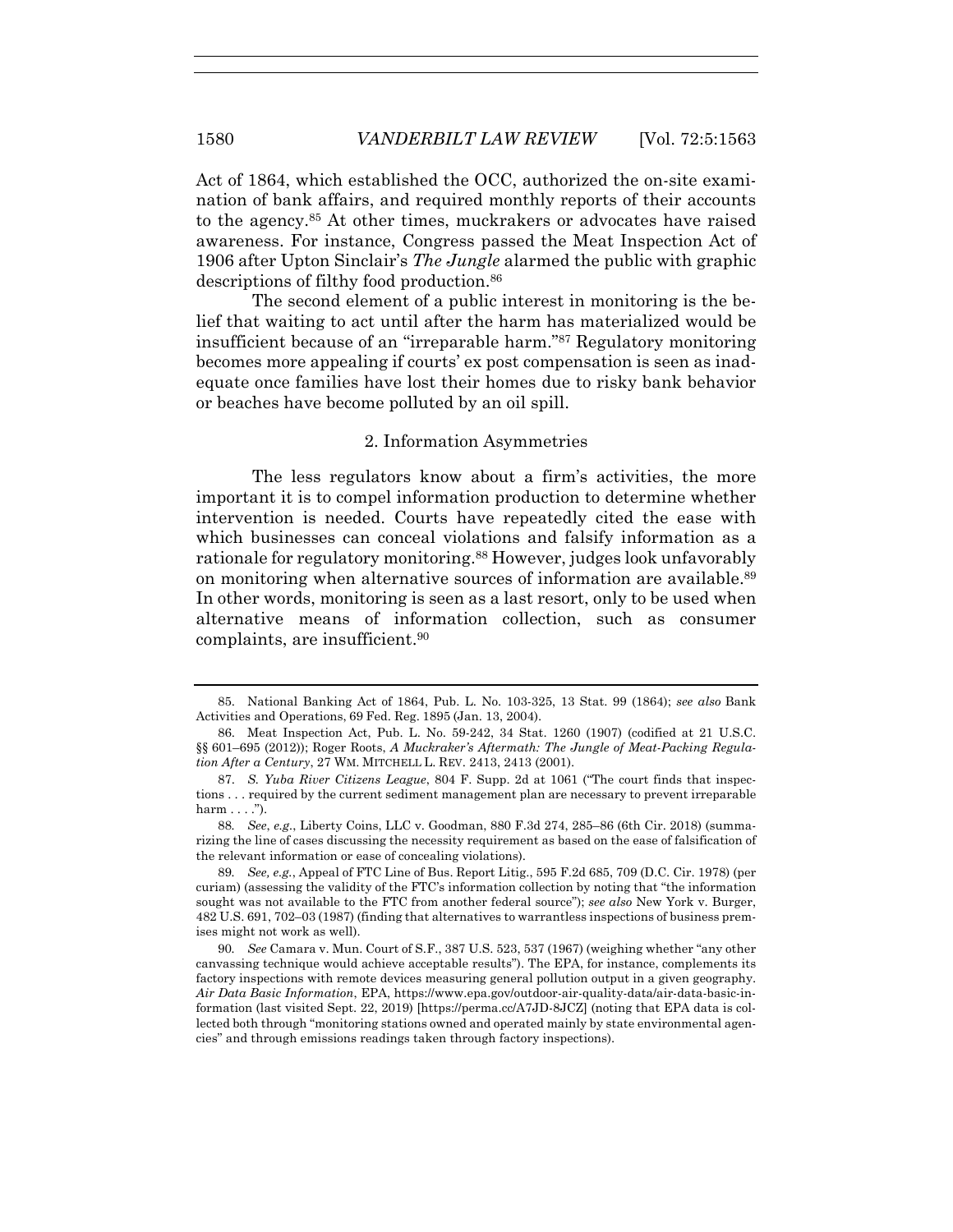Act of 1864, which established the OCC, authorized the on-site examination of bank affairs, and required monthly reports of their accounts to the agency.[85] At other times, muckrakers or advocates have raised awareness. For instance, Congress passed the Meat Inspection Act of 1906 after Upton Sinclair's *The Jungle* alarmed the public with graphic descriptions of filthy food production.[86]

The second element of a public interest in monitoring is the belief that waiting to act until after the harm has materialized would be insufficient because of an "irreparable harm."[87] Regulatory monitoring becomes more appealing if courts' ex post compensation is seen as inadequate once families have lost their homes due to risky bank behavior or beaches have become polluted by an oil spill.

### 2. Information Asymmetries

The less regulators know about a firm's activities, the more important it is to compel information production to determine whether intervention is needed. Courts have repeatedly cited the ease with which businesses can conceal violations and falsify information as a rationale for regulatory monitoring.[88] However, judges look unfavorably on monitoring when alternative sources of information are available.[89] In other words, monitoring is seen as a last resort, only to be used when alternative means of information collection, such as consumer complaints, are insufficient.[90]

---

85. National Banking Act of 1864, Pub. L. No. 103-325, 13 Stat. 99 (1864); *see also* Bank Activities and Operations, 69 Fed. Reg. 1895 (Jan. 13, 2004).

86. Meat Inspection Act, Pub. L. No. 59-242, 34 Stat. 1260 (1907) (codified at 21 U.S.C. §§ 601–695 (2012)); Roger Roots, *A Muckraker's Aftermath: The Jungle of Meat-Packing Regulation After a Century*, 27 WM. MITCHELL L. REV. 2413, 2413 (2001).

87. *S. Yuba River Citizens League*, 804 F. Supp. 2d at 1061 ("The court finds that inspections . . . required by the current sediment management plan are necessary to prevent irreparable harm . . . .").

88. *See, e.g.*, Liberty Coins, LLC v. Goodman, 880 F.3d 274, 285–86 (6th Cir. 2018) (summarizing the line of cases discussing the necessity requirement as based on the ease of falsification of the relevant information or ease of concealing violations).

89. *See, e.g.*, Appeal of FTC Line of Bus. Report Litig., 595 F.2d 685, 709 (D.C. Cir. 1978) (per curiam) (assessing the validity of the FTC's information collection by noting that "the information sought was not available to the FTC from another federal source"); *see also* New York v. Burger, 482 U.S. 691, 702–03 (1987) (finding that alternatives to warrantless inspections of business premises might not work as well).

90. *See* Camara v. Mun. Court of S.F., 387 U.S. 523, 537 (1967) (weighing whether "any other canvassing technique would achieve acceptable results"). The EPA, for instance, complements its factory inspections with remote devices measuring general pollution output in a given geography. *Air Data Basic Information*, EPA, https://www.epa.gov/outdoor-air-quality-data/air-data-basic-information (last visited Sept. 22, 2019) [https://perma.cc/A7JD-8JCZ] (noting that EPA data is collected both through "monitoring stations owned and operated mainly by state environmental agencies" and through emissions readings taken through factory inspections).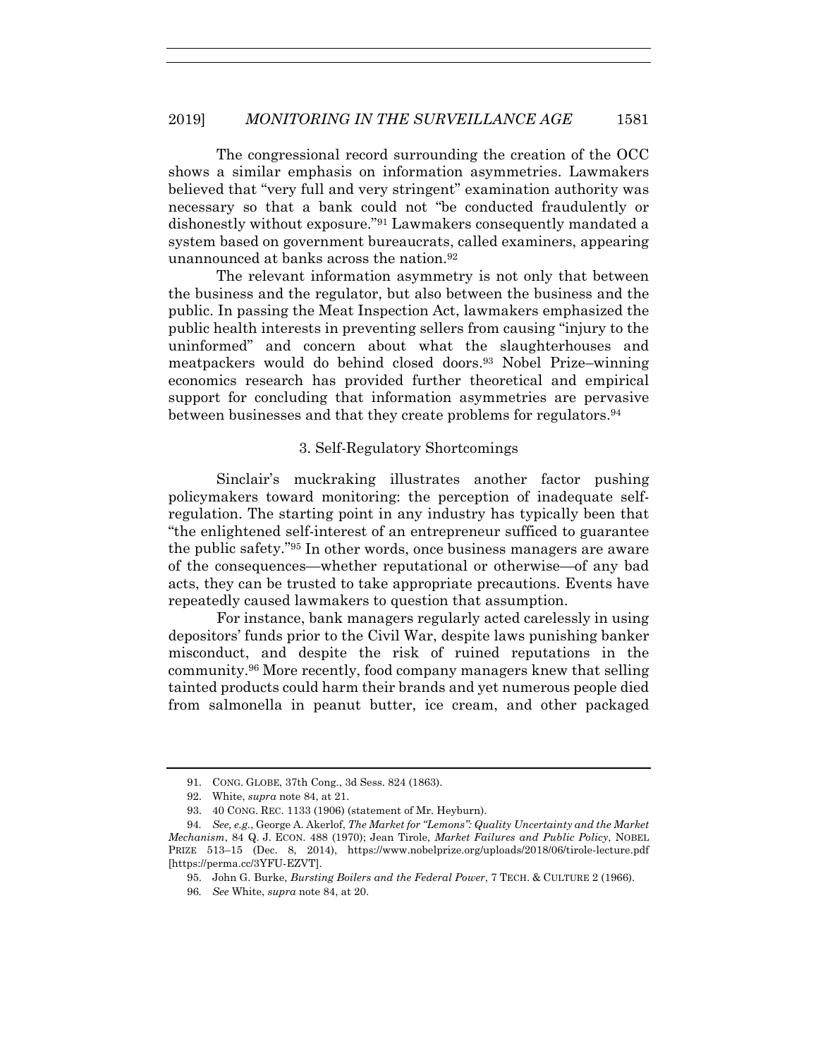The congressional record surrounding the creation of the OCC shows a similar emphasis on information asymmetries. Lawmakers believed that "very full and very stringent" examination authority was necessary so that a bank could not "be conducted fraudulently or dishonestly without exposure."[91] Lawmakers consequently mandated a system based on government bureaucrats, called examiners, appearing unannounced at banks across the nation.[92]

The relevant information asymmetry is not only that between the business and the regulator, but also between the business and the public. In passing the Meat Inspection Act, lawmakers emphasized the public health interests in preventing sellers from causing "injury to the uninformed" and concern about what the slaughterhouses and meatpackers would do behind closed doors.[93] Nobel Prize–winning economics research has provided further theoretical and empirical support for concluding that information asymmetries are pervasive between businesses and that they create problems for regulators.[94]

### 3. Self-Regulatory Shortcomings

Sinclair's muckraking illustrates another factor pushing policymakers toward monitoring: the perception of inadequate self-regulation. The starting point in any industry has typically been that "the enlightened self-interest of an entrepreneur sufficed to guarantee the public safety."[95] In other words, once business managers are aware of the consequences—whether reputational or otherwise—of any bad acts, they can be trusted to take appropriate precautions. Events have repeatedly caused lawmakers to question that assumption.

For instance, bank managers regularly acted carelessly in using depositors' funds prior to the Civil War, despite laws punishing banker misconduct, and despite the risk of ruined reputations in the community.[96] More recently, food company managers knew that selling tainted products could harm their brands and yet numerous people died from salmonella in peanut butter, ice cream, and other packaged

---

91. CONG. GLOBE, 37th Cong., 3d Sess. 824 (1863).

92. White, *supra* note 84, at 21.

93. 40 CONG. REC. 1133 (1906) (statement of Mr. Heyburn).

94. *See, e.g.*, George A. Akerlof, *The Market for "Lemons": Quality Uncertainty and the Market Mechanism*, 84 Q. J. ECON. 488 (1970); Jean Tirole, *Market Failures and Public Policy*, NOBEL PRIZE 513–15 (Dec. 8, 2014), https://www.nobelprize.org/uploads/2018/06/tirole-lecture.pdf [https://perma.cc/3YFU-EZVT].

95. John G. Burke, *Bursting Boilers and the Federal Power*, 7 TECH. & CULTURE 2 (1966).

96. *See* White, *supra* note 84, at 20.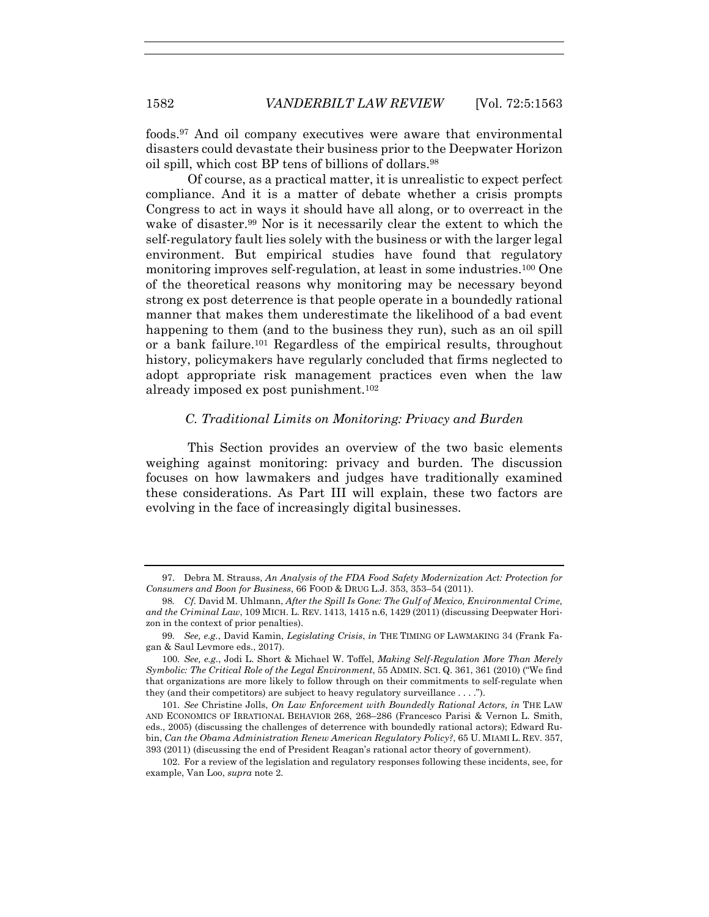foods.[97] And oil company executives were aware that environmental disasters could devastate their business prior to the Deepwater Horizon oil spill, which cost BP tens of billions of dollars.[98]

Of course, as a practical matter, it is unrealistic to expect perfect compliance. And it is a matter of debate whether a crisis prompts Congress to act in ways it should have all along, or to overreact in the wake of disaster.[99] Nor is it necessarily clear the extent to which the self-regulatory fault lies solely with the business or with the larger legal environment. But empirical studies have found that regulatory monitoring improves self-regulation, at least in some industries.[100] One of the theoretical reasons why monitoring may be necessary beyond strong ex post deterrence is that people operate in a boundedly rational manner that makes them underestimate the likelihood of a bad event happening to them (and to the business they run), such as an oil spill or a bank failure.[101] Regardless of the empirical results, throughout history, policymakers have regularly concluded that firms neglected to adopt appropriate risk management practices even when the law already imposed ex post punishment.[102]

### *C. Traditional Limits on Monitoring: Privacy and Burden*

This Section provides an overview of the two basic elements weighing against monitoring: privacy and burden. The discussion focuses on how lawmakers and judges have traditionally examined these considerations. As Part III will explain, these two factors are evolving in the face of increasingly digital businesses.

---

97. Debra M. Strauss, *An Analysis of the FDA Food Safety Modernization Act: Protection for Consumers and Boon for Business*, 66 FOOD & DRUG L.J. 353, 353–54 (2011).

98. *Cf.* David M. Uhlmann, *After the Spill Is Gone: The Gulf of Mexico, Environmental Crime, and the Criminal Law*, 109 MICH. L. REV. 1413, 1415 n.6, 1429 (2011) (discussing Deepwater Horizon in the context of prior penalties).

99. *See, e.g.*, David Kamin, *Legislating Crisis*, *in* THE TIMING OF LAWMAKING 34 (Frank Fagan & Saul Levmore eds., 2017).

100. *See, e.g.*, Jodi L. Short & Michael W. Toffel, *Making Self-Regulation More Than Merely Symbolic: The Critical Role of the Legal Environment*, 55 ADMIN. SCI. Q. 361, 361 (2010) ("We find that organizations are more likely to follow through on their commitments to self-regulate when they (and their competitors) are subject to heavy regulatory surveillance . . . .").

101. *See* Christine Jolls, *On Law Enforcement with Boundedly Rational Actors, in* THE LAW AND ECONOMICS OF IRRATIONAL BEHAVIOR 268, 268–286 (Francesco Parisi & Vernon L. Smith, eds., 2005) (discussing the challenges of deterrence with boundedly rational actors); Edward Rubin, *Can the Obama Administration Renew American Regulatory Policy?*, 65 U. MIAMI L. REV. 357, 393 (2011) (discussing the end of President Reagan's rational actor theory of government).

102. For a review of the legislation and regulatory responses following these incidents, see, for example, Van Loo, *supra* note 2.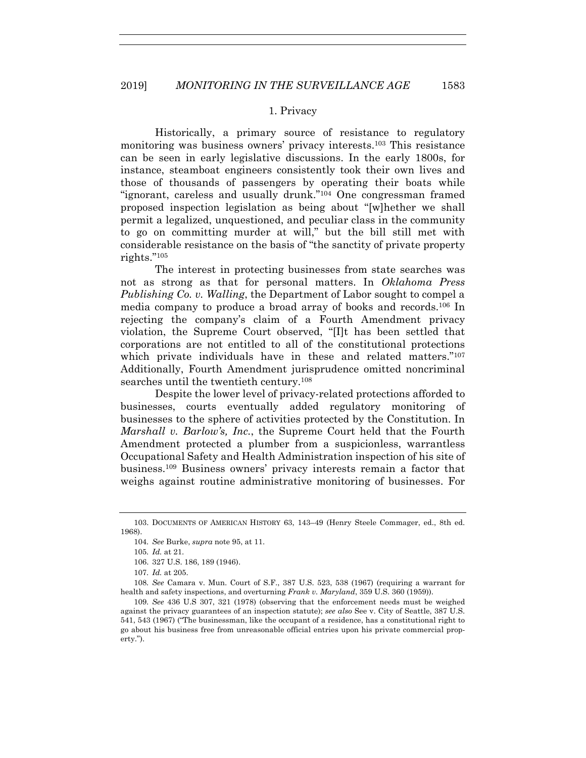### 1. Privacy

Historically, a primary source of resistance to regulatory monitoring was business owners' privacy interests.[103] This resistance can be seen in early legislative discussions. In the early 1800s, for instance, steamboat engineers consistently took their own lives and those of thousands of passengers by operating their boats while "ignorant, careless and usually drunk."[104] One congressman framed proposed inspection legislation as being about "[w]hether we shall permit a legalized, unquestioned, and peculiar class in the community to go on committing murder at will," but the bill still met with considerable resistance on the basis of "the sanctity of private property rights."[105]

The interest in protecting businesses from state searches was not as strong as that for personal matters. In *Oklahoma Press Publishing Co. v. Walling*, the Department of Labor sought to compel a media company to produce a broad array of books and records.[106] In rejecting the company's claim of a Fourth Amendment privacy violation, the Supreme Court observed, "[I]t has been settled that corporations are not entitled to all of the constitutional protections which private individuals have in these and related matters."[107] Additionally, Fourth Amendment jurisprudence omitted noncriminal searches until the twentieth century.[108]

Despite the lower level of privacy-related protections afforded to businesses, courts eventually added regulatory monitoring of businesses to the sphere of activities protected by the Constitution. In *Marshall v. Barlow's, Inc.*, the Supreme Court held that the Fourth Amendment protected a plumber from a suspicionless, warrantless Occupational Safety and Health Administration inspection of his site of business.[109] Business owners' privacy interests remain a factor that weighs against routine administrative monitoring of businesses. For

---

103. DOCUMENTS OF AMERICAN HISTORY 63, 143–49 (Henry Steele Commager, ed., 8th ed. 1968).

104. *See* Burke, *supra* note 95, at 11.

105. *Id.* at 21.

106. 327 U.S. 186, 189 (1946).

107. *Id.* at 205.

108. *See* Camara v. Mun. Court of S.F., 387 U.S. 523, 538 (1967) (requiring a warrant for health and safety inspections, and overturning *Frank v. Maryland*, 359 U.S. 360 (1959)).

109. *See* 436 U.S 307, 321 (1978) (observing that the enforcement needs must be weighed against the privacy guarantees of an inspection statute); *see also* See v. City of Seattle, 387 U.S. 541, 543 (1967) ("The businessman, like the occupant of a residence, has a constitutional right to go about his business free from unreasonable official entries upon his private commercial property.").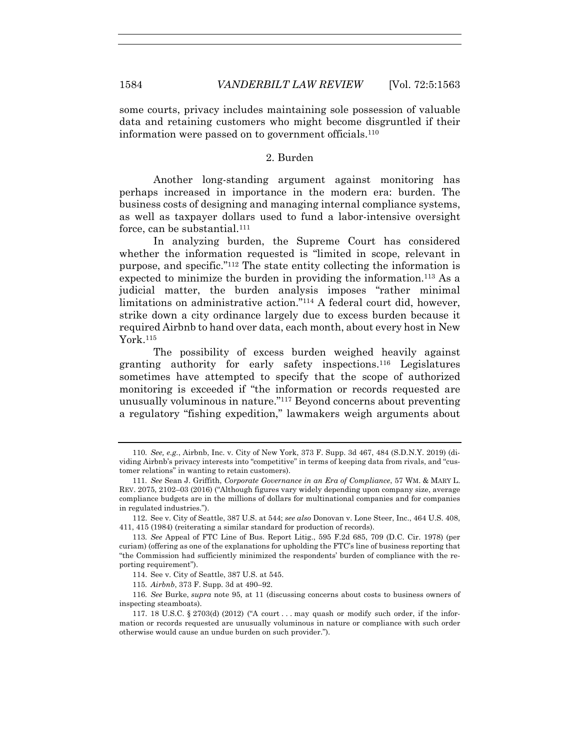some courts, privacy includes maintaining sole possession of valuable data and retaining customers who might become disgruntled if their information were passed on to government officials.[110]

### 2. Burden

Another long-standing argument against monitoring has perhaps increased in importance in the modern era: burden. The business costs of designing and managing internal compliance systems, as well as taxpayer dollars used to fund a labor-intensive oversight force, can be substantial.[111]

In analyzing burden, the Supreme Court has considered whether the information requested is "limited in scope, relevant in purpose, and specific."[112] The state entity collecting the information is expected to minimize the burden in providing the information.[113] As a judicial matter, the burden analysis imposes "rather minimal limitations on administrative action."[114] A federal court did, however, strike down a city ordinance largely due to excess burden because it required Airbnb to hand over data, each month, about every host in New York.[115]

The possibility of excess burden weighed heavily against granting authority for early safety inspections.[116] Legislatures sometimes have attempted to specify that the scope of authorized monitoring is exceeded if "the information or records requested are unusually voluminous in nature."[117] Beyond concerns about preventing a regulatory "fishing expedition," lawmakers weigh arguments about

---

110. *See, e.g.*, Airbnb, Inc. v. City of New York, 373 F. Supp. 3d 467, 484 (S.D.N.Y. 2019) (dividing Airbnb's privacy interests into "competitive" in terms of keeping data from rivals, and "customer relations" in wanting to retain customers).

111. *See* Sean J. Griffith, *Corporate Governance in an Era of Compliance*, 57 WM. & MARY L. REV. 2075, 2102–03 (2016) ("Although figures vary widely depending upon company size, average compliance budgets are in the millions of dollars for multinational companies and for companies in regulated industries.").

112. See v. City of Seattle, 387 U.S. at 544; *see also* Donovan v. Lone Steer, Inc., 464 U.S. 408, 411, 415 (1984) (reiterating a similar standard for production of records).

113. *See* Appeal of FTC Line of Bus. Report Litig., 595 F.2d 685, 709 (D.C. Cir. 1978) (per curiam) (offering as one of the explanations for upholding the FTC's line of business reporting that "the Commission had sufficiently minimized the respondents' burden of compliance with the reporting requirement").

114. See v. City of Seattle, 387 U.S. at 545.

115. *Airbnb*, 373 F. Supp. 3d at 490–92.

116. *See* Burke, *supra* note 95, at 11 (discussing concerns about costs to business owners of inspecting steamboats).

117. 18 U.S.C. § 2703(d) (2012) ("A court . . . may quash or modify such order, if the information or records requested are unusually voluminous in nature or compliance with such order otherwise would cause an undue burden on such provider.").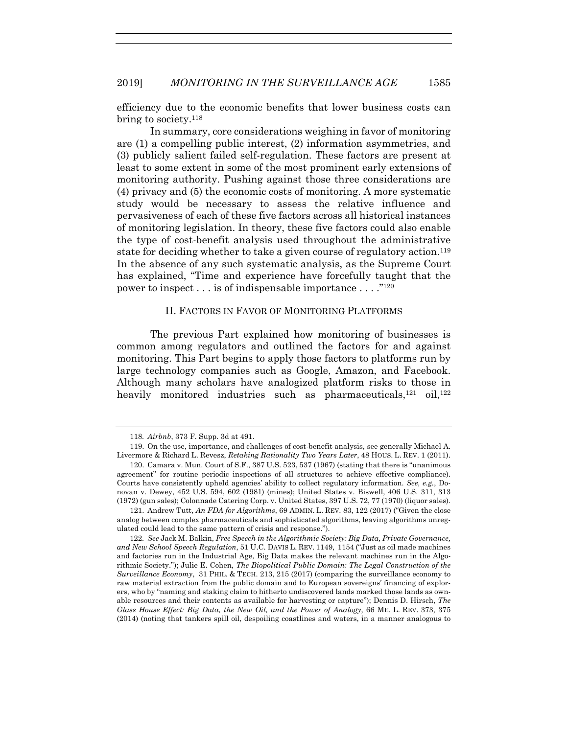efficiency due to the economic benefits that lower business costs can bring to society.[118]

In summary, core considerations weighing in favor of monitoring are (1) a compelling public interest, (2) information asymmetries, and (3) publicly salient failed self-regulation. These factors are present at least to some extent in some of the most prominent early extensions of monitoring authority. Pushing against those three considerations are (4) privacy and (5) the economic costs of monitoring. A more systematic study would be necessary to assess the relative influence and pervasiveness of each of these five factors across all historical instances of monitoring legislation. In theory, these five factors could also enable the type of cost-benefit analysis used throughout the administrative state for deciding whether to take a given course of regulatory action.[119] In the absence of any such systematic analysis, as the Supreme Court has explained, "Time and experience have forcefully taught that the power to inspect . . . is of indispensable importance . . . ."[120]

## II. Factors in Favor of Monitoring Platforms

The previous Part explained how monitoring of businesses is common among regulators and outlined the factors for and against monitoring. This Part begins to apply those factors to platforms run by large technology companies such as Google, Amazon, and Facebook. Although many scholars have analogized platform risks to those in heavily monitored industries such as pharmaceuticals,[121] oil,[122]

---

118. *Airbnb*, 373 F. Supp. 3d at 491.

119. On the use, importance, and challenges of cost-benefit analysis, see generally Michael A. Livermore & Richard L. Revesz, *Retaking Rationality Two Years Later*, 48 HOUS. L. REV. 1 (2011).

120. Camara v. Mun. Court of S.F., 387 U.S. 523, 537 (1967) (stating that there is "unanimous agreement" for routine periodic inspections of all structures to achieve effective compliance). Courts have consistently upheld agencies' ability to collect regulatory information. *See, e.g.*, Donovan v. Dewey, 452 U.S. 594, 602 (1981) (mines); United States v. Biswell, 406 U.S. 311, 313 (1972) (gun sales); Colonnade Catering Corp. v. United States, 397 U.S. 72, 77 (1970) (liquor sales).

121. Andrew Tutt, *An FDA for Algorithms*, 69 ADMIN. L. REV. 83, 122 (2017) ("Given the close analog between complex pharmaceuticals and sophisticated algorithms, leaving algorithms unregulated could lead to the same pattern of crisis and response.").

122. *See* Jack M. Balkin, *Free Speech in the Algorithmic Society: Big Data, Private Governance, and New School Speech Regulation*, 51 U.C. DAVIS L. REV. 1149, 1154 ("Just as oil made machines and factories run in the Industrial Age, Big Data makes the relevant machines run in the Algorithmic Society."); Julie E. Cohen, *The Biopolitical Public Domain: The Legal Construction of the Surveillance Economy*, 31 PHIL. & TECH. 213, 215 (2017) (comparing the surveillance economy to raw material extraction from the public domain and to European sovereigns' financing of explorers, who by "naming and staking claim to hitherto undiscovered lands marked those lands as ownable resources and their contents as available for harvesting or capture"); Dennis D. Hirsch, *The Glass House Effect: Big Data, the New Oil, and the Power of Analogy*, 66 ME. L. REV. 373, 375 (2014) (noting that tankers spill oil, despoiling coastlines and waters, in a manner analogous to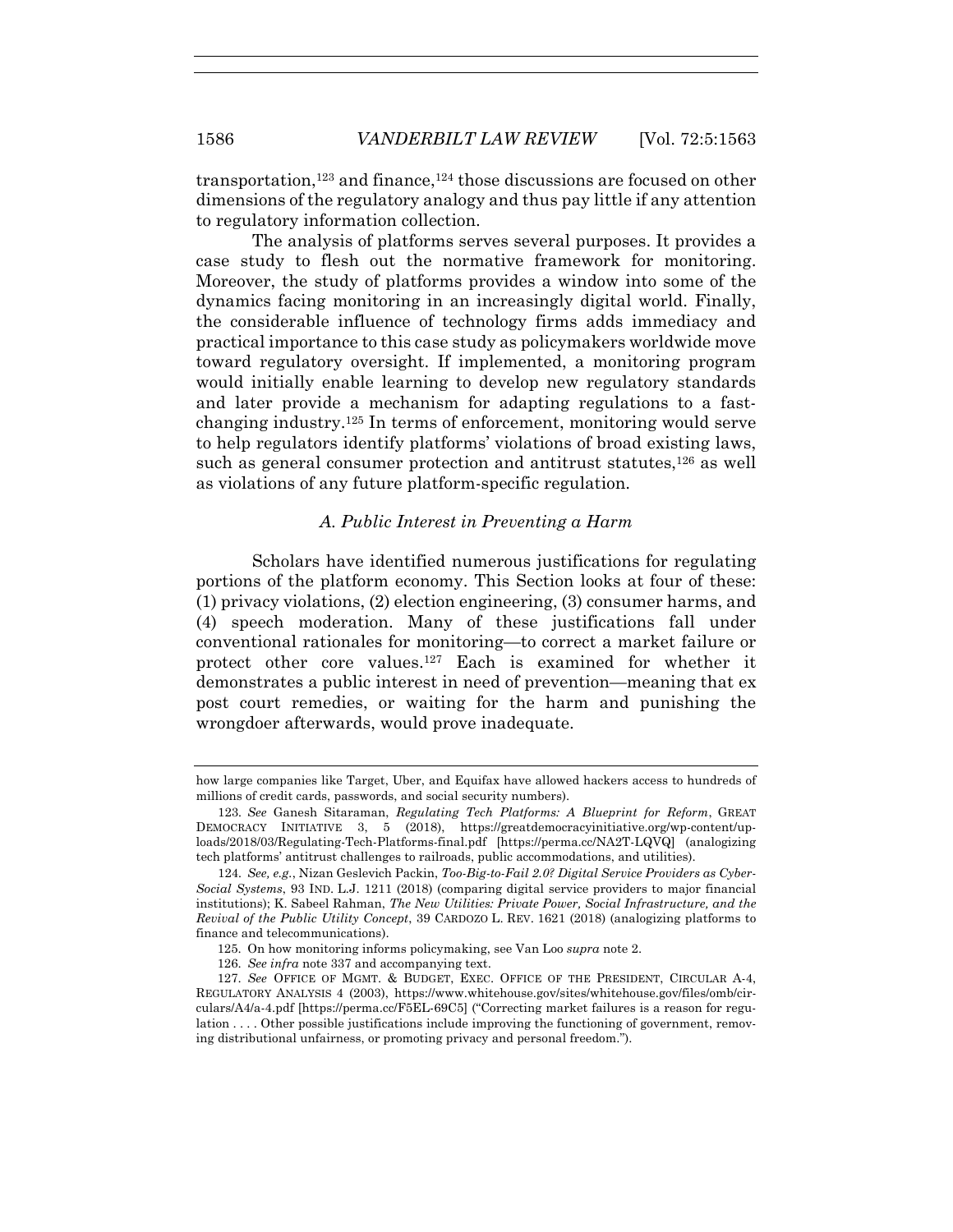transportation,[123] and finance,[124] those discussions are focused on other dimensions of the regulatory analogy and thus pay little if any attention to regulatory information collection.

The analysis of platforms serves several purposes. It provides a case study to flesh out the normative framework for monitoring. Moreover, the study of platforms provides a window into some of the dynamics facing monitoring in an increasingly digital world. Finally, the considerable influence of technology firms adds immediacy and practical importance to this case study as policymakers worldwide move toward regulatory oversight. If implemented, a monitoring program would initially enable learning to develop new regulatory standards and later provide a mechanism for adapting regulations to a fast-changing industry.[125] In terms of enforcement, monitoring would serve to help regulators identify platforms' violations of broad existing laws, such as general consumer protection and antitrust statutes,[126] as well as violations of any future platform-specific regulation.

### *A. Public Interest in Preventing a Harm*

Scholars have identified numerous justifications for regulating portions of the platform economy. This Section looks at four of these: (1) privacy violations, (2) election engineering, (3) consumer harms, and (4) speech moderation. Many of these justifications fall under conventional rationales for monitoring—to correct a market failure or protect other core values.[127] Each is examined for whether it demonstrates a public interest in need of prevention—meaning that ex post court remedies, or waiting for the harm and punishing the wrongdoer afterwards, would prove inadequate.

---

how large companies like Target, Uber, and Equifax have allowed hackers access to hundreds of millions of credit cards, passwords, and social security numbers).

123. *See* Ganesh Sitaraman, *Regulating Tech Platforms: A Blueprint for Reform*, GREAT DEMOCRACY INITIATIVE 3, 5 (2018), https://greatdemocracyinitiative.org/wp-content/uploads/2018/03/Regulating-Tech-Platforms-final.pdf [https://perma.cc/NA2T-LQVQ] (analogizing tech platforms' antitrust challenges to railroads, public accommodations, and utilities).

124. *See, e.g.*, Nizan Geslevich Packin, *Too-Big-to-Fail 2.0? Digital Service Providers as Cyber-Social Systems*, 93 IND. L.J. 1211 (2018) (comparing digital service providers to major financial institutions); K. Sabeel Rahman, *The New Utilities: Private Power, Social Infrastructure, and the Revival of the Public Utility Concept*, 39 CARDOZO L. REV. 1621 (2018) (analogizing platforms to finance and telecommunications).

125. On how monitoring informs policymaking, see Van Loo *supra* note 2.

126. *See infra* note 337 and accompanying text.

127. *See* OFFICE OF MGMT. & BUDGET, EXEC. OFFICE OF THE PRESIDENT, CIRCULAR A-4, REGULATORY ANALYSIS 4 (2003), https://www.whitehouse.gov/sites/whitehouse.gov/files/omb/circulars/A4/a-4.pdf [https://perma.cc/F5EL-69C5] ("Correcting market failures is a reason for regulation . . . . Other possible justifications include improving the functioning of government, removing distributional unfairness, or promoting privacy and personal freedom.").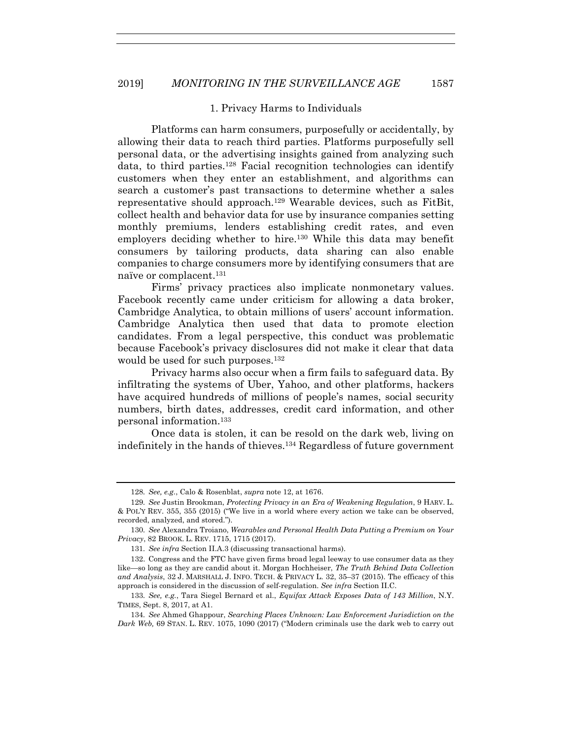### 1. Privacy Harms to Individuals

Platforms can harm consumers, purposefully or accidentally, by allowing their data to reach third parties. Platforms purposefully sell personal data, or the advertising insights gained from analyzing such data, to third parties.[128] Facial recognition technologies can identify customers when they enter an establishment, and algorithms can search a customer's past transactions to determine whether a sales representative should approach.[129] Wearable devices, such as FitBit, collect health and behavior data for use by insurance companies setting monthly premiums, lenders establishing credit rates, and even employers deciding whether to hire.[130] While this data may benefit consumers by tailoring products, data sharing can also enable companies to charge consumers more by identifying consumers that are naïve or complacent.[131]

Firms' privacy practices also implicate nonmonetary values. Facebook recently came under criticism for allowing a data broker, Cambridge Analytica, to obtain millions of users' account information. Cambridge Analytica then used that data to promote election candidates. From a legal perspective, this conduct was problematic because Facebook's privacy disclosures did not make it clear that data would be used for such purposes.[132]

Privacy harms also occur when a firm fails to safeguard data. By infiltrating the systems of Uber, Yahoo, and other platforms, hackers have acquired hundreds of millions of people's names, social security numbers, birth dates, addresses, credit card information, and other personal information.[133]

Once data is stolen, it can be resold on the dark web, living on indefinitely in the hands of thieves.[134] Regardless of future government

---

128. *See, e.g.*, Calo & Rosenblat, *supra* note 12, at 1676.

129. *See* Justin Brookman, *Protecting Privacy in an Era of Weakening Regulation*, 9 HARV. L. & POL'Y REV. 355, 355 (2015) ("We live in a world where every action we take can be observed, recorded, analyzed, and stored.").

130. *See* Alexandra Troiano, *Wearables and Personal Health Data Putting a Premium on Your Privacy*, 82 BROOK. L. REV. 1715, 1715 (2017).

131. *See infra* Section II.A.3 (discussing transactional harms).

132. Congress and the FTC have given firms broad legal leeway to use consumer data as they like—so long as they are candid about it. Morgan Hochheiser, *The Truth Behind Data Collection and Analysis*, 32 J. MARSHALL J. INFO. TECH. & PRIVACY L. 32, 35–37 (2015). The efficacy of this approach is considered in the discussion of self-regulation. *See infra* Section II.C.

133. *See, e.g.*, Tara Siegel Bernard et al., *Equifax Attack Exposes Data of 143 Million*, N.Y. TIMES, Sept. 8, 2017, at A1.

134. *See* Ahmed Ghappour, *Searching Places Unknown: Law Enforcement Jurisdiction on the Dark Web,* 69 STAN. L. REV. 1075, 1090 (2017) ("Modern criminals use the dark web to carry out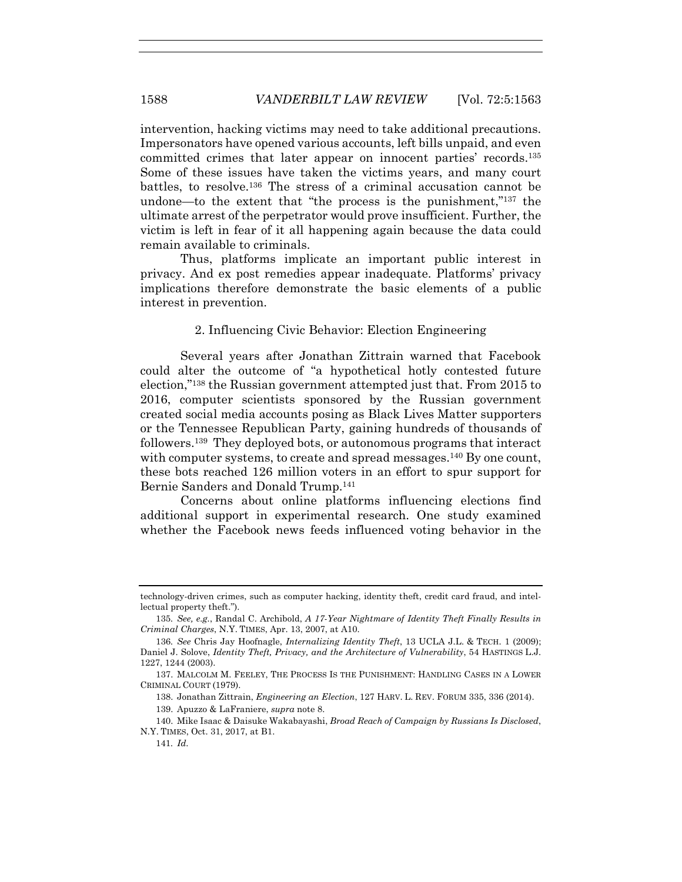intervention, hacking victims may need to take additional precautions. Impersonators have opened various accounts, left bills unpaid, and even committed crimes that later appear on innocent parties' records.[135] Some of these issues have taken the victims years, and many court battles, to resolve.[136] The stress of a criminal accusation cannot be undone—to the extent that "the process is the punishment,"[137] the ultimate arrest of the perpetrator would prove insufficient. Further, the victim is left in fear of it all happening again because the data could remain available to criminals.

Thus, platforms implicate an important public interest in privacy. And ex post remedies appear inadequate. Platforms' privacy implications therefore demonstrate the basic elements of a public interest in prevention.

#### 2. Influencing Civic Behavior: Election Engineering

Several years after Jonathan Zittrain warned that Facebook could alter the outcome of "a hypothetical hotly contested future election,"[138] the Russian government attempted just that. From 2015 to 2016, computer scientists sponsored by the Russian government created social media accounts posing as Black Lives Matter supporters or the Tennessee Republican Party, gaining hundreds of thousands of followers.[139] They deployed bots, or autonomous programs that interact with computer systems, to create and spread messages.[140] By one count, these bots reached 126 million voters in an effort to spur support for Bernie Sanders and Donald Trump.[141]

Concerns about online platforms influencing elections find additional support in experimental research. One study examined whether the Facebook news feeds influenced voting behavior in the

---

technology-driven crimes, such as computer hacking, identity theft, credit card fraud, and intellectual property theft.").

135. *See, e.g.*, Randal C. Archibold, *A 17-Year Nightmare of Identity Theft Finally Results in Criminal Charges*, N.Y. TIMES, Apr. 13, 2007, at A10.

136. *See* Chris Jay Hoofnagle, *Internalizing Identity Theft*, 13 UCLA J.L. & TECH. 1 (2009); Daniel J. Solove, *Identity Theft, Privacy, and the Architecture of Vulnerability*, 54 HASTINGS L.J. 1227, 1244 (2003).

137. MALCOLM M. FEELEY, THE PROCESS IS THE PUNISHMENT: HANDLING CASES IN A LOWER CRIMINAL COURT (1979).

138. Jonathan Zittrain, *Engineering an Election*, 127 HARV. L. REV. FORUM 335, 336 (2014).

139. Apuzzo & LaFraniere, *supra* note 8.

140. Mike Isaac & Daisuke Wakabayashi, *Broad Reach of Campaign by Russians Is Disclosed*, N.Y. TIMES, Oct. 31, 2017, at B1.

141. *Id.*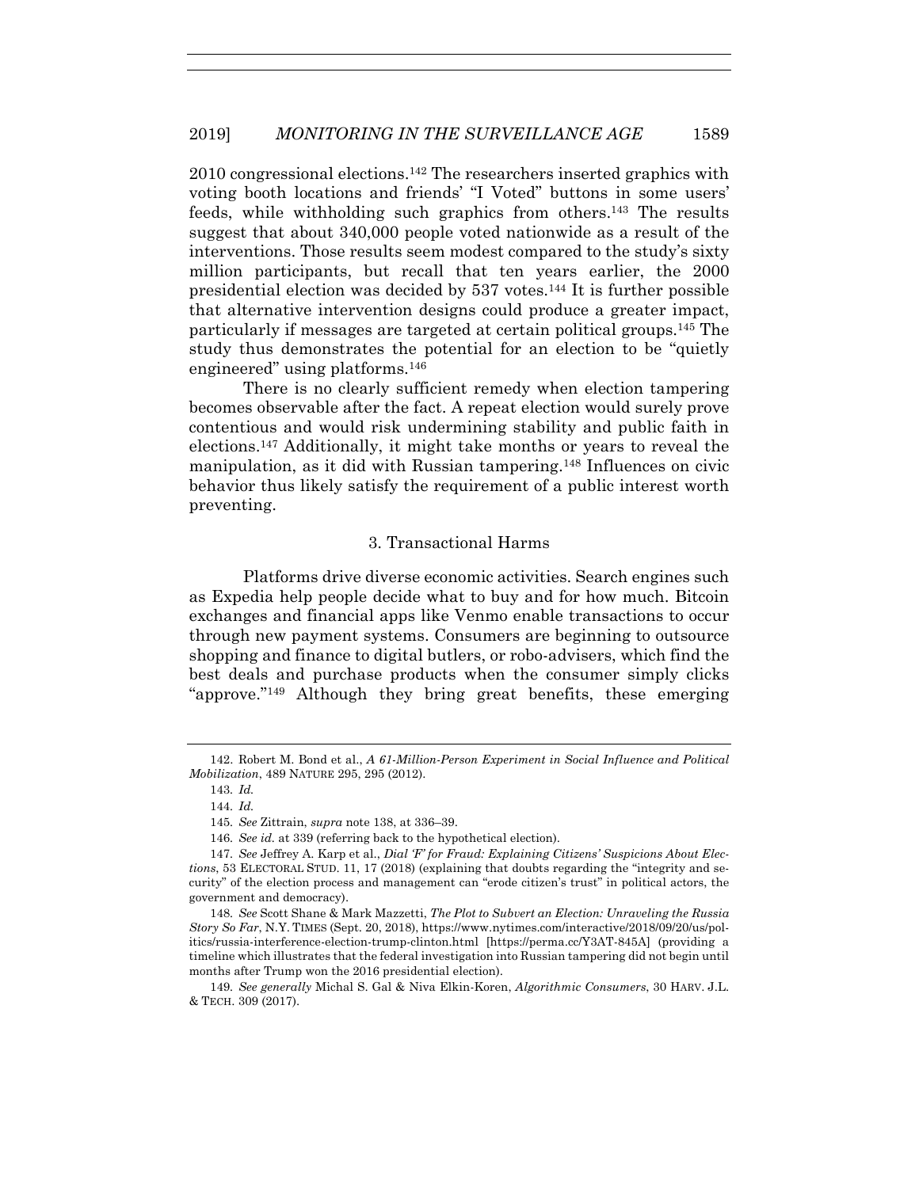2010 congressional elections.[142] The researchers inserted graphics with voting booth locations and friends' "I Voted" buttons in some users' feeds, while withholding such graphics from others.[143] The results suggest that about 340,000 people voted nationwide as a result of the interventions. Those results seem modest compared to the study's sixty million participants, but recall that ten years earlier, the 2000 presidential election was decided by 537 votes.[144] It is further possible that alternative intervention designs could produce a greater impact, particularly if messages are targeted at certain political groups.[145] The study thus demonstrates the potential for an election to be "quietly engineered" using platforms.[146]

There is no clearly sufficient remedy when election tampering becomes observable after the fact. A repeat election would surely prove contentious and would risk undermining stability and public faith in elections.[147] Additionally, it might take months or years to reveal the manipulation, as it did with Russian tampering.[148] Influences on civic behavior thus likely satisfy the requirement of a public interest worth preventing.

### 3. Transactional Harms

Platforms drive diverse economic activities. Search engines such as Expedia help people decide what to buy and for how much. Bitcoin exchanges and financial apps like Venmo enable transactions to occur through new payment systems. Consumers are beginning to outsource shopping and finance to digital butlers, or robo-advisers, which find the best deals and purchase products when the consumer simply clicks "approve."[149] Although they bring great benefits, these emerging

---

142. Robert M. Bond et al., *A 61-Million-Person Experiment in Social Influence and Political Mobilization*, 489 NATURE 295, 295 (2012).

143. *Id.*

144. *Id.*

145. *See* Zittrain, *supra* note 138, at 336–39.

146. *See id.* at 339 (referring back to the hypothetical election).

147. *See* Jeffrey A. Karp et al., *Dial 'F' for Fraud: Explaining Citizens' Suspicions About Elections*, 53 ELECTORAL STUD. 11, 17 (2018) (explaining that doubts regarding the "integrity and security" of the election process and management can "erode citizen's trust" in political actors, the government and democracy).

148. *See* Scott Shane & Mark Mazzetti, *The Plot to Subvert an Election: Unraveling the Russia Story So Far*, N.Y. TIMES (Sept. 20, 2018), https://www.nytimes.com/interactive/2018/09/20/us/politics/russia-interference-election-trump-clinton.html [https://perma.cc/Y3AT-845A] (providing a timeline which illustrates that the federal investigation into Russian tampering did not begin until months after Trump won the 2016 presidential election).

149. *See generally* Michal S. Gal & Niva Elkin-Koren, *Algorithmic Consumers*, 30 HARV. J.L. & TECH. 309 (2017).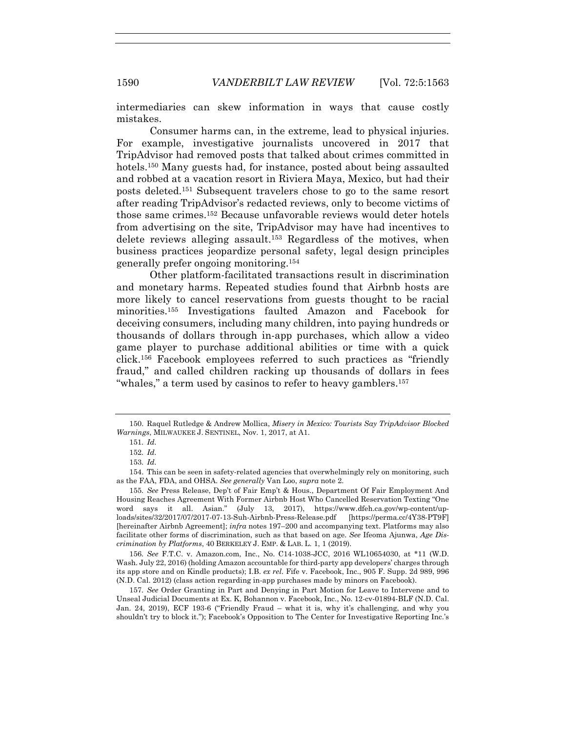intermediaries can skew information in ways that cause costly mistakes.

Consumer harms can, in the extreme, lead to physical injuries. For example, investigative journalists uncovered in 2017 that TripAdvisor had removed posts that talked about crimes committed in hotels.[150] Many guests had, for instance, posted about being assaulted and robbed at a vacation resort in Riviera Maya, Mexico, but had their posts deleted.[151] Subsequent travelers chose to go to the same resort after reading TripAdvisor's redacted reviews, only to become victims of those same crimes.[152] Because unfavorable reviews would deter hotels from advertising on the site, TripAdvisor may have had incentives to delete reviews alleging assault.[153] Regardless of the motives, when business practices jeopardize personal safety, legal design principles generally prefer ongoing monitoring.[154]

Other platform-facilitated transactions result in discrimination and monetary harms. Repeated studies found that Airbnb hosts are more likely to cancel reservations from guests thought to be racial minorities.[155] Investigations faulted Amazon and Facebook for deceiving consumers, including many children, into paying hundreds or thousands of dollars through in-app purchases, which allow a video game player to purchase additional abilities or time with a quick click.[156] Facebook employees referred to such practices as "friendly fraud," and called children racking up thousands of dollars in fees "whales," a term used by casinos to refer to heavy gamblers.[157]

---

150. Raquel Rutledge & Andrew Mollica, *Misery in Mexico: Tourists Say TripAdvisor Blocked Warnings*, MILWAUKEE J. SENTINEL, Nov. 1, 2017, at A1.

151. *Id.*

152. *Id.*

153. *Id.*

154. This can be seen in safety-related agencies that overwhelmingly rely on monitoring, such as the FAA, FDA, and OHSA. *See generally* Van Loo, *supra* note 2.

155. *See* Press Release, Dep't of Fair Emp't & Hous., Department Of Fair Employment And Housing Reaches Agreement With Former Airbnb Host Who Cancelled Reservation Texting "One word says it all. Asian." (July 13, 2017), https://www.dfeh.ca.gov/wp-content/uploads/sites/32/2017/07/2017-07-13-Suh-Airbnb-Press-Release.pdf [https://perma.cc/4Y38-PT9F] [hereinafter Airbnb Agreement]; *infra* notes 197–200 and accompanying text. Platforms may also facilitate other forms of discrimination, such as that based on age. *See* Ifeoma Ajunwa, *Age Discrimination by Platforms*, 40 BERKELEY J. EMP. & LAB. L. 1, 1 (2019).

156. *See* F.T.C. v. Amazon.com, Inc., No. C14-1038-JCC, 2016 WL10654030, at *11 (W.D. Wash. July 22, 2016) (holding Amazon accountable for third-party app developers' charges through its app store and on Kindle products); I.B. *ex rel.* Fife v. Facebook, Inc., 905 F. Supp. 2d 989, 996 (N.D. Cal. 2012) (class action regarding in-app purchases made by minors on Facebook).

157. *See* Order Granting in Part and Denying in Part Motion for Leave to Intervene and to Unseal Judicial Documents at Ex. K, Bohannon v. Facebook, Inc., No. 12-cv-01894-BLF (N.D. Cal. Jan. 24, 2019), ECF 193-6 ("Friendly Fraud – what it is, why it's challenging, and why you shouldn't try to block it."); Facebook's Opposition to The Center for Investigative Reporting Inc.'s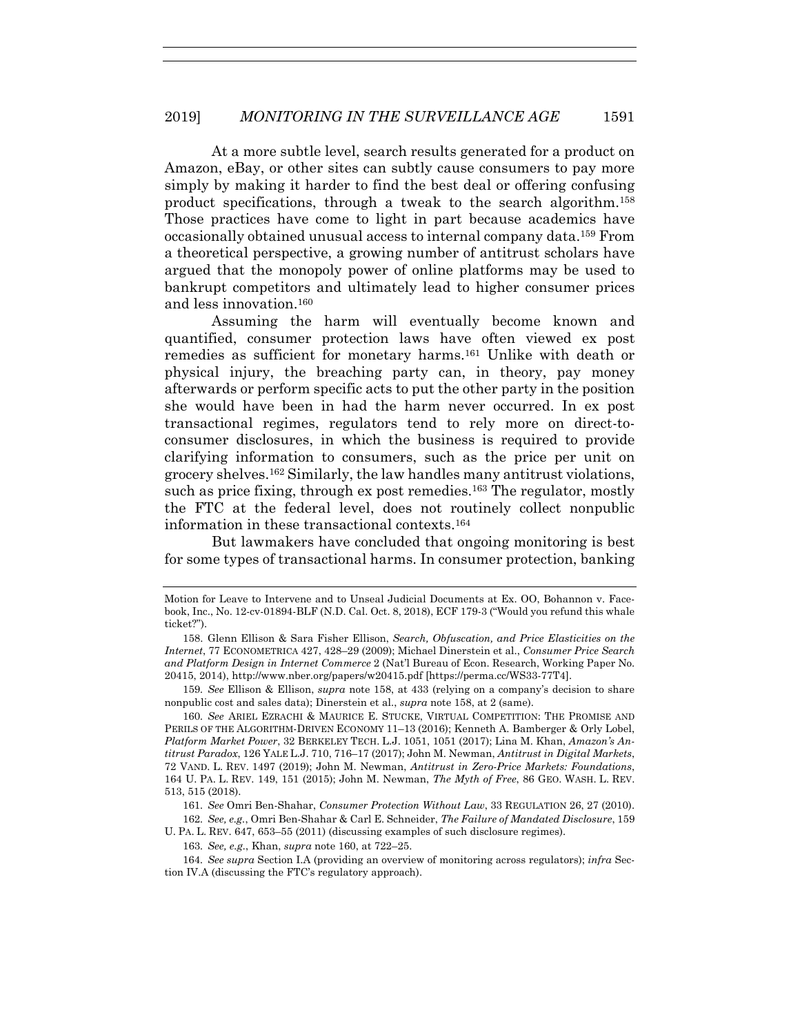At a more subtle level, search results generated for a product on Amazon, eBay, or other sites can subtly cause consumers to pay more simply by making it harder to find the best deal or offering confusing product specifications, through a tweak to the search algorithm.[158] Those practices have come to light in part because academics have occasionally obtained unusual access to internal company data.[159] From a theoretical perspective, a growing number of antitrust scholars have argued that the monopoly power of online platforms may be used to bankrupt competitors and ultimately lead to higher consumer prices and less innovation.[160]

Assuming the harm will eventually become known and quantified, consumer protection laws have often viewed ex post remedies as sufficient for monetary harms.[161] Unlike with death or physical injury, the breaching party can, in theory, pay money afterwards or perform specific acts to put the other party in the position she would have been in had the harm never occurred. In ex post transactional regimes, regulators tend to rely more on direct-to-consumer disclosures, in which the business is required to provide clarifying information to consumers, such as the price per unit on grocery shelves.[162] Similarly, the law handles many antitrust violations, such as price fixing, through ex post remedies.[163] The regulator, mostly the FTC at the federal level, does not routinely collect nonpublic information in these transactional contexts.[164]

But lawmakers have concluded that ongoing monitoring is best for some types of transactional harms. In consumer protection, banking

---

Motion for Leave to Intervene and to Unseal Judicial Documents at Ex. OO, Bohannon v. Facebook, Inc., No. 12-cv-01894-BLF (N.D. Cal. Oct. 8, 2018), ECF 179-3 ("Would you refund this whale ticket?").

158. Glenn Ellison & Sara Fisher Ellison, *Search, Obfuscation, and Price Elasticities on the Internet*, 77 ECONOMETRICA 427, 428–29 (2009); Michael Dinerstein et al., *Consumer Price Search and Platform Design in Internet Commerce* 2 (Nat'l Bureau of Econ. Research, Working Paper No. 20415, 2014), http://www.nber.org/papers/w20415.pdf [https://perma.cc/WS33-77T4].

159. *See* Ellison & Ellison, *supra* note 158, at 433 (relying on a company's decision to share nonpublic cost and sales data); Dinerstein et al., *supra* note 158, at 2 (same).

160. *See* ARIEL EZRACHI & MAURICE E. STUCKE, VIRTUAL COMPETITION: THE PROMISE AND PERILS OF THE ALGORITHM-DRIVEN ECONOMY 11–13 (2016); Kenneth A. Bamberger & Orly Lobel, *Platform Market Power*, 32 BERKELEY TECH. L.J. 1051, 1051 (2017); Lina M. Khan, *Amazon's Antitrust Paradox*, 126 YALE L.J. 710, 716–17 (2017); John M. Newman, *Antitrust in Digital Markets*, 72 VAND. L. REV. 1497 (2019); John M. Newman, *Antitrust in Zero-Price Markets: Foundations*, 164 U. PA. L. REV. 149, 151 (2015); John M. Newman, *The Myth of Free*, 86 GEO. WASH. L. REV. 513, 515 (2018).

161. *See* Omri Ben-Shahar, *Consumer Protection Without Law*, 33 REGULATION 26, 27 (2010).

162. *See, e.g.*, Omri Ben-Shahar & Carl E. Schneider, *The Failure of Mandated Disclosure*, 159 U. PA. L. REV. 647, 653–55 (2011) (discussing examples of such disclosure regimes).

163. *See, e.g.*, Khan, *supra* note 160, at 722–25.

164. *See supra* Section I.A (providing an overview of monitoring across regulators); *infra* Section IV.A (discussing the FTC's regulatory approach).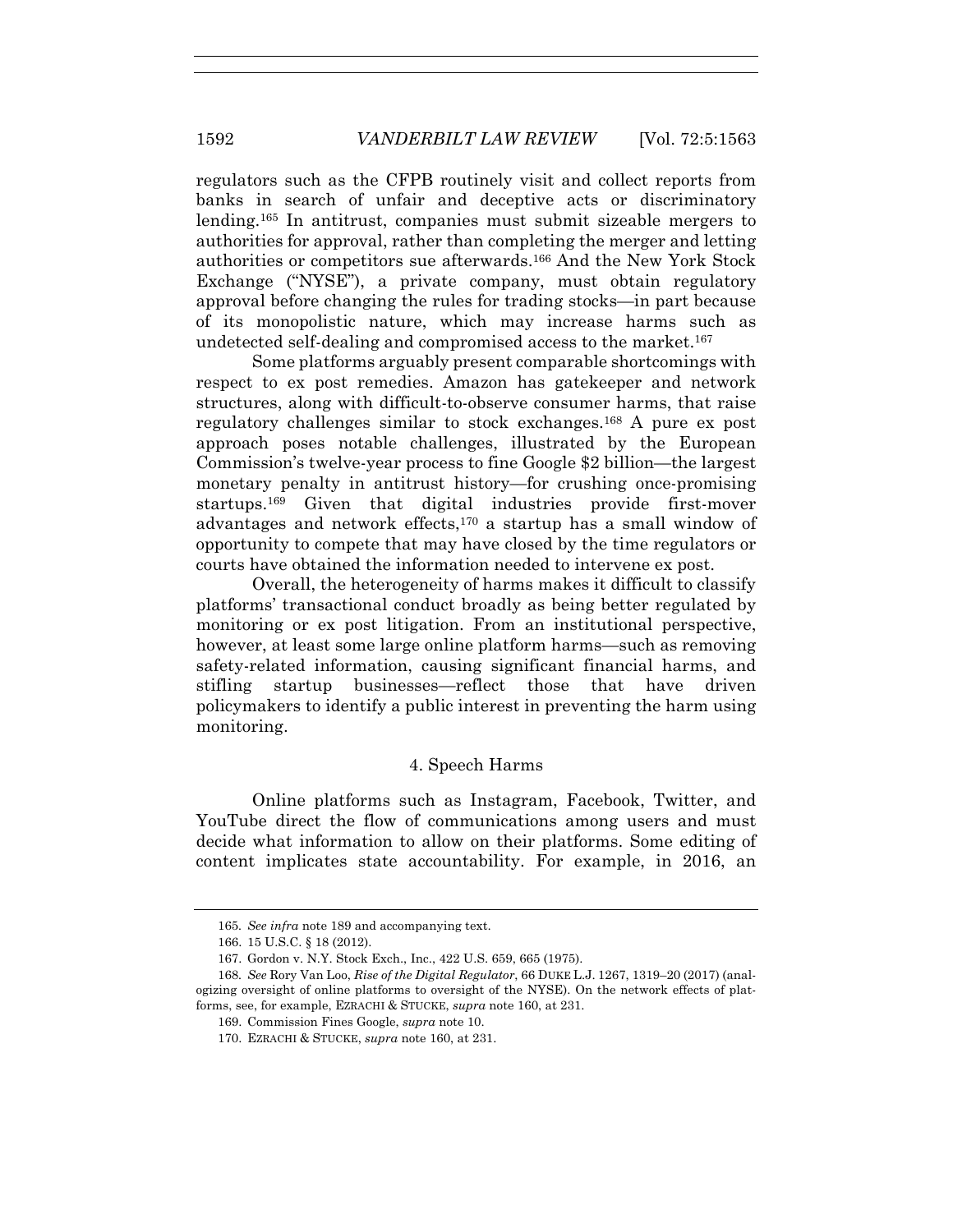regulators such as the CFPB routinely visit and collect reports from banks in search of unfair and deceptive acts or discriminatory lending.[165] In antitrust, companies must submit sizeable mergers to authorities for approval, rather than completing the merger and letting authorities or competitors sue afterwards.[166] And the New York Stock Exchange ("NYSE"), a private company, must obtain regulatory approval before changing the rules for trading stocks—in part because of its monopolistic nature, which may increase harms such as undetected self-dealing and compromised access to the market.[167]

Some platforms arguably present comparable shortcomings with respect to ex post remedies. Amazon has gatekeeper and network structures, along with difficult-to-observe consumer harms, that raise regulatory challenges similar to stock exchanges.[168] A pure ex post approach poses notable challenges, illustrated by the European Commission's twelve-year process to fine Google $2 billion—the largest monetary penalty in antitrust history—for crushing once-promising startups.[169] Given that digital industries provide first-mover advantages and network effects,[170] a startup has a small window of opportunity to compete that may have closed by the time regulators or courts have obtained the information needed to intervene ex post.

Overall, the heterogeneity of harms makes it difficult to classify platforms' transactional conduct broadly as being better regulated by monitoring or ex post litigation. From an institutional perspective, however, at least some large online platform harms—such as removing safety-related information, causing significant financial harms, and stifling startup businesses—reflect those that have driven policymakers to identify a public interest in preventing the harm using monitoring.

#### 4. Speech Harms

Online platforms such as Instagram, Facebook, Twitter, and YouTube direct the flow of communications among users and must decide what information to allow on their platforms. Some editing of content implicates state accountability. For example, in 2016, an

---

165. *See infra* note 189 and accompanying text.

166. 15 U.S.C. § 18 (2012).

167. Gordon v. N.Y. Stock Exch., Inc., 422 U.S. 659, 665 (1975).

168. *See* Rory Van Loo, *Rise of the Digital Regulator*, 66 DUKE L.J. 1267, 1319–20 (2017) (analogizing oversight of online platforms to oversight of the NYSE). On the network effects of platforms, see, for example, EZRACHI & STUCKE, *supra* note 160, at 231.

169. Commission Fines Google, *supra* note 10.

170. EZRACHI & STUCKE, *supra* note 160, at 231.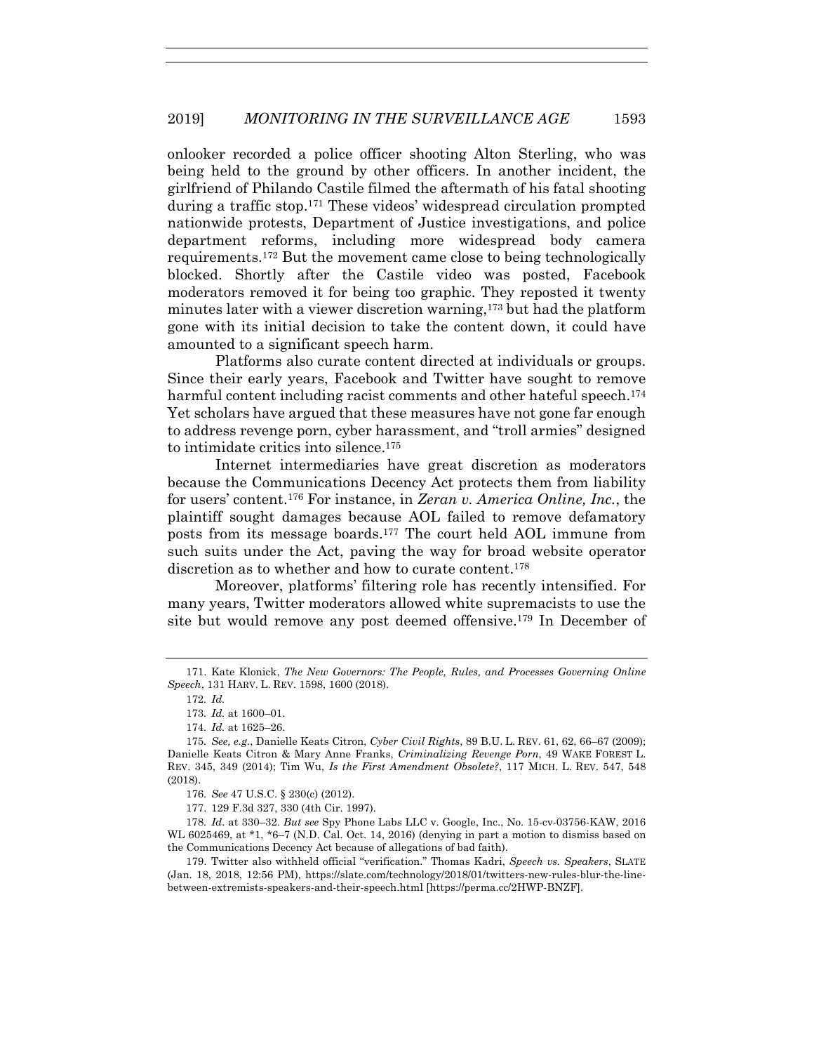onlooker recorded a police officer shooting Alton Sterling, who was being held to the ground by other officers. In another incident, the girlfriend of Philando Castile filmed the aftermath of his fatal shooting during a traffic stop.[171] These videos' widespread circulation prompted nationwide protests, Department of Justice investigations, and police department reforms, including more widespread body camera requirements.[172] But the movement came close to being technologically blocked. Shortly after the Castile video was posted, Facebook moderators removed it for being too graphic. They reposted it twenty minutes later with a viewer discretion warning,[173] but had the platform gone with its initial decision to take the content down, it could have amounted to a significant speech harm.

Platforms also curate content directed at individuals or groups. Since their early years, Facebook and Twitter have sought to remove harmful content including racist comments and other hateful speech.[174] Yet scholars have argued that these measures have not gone far enough to address revenge porn, cyber harassment, and "troll armies" designed to intimidate critics into silence.[175]

Internet intermediaries have great discretion as moderators because the Communications Decency Act protects them from liability for users' content.[176] For instance, in *Zeran v. America Online, Inc.*, the plaintiff sought damages because AOL failed to remove defamatory posts from its message boards.[177] The court held AOL immune from such suits under the Act, paving the way for broad website operator discretion as to whether and how to curate content.[178]

Moreover, platforms' filtering role has recently intensified. For many years, Twitter moderators allowed white supremacists to use the site but would remove any post deemed offensive.[179] In December of

---

171. Kate Klonick, *The New Governors: The People, Rules, and Processes Governing Online Speech*, 131 HARV. L. REV. 1598, 1600 (2018).

172. *Id.*

173. *Id.* at 1600–01.

174. *Id.* at 1625–26.

175. *See, e.g.*, Danielle Keats Citron, *Cyber Civil Rights*, 89 B.U. L. REV. 61, 62, 66–67 (2009); Danielle Keats Citron & Mary Anne Franks, *Criminalizing Revenge Porn*, 49 WAKE FOREST L. REV. 345, 349 (2014); Tim Wu, *Is the First Amendment Obsolete?*, 117 MICH. L. REV. 547, 548 (2018).

176. *See* 47 U.S.C. § 230(c) (2012).

177. 129 F.3d 327, 330 (4th Cir. 1997).

178. *Id*. at 330–32. *But see* Spy Phone Labs LLC v. Google, Inc., No. 15-cv-03756-KAW, 2016 WL 6025469, at *1, *6–7 (N.D. Cal. Oct. 14, 2016) (denying in part a motion to dismiss based on the Communications Decency Act because of allegations of bad faith).

179. Twitter also withheld official "verification." Thomas Kadri, *Speech vs. Speakers*, SLATE (Jan. 18, 2018, 12:56 PM), https://slate.com/technology/2018/01/twitters-new-rules-blur-the-line-between-extremists-speakers-and-their-speech.html [https://perma.cc/2HWP-BNZF].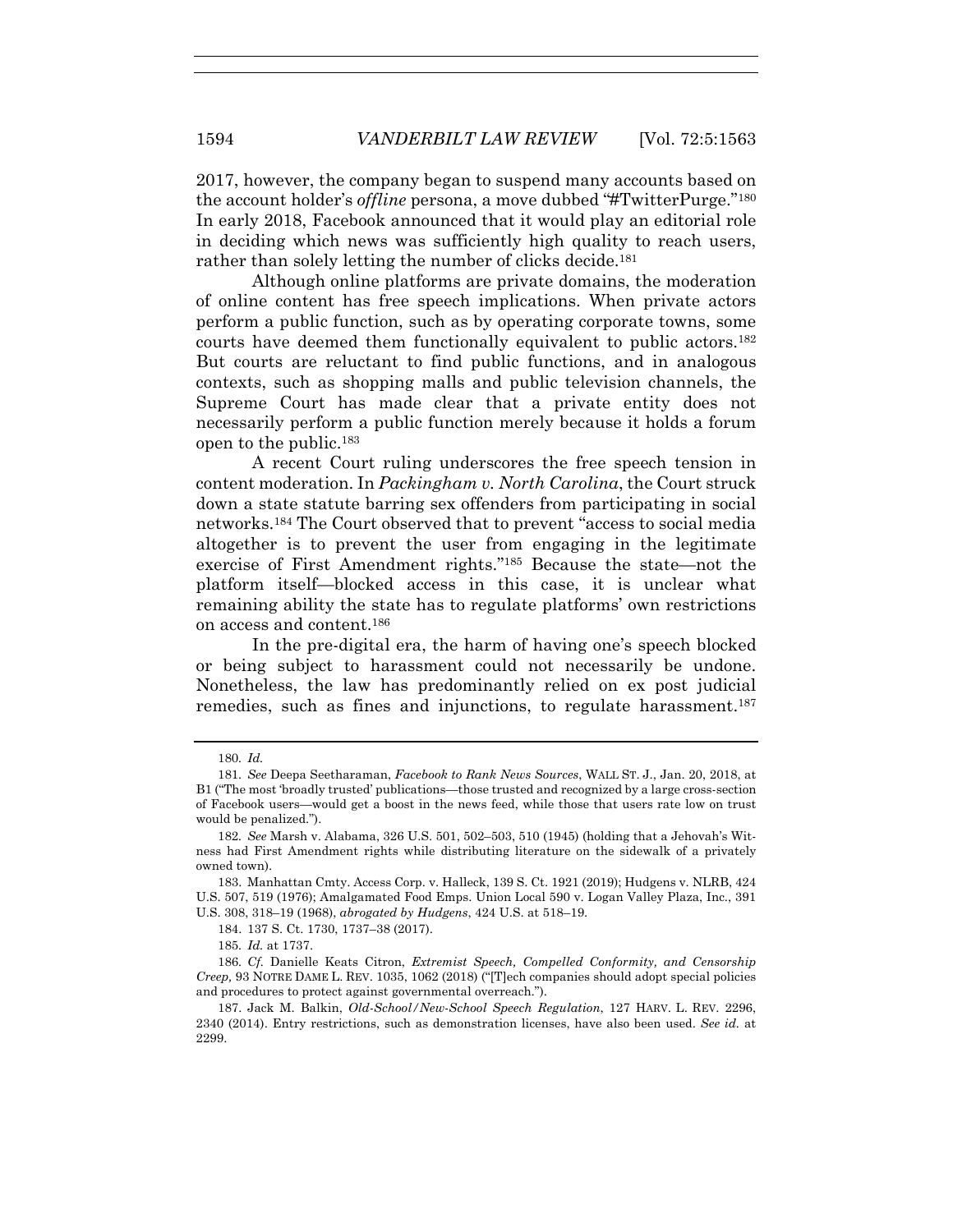2017, however, the company began to suspend many accounts based on the account holder's *offline* persona, a move dubbed "#TwitterPurge."[180] In early 2018, Facebook announced that it would play an editorial role in deciding which news was sufficiently high quality to reach users, rather than solely letting the number of clicks decide.[181]

Although online platforms are private domains, the moderation of online content has free speech implications. When private actors perform a public function, such as by operating corporate towns, some courts have deemed them functionally equivalent to public actors.[182] But courts are reluctant to find public functions, and in analogous contexts, such as shopping malls and public television channels, the Supreme Court has made clear that a private entity does not necessarily perform a public function merely because it holds a forum open to the public.[183]

A recent Court ruling underscores the free speech tension in content moderation. In *Packingham v. North Carolina*, the Court struck down a state statute barring sex offenders from participating in social networks.[184] The Court observed that to prevent "access to social media altogether is to prevent the user from engaging in the legitimate exercise of First Amendment rights."[185] Because the state—not the platform itself—blocked access in this case, it is unclear what remaining ability the state has to regulate platforms' own restrictions on access and content.[186]

In the pre-digital era, the harm of having one's speech blocked or being subject to harassment could not necessarily be undone. Nonetheless, the law has predominantly relied on ex post judicial remedies, such as fines and injunctions, to regulate harassment.[187]

---

180. *Id.*

181. *See* Deepa Seetharaman, *Facebook to Rank News Sources*, WALL ST. J., Jan. 20, 2018, at B1 ("The most 'broadly trusted' publications—those trusted and recognized by a large cross-section of Facebook users—would get a boost in the news feed, while those that users rate low on trust would be penalized.").

182. *See* Marsh v. Alabama, 326 U.S. 501, 502–503, 510 (1945) (holding that a Jehovah's Witness had First Amendment rights while distributing literature on the sidewalk of a privately owned town).

183. Manhattan Cmty. Access Corp. v. Halleck, 139 S. Ct. 1921 (2019); Hudgens v. NLRB, 424 U.S. 507, 519 (1976); Amalgamated Food Emps. Union Local 590 v. Logan Valley Plaza, Inc., 391 U.S. 308, 318–19 (1968), *abrogated by Hudgens*, 424 U.S. at 518–19.

184. 137 S. Ct. 1730, 1737–38 (2017).

185. *Id.* at 1737.

186. *Cf.* Danielle Keats Citron, *Extremist Speech, Compelled Conformity, and Censorship Creep,* 93 NOTRE DAME L. REV. 1035, 1062 (2018) ("[T]ech companies should adopt special policies and procedures to protect against governmental overreach.").

187. Jack M. Balkin, *Old-School/New-School Speech Regulation*, 127 HARV. L. REV. 2296, 2340 (2014). Entry restrictions, such as demonstration licenses, have also been used. *See id.* at 2299.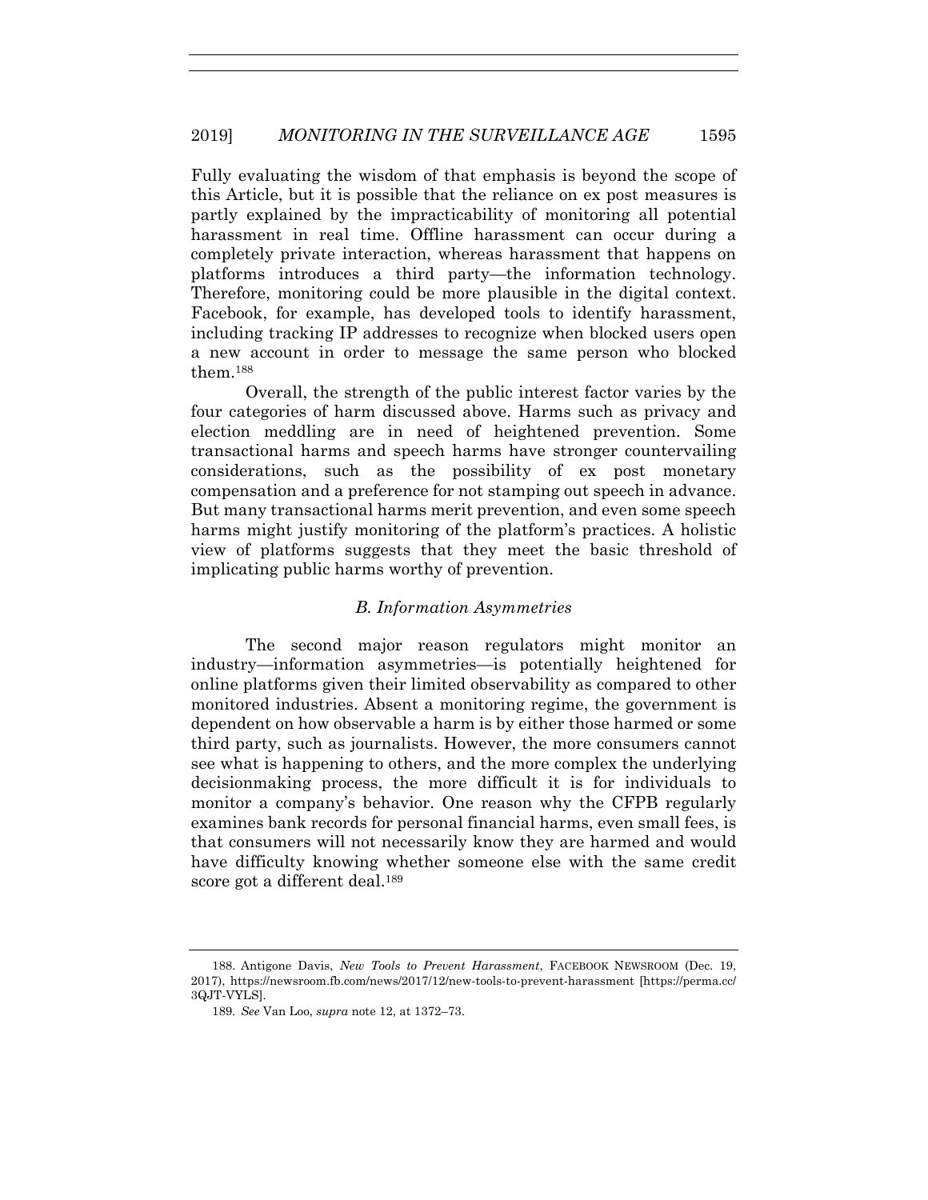Fully evaluating the wisdom of that emphasis is beyond the scope of this Article, but it is possible that the reliance on ex post measures is partly explained by the impracticability of monitoring all potential harassment in real time. Offline harassment can occur during a completely private interaction, whereas harassment that happens on platforms introduces a third party—the information technology. Therefore, monitoring could be more plausible in the digital context. Facebook, for example, has developed tools to identify harassment, including tracking IP addresses to recognize when blocked users open a new account in order to message the same person who blocked them.[188]

Overall, the strength of the public interest factor varies by the four categories of harm discussed above. Harms such as privacy and election meddling are in need of heightened prevention. Some transactional harms and speech harms have stronger countervailing considerations, such as the possibility of ex post monetary compensation and a preference for not stamping out speech in advance. But many transactional harms merit prevention, and even some speech harms might justify monitoring of the platform's practices. A holistic view of platforms suggests that they meet the basic threshold of implicating public harms worthy of prevention.

### *B. Information Asymmetries*

The second major reason regulators might monitor an industry—information asymmetries—is potentially heightened for online platforms given their limited observability as compared to other monitored industries. Absent a monitoring regime, the government is dependent on how observable a harm is by either those harmed or some third party, such as journalists. However, the more consumers cannot see what is happening to others, and the more complex the underlying decisionmaking process, the more difficult it is for individuals to monitor a company's behavior. One reason why the CFPB regularly examines bank records for personal financial harms, even small fees, is that consumers will not necessarily know they are harmed and would have difficulty knowing whether someone else with the same credit score got a different deal.[189]

---

188. Antigone Davis, *New Tools to Prevent Harassment*, FACEBOOK NEWSROOM (Dec. 19, 2017), https://newsroom.fb.com/news/2017/12/new-tools-to-prevent-harassment [https://perma.cc/3QJT-VYLS].

189. *See* Van Loo, *supra* note 12, at 1372–73.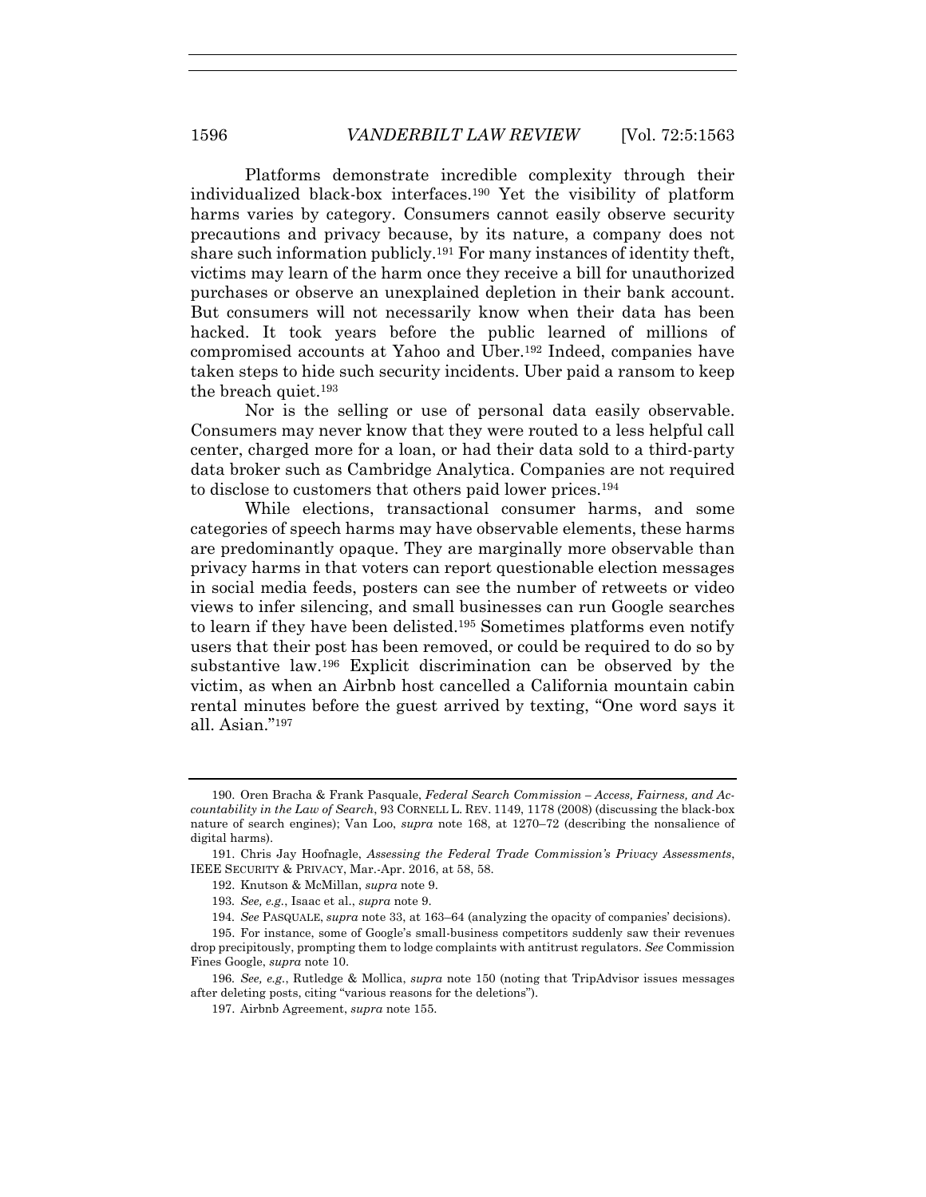Platforms demonstrate incredible complexity through their individualized black-box interfaces.[190] Yet the visibility of platform harms varies by category. Consumers cannot easily observe security precautions and privacy because, by its nature, a company does not share such information publicly.[191] For many instances of identity theft, victims may learn of the harm once they receive a bill for unauthorized purchases or observe an unexplained depletion in their bank account. But consumers will not necessarily know when their data has been hacked. It took years before the public learned of millions of compromised accounts at Yahoo and Uber.[192] Indeed, companies have taken steps to hide such security incidents. Uber paid a ransom to keep the breach quiet.[193]

Nor is the selling or use of personal data easily observable. Consumers may never know that they were routed to a less helpful call center, charged more for a loan, or had their data sold to a third-party data broker such as Cambridge Analytica. Companies are not required to disclose to customers that others paid lower prices.[194]

While elections, transactional consumer harms, and some categories of speech harms may have observable elements, these harms are predominantly opaque. They are marginally more observable than privacy harms in that voters can report questionable election messages in social media feeds, posters can see the number of retweets or video views to infer silencing, and small businesses can run Google searches to learn if they have been delisted.[195] Sometimes platforms even notify users that their post has been removed, or could be required to do so by substantive law.[196] Explicit discrimination can be observed by the victim, as when an Airbnb host cancelled a California mountain cabin rental minutes before the guest arrived by texting, "One word says it all. Asian."[197]

---

190. Oren Bracha & Frank Pasquale, *Federal Search Commission – Access, Fairness, and Accountability in the Law of Search*, 93 CORNELL L. REV. 1149, 1178 (2008) (discussing the black-box nature of search engines); Van Loo, *supra* note 168, at 1270–72 (describing the nonsalience of digital harms).

191. Chris Jay Hoofnagle, *Assessing the Federal Trade Commission's Privacy Assessments*, IEEE SECURITY & PRIVACY, Mar.-Apr. 2016, at 58, 58.

192. Knutson & McMillan, *supra* note 9.

193. *See, e.g.*, Isaac et al., *supra* note 9.

194. *See* PASQUALE, *supra* note 33, at 163–64 (analyzing the opacity of companies' decisions).

195. For instance, some of Google's small-business competitors suddenly saw their revenues drop precipitously, prompting them to lodge complaints with antitrust regulators. *See* Commission Fines Google, *supra* note 10.

196. *See, e.g.*, Rutledge & Mollica, *supra* note 150 (noting that TripAdvisor issues messages after deleting posts, citing "various reasons for the deletions").

197. Airbnb Agreement, *supra* note 155.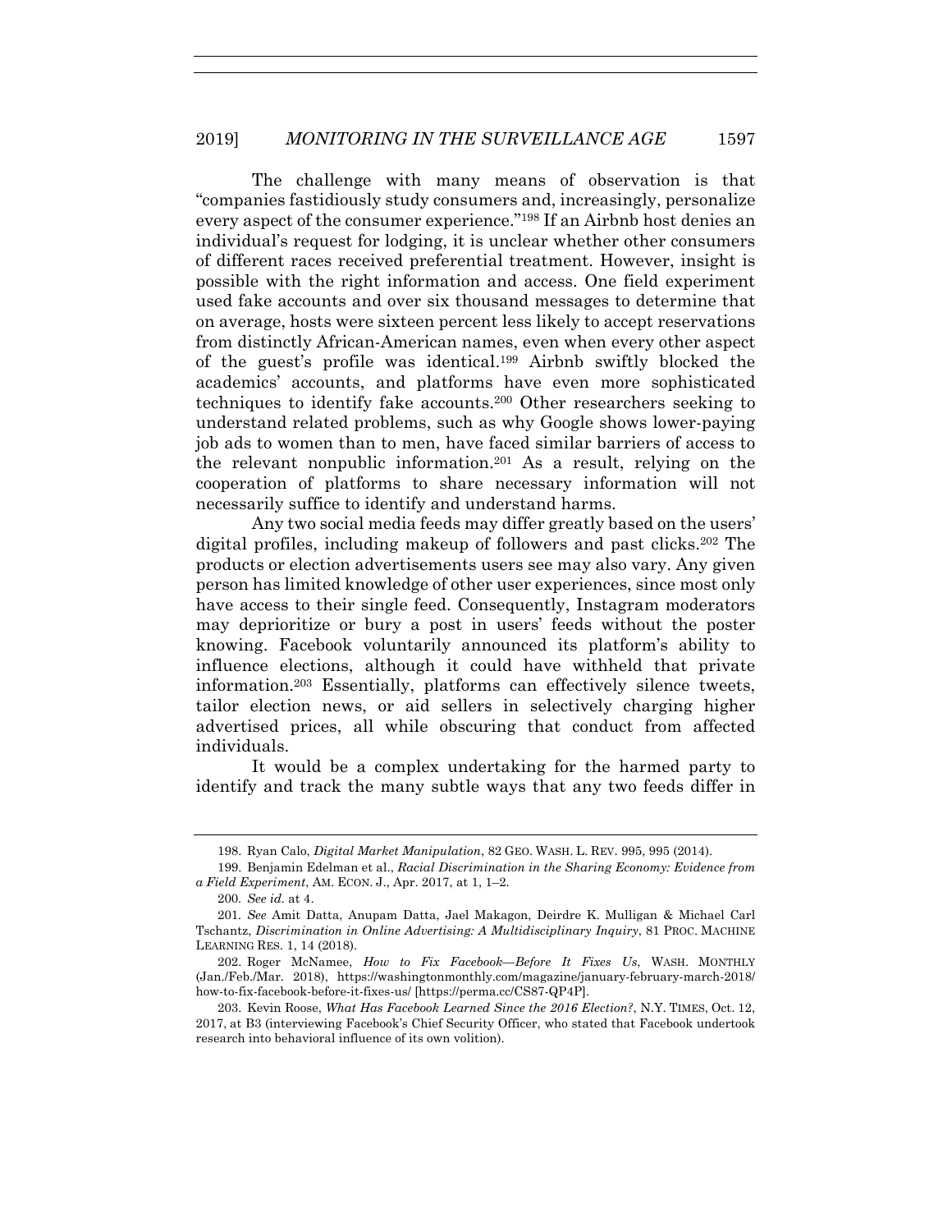The challenge with many means of observation is that "companies fastidiously study consumers and, increasingly, personalize every aspect of the consumer experience."[198] If an Airbnb host denies an individual's request for lodging, it is unclear whether other consumers of different races received preferential treatment. However, insight is possible with the right information and access. One field experiment used fake accounts and over six thousand messages to determine that on average, hosts were sixteen percent less likely to accept reservations from distinctly African-American names, even when every other aspect of the guest's profile was identical.[199] Airbnb swiftly blocked the academics' accounts, and platforms have even more sophisticated techniques to identify fake accounts.[200] Other researchers seeking to understand related problems, such as why Google shows lower-paying job ads to women than to men, have faced similar barriers of access to the relevant nonpublic information.[201] As a result, relying on the cooperation of platforms to share necessary information will not necessarily suffice to identify and understand harms.

Any two social media feeds may differ greatly based on the users' digital profiles, including makeup of followers and past clicks.[202] The products or election advertisements users see may also vary. Any given person has limited knowledge of other user experiences, since most only have access to their single feed. Consequently, Instagram moderators may deprioritize or bury a post in users' feeds without the poster knowing. Facebook voluntarily announced its platform's ability to influence elections, although it could have withheld that private information.[203] Essentially, platforms can effectively silence tweets, tailor election news, or aid sellers in selectively charging higher advertised prices, all while obscuring that conduct from affected individuals.

It would be a complex undertaking for the harmed party to identify and track the many subtle ways that any two feeds differ in

---

198. Ryan Calo, *Digital Market Manipulation*, 82 GEO. WASH. L. REV. 995, 995 (2014).

199. Benjamin Edelman et al., *Racial Discrimination in the Sharing Economy: Evidence from a Field Experiment*, AM. ECON. J., Apr. 2017, at 1, 1–2.

200. *See id.* at 4.

201. *See* Amit Datta, Anupam Datta, Jael Makagon, Deirdre K. Mulligan & Michael Carl Tschantz, *Discrimination in Online Advertising: A Multidisciplinary Inquiry*, 81 PROC. MACHINE LEARNING RES. 1, 14 (2018).

202. Roger McNamee, *How to Fix Facebook—Before It Fixes Us*, WASH. MONTHLY (Jan./Feb./Mar. 2018), https://washingtonmonthly.com/magazine/january-february-march-2018/how-to-fix-facebook-before-it-fixes-us/ [https://perma.cc/CS87-QP4P].

203. Kevin Roose, *What Has Facebook Learned Since the 2016 Election?*, N.Y. TIMES, Oct. 12, 2017, at B3 (interviewing Facebook's Chief Security Officer, who stated that Facebook undertook research into behavioral influence of its own volition).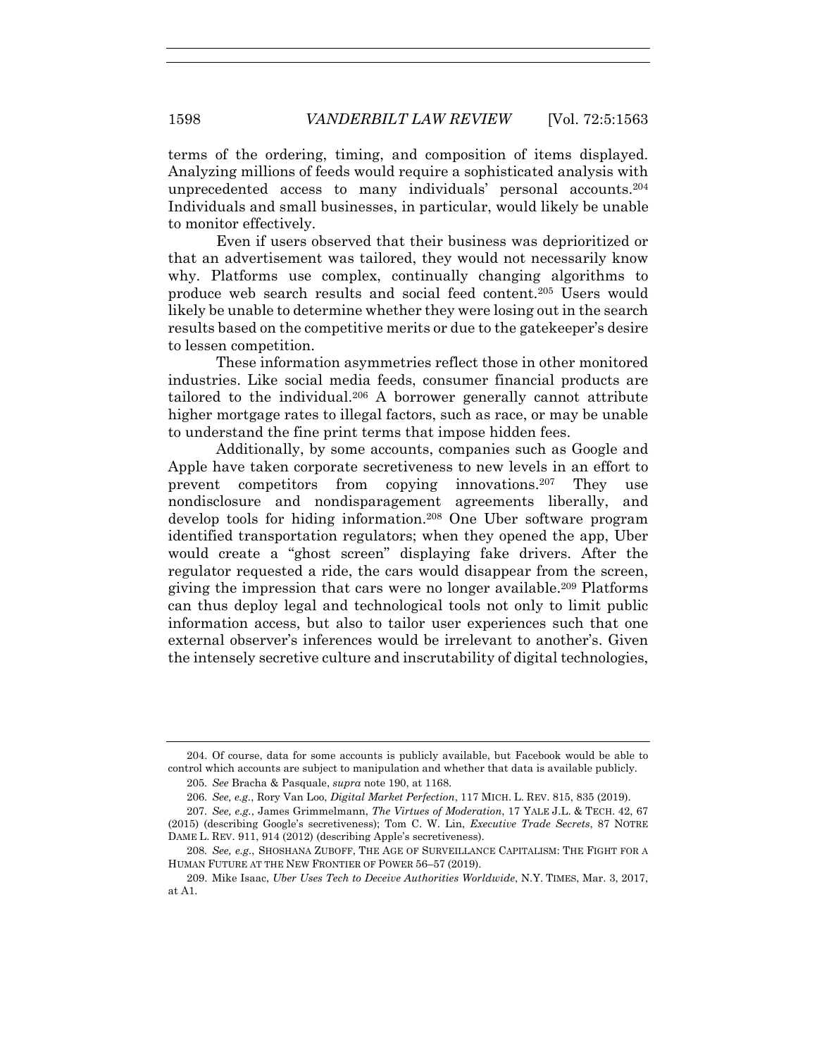terms of the ordering, timing, and composition of items displayed. Analyzing millions of feeds would require a sophisticated analysis with unprecedented access to many individuals' personal accounts.[204] Individuals and small businesses, in particular, would likely be unable to monitor effectively.

Even if users observed that their business was deprioritized or that an advertisement was tailored, they would not necessarily know why. Platforms use complex, continually changing algorithms to produce web search results and social feed content.[205] Users would likely be unable to determine whether they were losing out in the search results based on the competitive merits or due to the gatekeeper's desire to lessen competition.

These information asymmetries reflect those in other monitored industries. Like social media feeds, consumer financial products are tailored to the individual.[206] A borrower generally cannot attribute higher mortgage rates to illegal factors, such as race, or may be unable to understand the fine print terms that impose hidden fees.

Additionally, by some accounts, companies such as Google and Apple have taken corporate secretiveness to new levels in an effort to prevent competitors from copying innovations.[207] They use nondisclosure and nondisparagement agreements liberally, and develop tools for hiding information.[208] One Uber software program identified transportation regulators; when they opened the app, Uber would create a "ghost screen" displaying fake drivers. After the regulator requested a ride, the cars would disappear from the screen, giving the impression that cars were no longer available.[209] Platforms can thus deploy legal and technological tools not only to limit public information access, but also to tailor user experiences such that one external observer's inferences would be irrelevant to another's. Given the intensely secretive culture and inscrutability of digital technologies,

---

204. Of course, data for some accounts is publicly available, but Facebook would be able to control which accounts are subject to manipulation and whether that data is available publicly.

205. *See* Bracha & Pasquale, *supra* note 190, at 1168.

206. *See, e.g.*, Rory Van Loo, *Digital Market Perfection*, 117 MICH. L. REV. 815, 835 (2019).

207. *See, e.g.*, James Grimmelmann, *The Virtues of Moderation*, 17 YALE J.L. & TECH. 42, 67 (2015) (describing Google's secretiveness); Tom C. W. Lin, *Executive Trade Secrets*, 87 NOTRE DAME L. REV. 911, 914 (2012) (describing Apple's secretiveness).

208. *See, e.g.*, SHOSHANA ZUBOFF, THE AGE OF SURVEILLANCE CAPITALISM: THE FIGHT FOR A HUMAN FUTURE AT THE NEW FRONTIER OF POWER 56–57 (2019).

209. Mike Isaac, *Uber Uses Tech to Deceive Authorities Worldwide*, N.Y. TIMES, Mar. 3, 2017, at A1.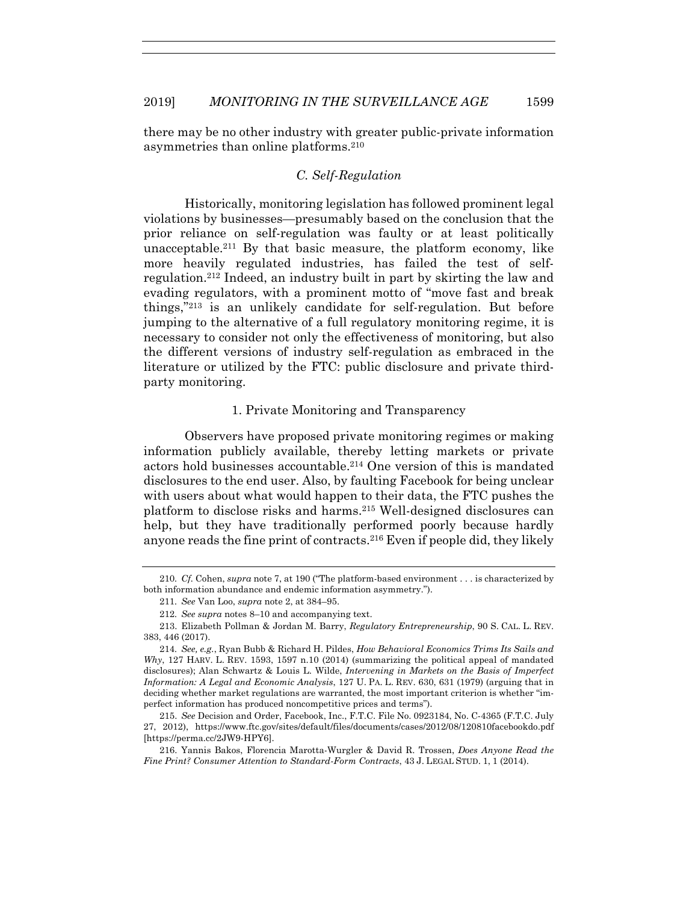there may be no other industry with greater public-private information asymmetries than online platforms.[210]

### *C. Self-Regulation*

Historically, monitoring legislation has followed prominent legal violations by businesses—presumably based on the conclusion that the prior reliance on self-regulation was faulty or at least politically unacceptable.[211] By that basic measure, the platform economy, like more heavily regulated industries, has failed the test of self-regulation.[212] Indeed, an industry built in part by skirting the law and evading regulators, with a prominent motto of "move fast and break things,"[213] is an unlikely candidate for self-regulation. But before jumping to the alternative of a full regulatory monitoring regime, it is necessary to consider not only the effectiveness of monitoring, but also the different versions of industry self-regulation as embraced in the literature or utilized by the FTC: public disclosure and private third-party monitoring.

#### 1. Private Monitoring and Transparency

Observers have proposed private monitoring regimes or making information publicly available, thereby letting markets or private actors hold businesses accountable.[214] One version of this is mandated disclosures to the end user. Also, by faulting Facebook for being unclear with users about what would happen to their data, the FTC pushes the platform to disclose risks and harms.[215] Well-designed disclosures can help, but they have traditionally performed poorly because hardly anyone reads the fine print of contracts.[216] Even if people did, they likely

---

210. *Cf.* Cohen, *supra* note 7, at 190 ("The platform-based environment . . . is characterized by both information abundance and endemic information asymmetry.").

211. *See* Van Loo, *supra* note 2, at 384–95.

212. *See supra* notes 8–10 and accompanying text.

213. Elizabeth Pollman & Jordan M. Barry, *Regulatory Entrepreneurship*, 90 S. CAL. L. REV. 383, 446 (2017).

214. *See, e.g.*, Ryan Bubb & Richard H. Pildes, *How Behavioral Economics Trims Its Sails and Why*, 127 HARV. L. REV. 1593, 1597 n.10 (2014) (summarizing the political appeal of mandated disclosures); Alan Schwartz & Louis L. Wilde, *Intervening in Markets on the Basis of Imperfect Information: A Legal and Economic Analysis*, 127 U. PA. L. REV. 630, 631 (1979) (arguing that in deciding whether market regulations are warranted, the most important criterion is whether "imperfect information has produced noncompetitive prices and terms").

215. *See* Decision and Order, Facebook, Inc., F.T.C. File No. 0923184, No. C-4365 (F.T.C. July 27, 2012), https://www.ftc.gov/sites/default/files/documents/cases/2012/08/120810facebookdo.pdf [https://perma.cc/2JW9-HPY6].

216. Yannis Bakos, Florencia Marotta-Wurgler & David R. Trossen, *Does Anyone Read the Fine Print? Consumer Attention to Standard-Form Contracts*, 43 J. LEGAL STUD. 1, 1 (2014).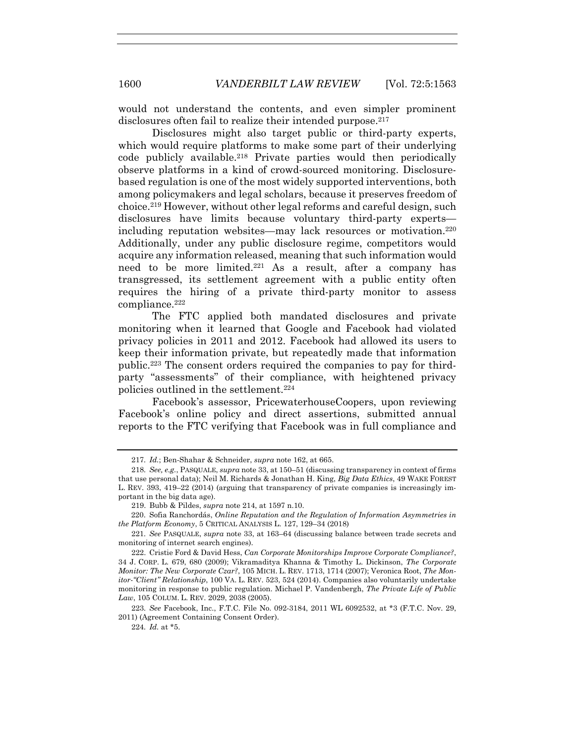would not understand the contents, and even simpler prominent disclosures often fail to realize their intended purpose.[217]

Disclosures might also target public or third-party experts, which would require platforms to make some part of their underlying code publicly available.[218] Private parties would then periodically observe platforms in a kind of crowd-sourced monitoring. Disclosure-based regulation is one of the most widely supported interventions, both among policymakers and legal scholars, because it preserves freedom of choice.[219] However, without other legal reforms and careful design, such disclosures have limits because voluntary third-party experts—including reputation websites—may lack resources or motivation.[220] Additionally, under any public disclosure regime, competitors would acquire any information released, meaning that such information would need to be more limited.[221] As a result, after a company has transgressed, its settlement agreement with a public entity often requires the hiring of a private third-party monitor to assess compliance.[222]

The FTC applied both mandated disclosures and private monitoring when it learned that Google and Facebook had violated privacy policies in 2011 and 2012. Facebook had allowed its users to keep their information private, but repeatedly made that information public.[223] The consent orders required the companies to pay for third-party "assessments" of their compliance, with heightened privacy policies outlined in the settlement.[224]

Facebook's assessor, PricewaterhouseCoopers, upon reviewing Facebook's online policy and direct assertions, submitted annual reports to the FTC verifying that Facebook was in full compliance and

---

217. *Id.*; Ben-Shahar & Schneider, *supra* note 162, at 665.

218. *See, e.g.*, PASQUALE, *supra* note 33, at 150–51 (discussing transparency in context of firms that use personal data); Neil M. Richards & Jonathan H. King, *Big Data Ethics*, 49 WAKE FOREST L. REV. 393, 419–22 (2014) (arguing that transparency of private companies is increasingly important in the big data age).

219. Bubb & Pildes, *supra* note 214, at 1597 n.10.

220. Sofia Ranchordás, *Online Reputation and the Regulation of Information Asymmetries in the Platform Economy*, 5 CRITICAL ANALYSIS L. 127, 129–34 (2018)

221. *See* PASQUALE, *supra* note 33, at 163–64 (discussing balance between trade secrets and monitoring of internet search engines).

222. Cristie Ford & David Hess, *Can Corporate Monitorships Improve Corporate Compliance?*, 34 J. CORP. L. 679, 680 (2009); Vikramaditya Khanna & Timothy L. Dickinson, *The Corporate Monitor: The New Corporate Czar?*, 105 MICH. L. REV. 1713, 1714 (2007); Veronica Root, *The Monitor-"Client" Relationship*, 100 VA. L. REV. 523, 524 (2014). Companies also voluntarily undertake monitoring in response to public regulation. Michael P. Vandenbergh, *The Private Life of Public Law*, 105 COLUM. L. REV. 2029, 2038 (2005).

223. *See* Facebook, Inc., F.T.C. File No. 092-3184, 2011 WL 6092532, at *3 (F.T.C. Nov. 29, 2011) (Agreement Containing Consent Order).

224. *Id.* at *5.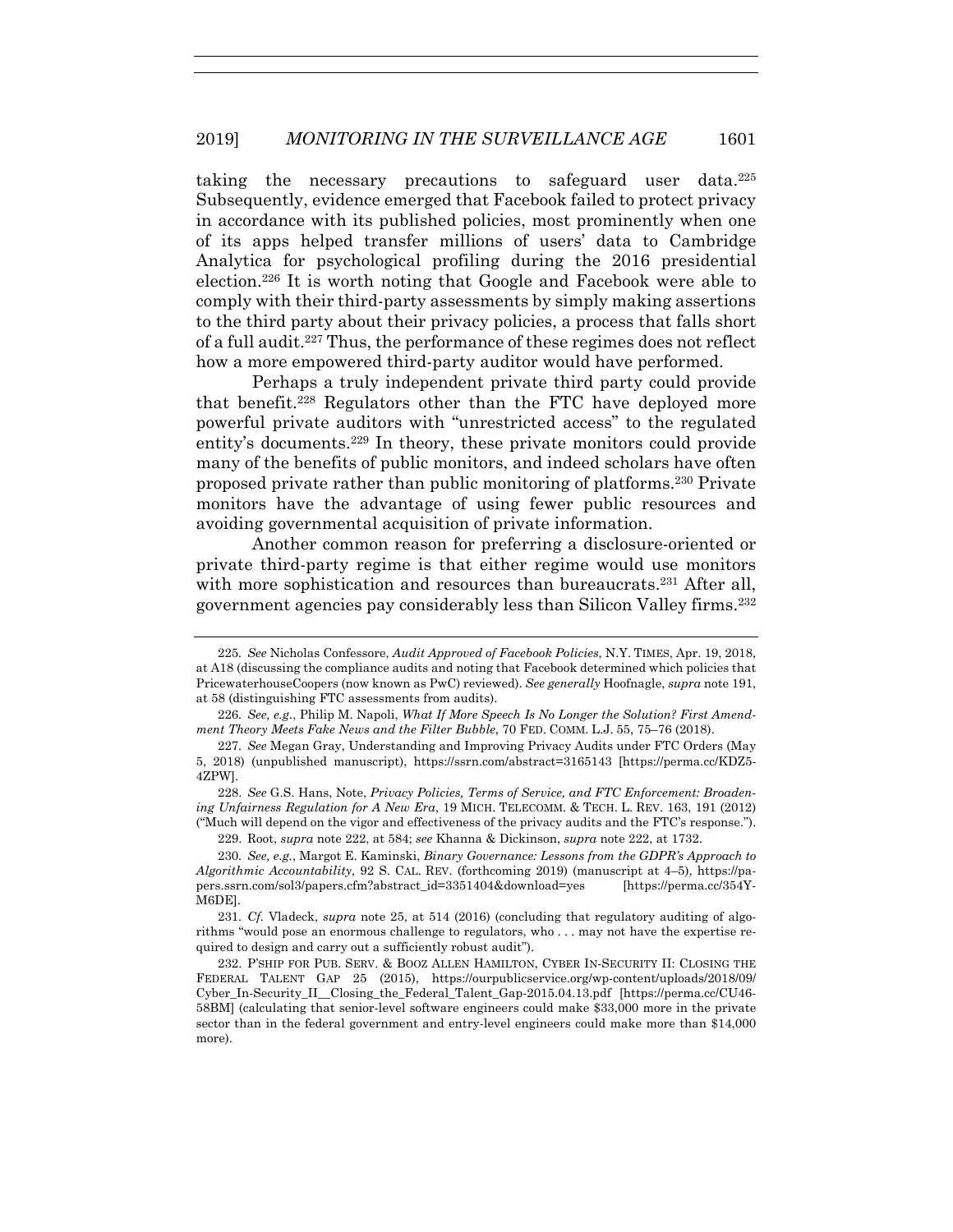taking the necessary precautions to safeguard user data.[225] Subsequently, evidence emerged that Facebook failed to protect privacy in accordance with its published policies, most prominently when one of its apps helped transfer millions of users' data to Cambridge Analytica for psychological profiling during the 2016 presidential election.[226] It is worth noting that Google and Facebook were able to comply with their third-party assessments by simply making assertions to the third party about their privacy policies, a process that falls short of a full audit.[227] Thus, the performance of these regimes does not reflect how a more empowered third-party auditor would have performed.

Perhaps a truly independent private third party could provide that benefit.[228] Regulators other than the FTC have deployed more powerful private auditors with "unrestricted access" to the regulated entity's documents.[229] In theory, these private monitors could provide many of the benefits of public monitors, and indeed scholars have often proposed private rather than public monitoring of platforms.[230] Private monitors have the advantage of using fewer public resources and avoiding governmental acquisition of private information.

Another common reason for preferring a disclosure-oriented or private third-party regime is that either regime would use monitors with more sophistication and resources than bureaucrats.[231] After all, government agencies pay considerably less than Silicon Valley firms.[232]

---

225. *See* Nicholas Confessore, *Audit Approved of Facebook Policies*, N.Y. TIMES, Apr. 19, 2018, at A18 (discussing the compliance audits and noting that Facebook determined which policies that PricewaterhouseCoopers (now known as PwC) reviewed). *See generally* Hoofnagle, *supra* note 191, at 58 (distinguishing FTC assessments from audits).

226. *See, e.g.*, Philip M. Napoli, *What If More Speech Is No Longer the Solution? First Amendment Theory Meets Fake News and the Filter Bubble*, 70 FED. COMM. L.J. 55, 75–76 (2018).

227. *See* Megan Gray, Understanding and Improving Privacy Audits under FTC Orders (May 5, 2018) (unpublished manuscript), https://ssrn.com/abstract=3165143 [https://perma.cc/KDZ5-4ZPW].

228. *See* G.S. Hans, Note, *Privacy Policies, Terms of Service, and FTC Enforcement: Broadening Unfairness Regulation for A New Era*, 19 MICH. TELECOMM. & TECH. L. REV. 163, 191 (2012) ("Much will depend on the vigor and effectiveness of the privacy audits and the FTC's response.").

229. Root, *supra* note 222, at 584; *see* Khanna & Dickinson, *supra* note 222, at 1732.

230. *See, e.g.*, Margot E. Kaminski, *Binary Governance: Lessons from the GDPR's Approach to Algorithmic Accountability*, 92 S. CAL. REV. (forthcoming 2019) (manuscript at 4–5), https://papers.ssrn.com/sol3/papers.cfm?abstract_id=3351404&download=yes [https://perma.cc/354Y-M6DE].

231. *Cf.* Vladeck, *supra* note 25, at 514 (2016) (concluding that regulatory auditing of algorithms "would pose an enormous challenge to regulators, who . . . may not have the expertise required to design and carry out a sufficiently robust audit").

232. P'SHIP FOR PUB. SERV. & BOOZ ALLEN HAMILTON, CYBER IN-SECURITY II: CLOSING THE FEDERAL TALENT GAP 25 (2015), https://ourpublicservice.org/wp-content/uploads/2018/09/Cyber_In-Security_II__Closing_the_Federal_Talent_Gap-2015.04.13.pdf [https://perma.cc/CU46-58BM] (calculating that senior-level software engineers could make $33,000 more in the private sector than in the federal government and entry-level engineers could make more than $14,000 more).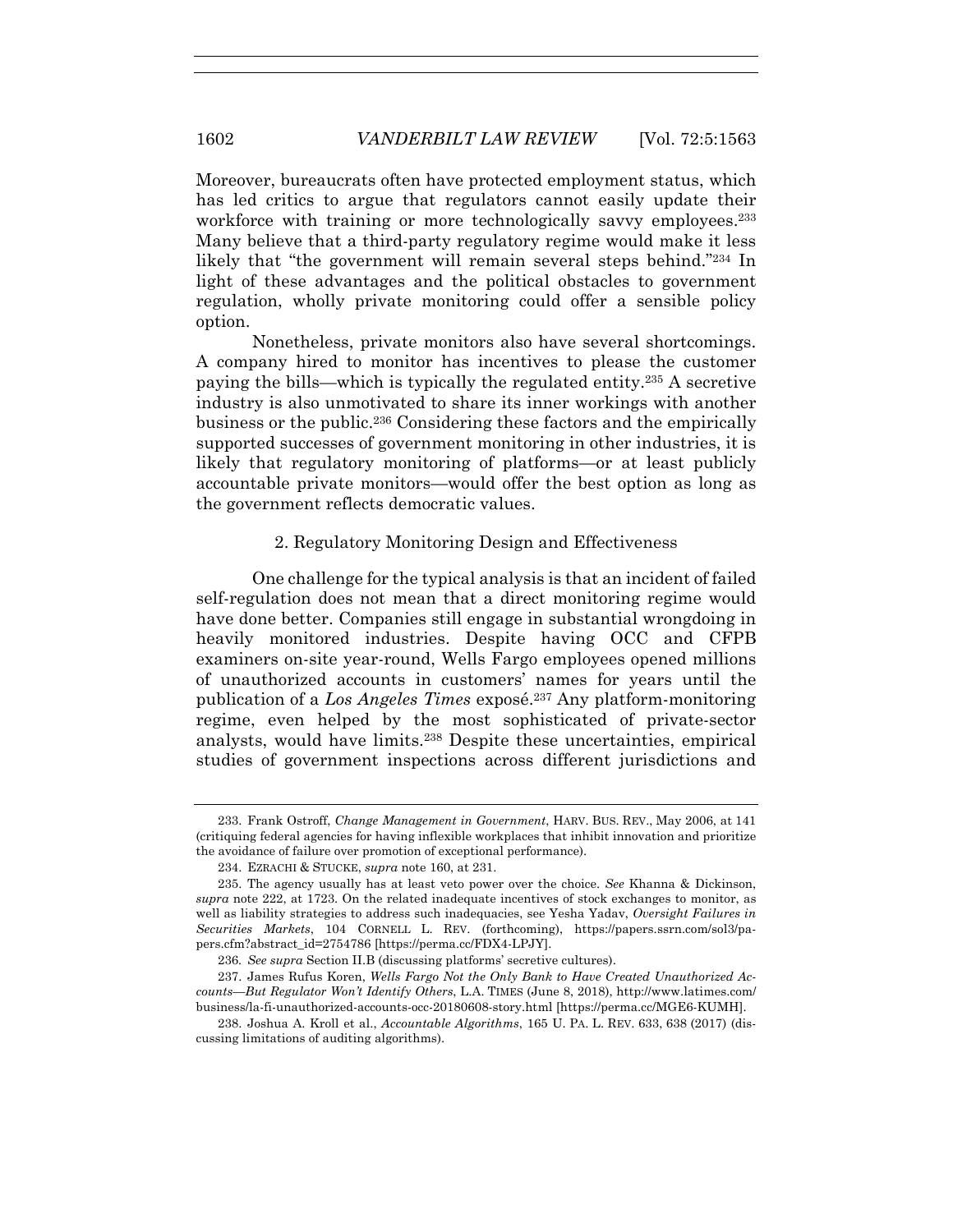Moreover, bureaucrats often have protected employment status, which has led critics to argue that regulators cannot easily update their workforce with training or more technologically savvy employees.[233] Many believe that a third-party regulatory regime would make it less likely that "the government will remain several steps behind."[234] In light of these advantages and the political obstacles to government regulation, wholly private monitoring could offer a sensible policy option.

Nonetheless, private monitors also have several shortcomings. A company hired to monitor has incentives to please the customer paying the bills—which is typically the regulated entity.[235] A secretive industry is also unmotivated to share its inner workings with another business or the public.[236] Considering these factors and the empirically supported successes of government monitoring in other industries, it is likely that regulatory monitoring of platforms—or at least publicly accountable private monitors—would offer the best option as long as the government reflects democratic values.

### 2. Regulatory Monitoring Design and Effectiveness

One challenge for the typical analysis is that an incident of failed self-regulation does not mean that a direct monitoring regime would have done better. Companies still engage in substantial wrongdoing in heavily monitored industries. Despite having OCC and CFPB examiners on-site year-round, Wells Fargo employees opened millions of unauthorized accounts in customers' names for years until the publication of a *Los Angeles Times* exposé.[237] Any platform-monitoring regime, even helped by the most sophisticated of private-sector analysts, would have limits.[238] Despite these uncertainties, empirical studies of government inspections across different jurisdictions and

---

233. Frank Ostroff, *Change Management in Government*, HARV. BUS. REV., May 2006, at 141 (critiquing federal agencies for having inflexible workplaces that inhibit innovation and prioritize the avoidance of failure over promotion of exceptional performance).

234. EZRACHI & STUCKE, *supra* note 160, at 231.

235. The agency usually has at least veto power over the choice. *See* Khanna & Dickinson, *supra* note 222, at 1723. On the related inadequate incentives of stock exchanges to monitor, as well as liability strategies to address such inadequacies, see Yesha Yadav, *Oversight Failures in Securities Markets*, 104 CORNELL L. REV. (forthcoming), https://papers.ssrn.com/sol3/papers.cfm?abstract_id=2754786 [https://perma.cc/FDX4-LPJY].

236. *See supra* Section II.B (discussing platforms' secretive cultures).

237. James Rufus Koren, *Wells Fargo Not the Only Bank to Have Created Unauthorized Accounts—But Regulator Won't Identify Others*, L.A. TIMES (June 8, 2018), http://www.latimes.com/business/la-fi-unauthorized-accounts-occ-20180608-story.html [https://perma.cc/MGE6-KUMH].

238. Joshua A. Kroll et al., *Accountable Algorithms*, 165 U. PA. L. REV. 633, 638 (2017) (discussing limitations of auditing algorithms).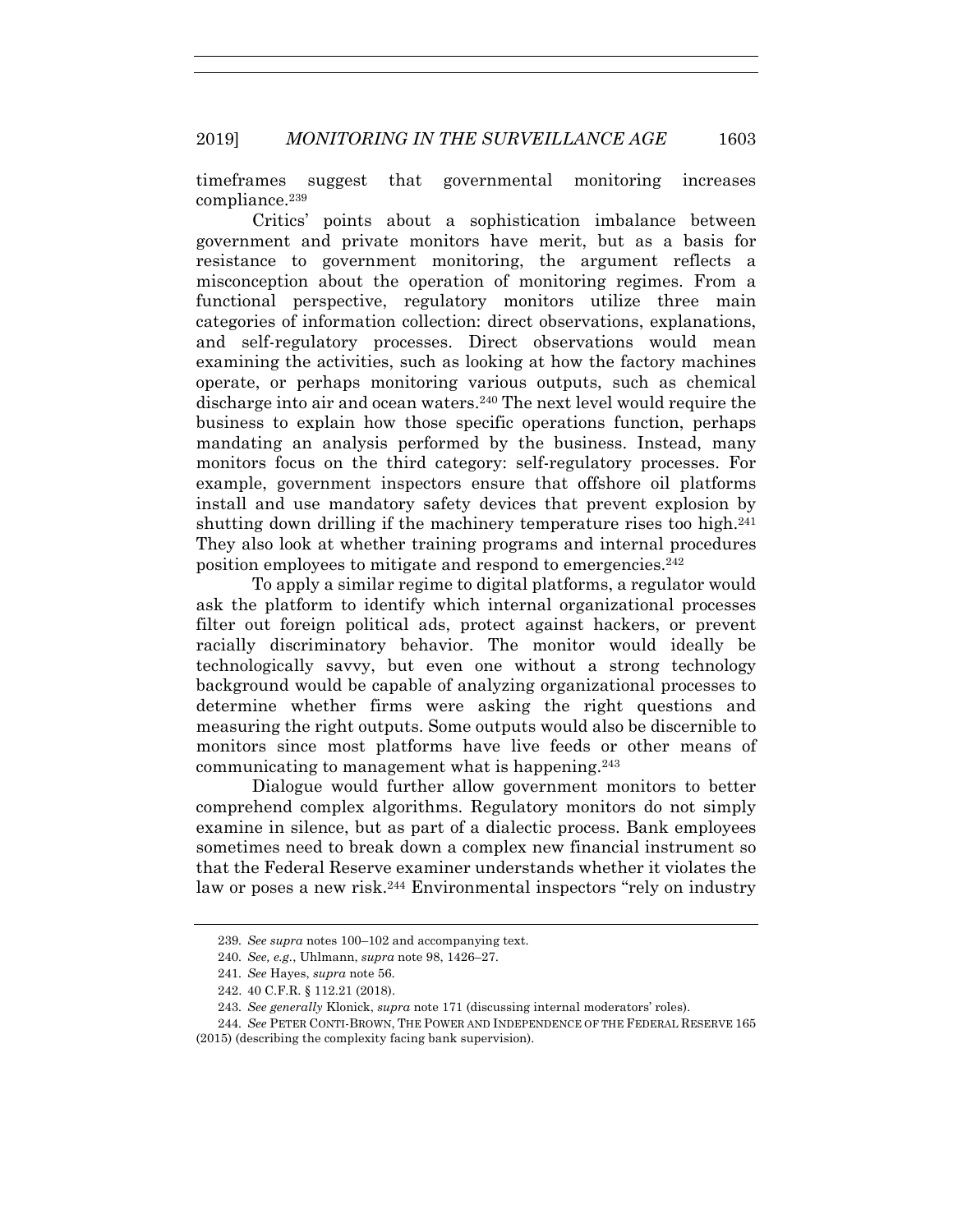timeframes suggest that governmental monitoring increases compliance.[239]

Critics' points about a sophistication imbalance between government and private monitors have merit, but as a basis for resistance to government monitoring, the argument reflects a misconception about the operation of monitoring regimes. From a functional perspective, regulatory monitors utilize three main categories of information collection: direct observations, explanations, and self-regulatory processes. Direct observations would mean examining the activities, such as looking at how the factory machines operate, or perhaps monitoring various outputs, such as chemical discharge into air and ocean waters.[240] The next level would require the business to explain how those specific operations function, perhaps mandating an analysis performed by the business. Instead, many monitors focus on the third category: self-regulatory processes. For example, government inspectors ensure that offshore oil platforms install and use mandatory safety devices that prevent explosion by shutting down drilling if the machinery temperature rises too high.[241] They also look at whether training programs and internal procedures position employees to mitigate and respond to emergencies.[242]

To apply a similar regime to digital platforms, a regulator would ask the platform to identify which internal organizational processes filter out foreign political ads, protect against hackers, or prevent racially discriminatory behavior. The monitor would ideally be technologically savvy, but even one without a strong technology background would be capable of analyzing organizational processes to determine whether firms were asking the right questions and measuring the right outputs. Some outputs would also be discernible to monitors since most platforms have live feeds or other means of communicating to management what is happening.[243]

Dialogue would further allow government monitors to better comprehend complex algorithms. Regulatory monitors do not simply examine in silence, but as part of a dialectic process. Bank employees sometimes need to break down a complex new financial instrument so that the Federal Reserve examiner understands whether it violates the law or poses a new risk.[244] Environmental inspectors "rely on industry

239. *See supra* notes 100–102 and accompanying text.

240. *See, e.g.*, Uhlmann, *supra* note 98, 1426–27.

241. *See* Hayes, *supra* note 56.

242. 40 C.F.R. § 112.21 (2018).

243. *See generally* Klonick, *supra* note 171 (discussing internal moderators' roles).

244. *See* PETER CONTI-BROWN, THE POWER AND INDEPENDENCE OF THE FEDERAL RESERVE 165 (2015) (describing the complexity facing bank supervision).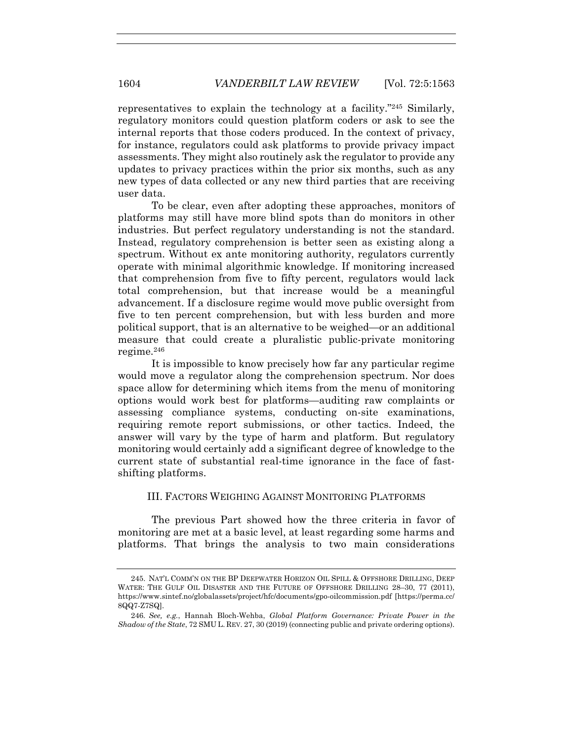representatives to explain the technology at a facility."[245] Similarly, regulatory monitors could question platform coders or ask to see the internal reports that those coders produced. In the context of privacy, for instance, regulators could ask platforms to provide privacy impact assessments. They might also routinely ask the regulator to provide any updates to privacy practices within the prior six months, such as any new types of data collected or any new third parties that are receiving user data.

To be clear, even after adopting these approaches, monitors of platforms may still have more blind spots than do monitors in other industries. But perfect regulatory understanding is not the standard. Instead, regulatory comprehension is better seen as existing along a spectrum. Without ex ante monitoring authority, regulators currently operate with minimal algorithmic knowledge. If monitoring increased that comprehension from five to fifty percent, regulators would lack total comprehension, but that increase would be a meaningful advancement. If a disclosure regime would move public oversight from five to ten percent comprehension, but with less burden and more political support, that is an alternative to be weighed—or an additional measure that could create a pluralistic public-private monitoring regime.[246]

It is impossible to know precisely how far any particular regime would move a regulator along the comprehension spectrum. Nor does space allow for determining which items from the menu of monitoring options would work best for platforms—auditing raw complaints or assessing compliance systems, conducting on-site examinations, requiring remote report submissions, or other tactics. Indeed, the answer will vary by the type of harm and platform. But regulatory monitoring would certainly add a significant degree of knowledge to the current state of substantial real-time ignorance in the face of fast-shifting platforms.

## III. FACTORS WEIGHING AGAINST MONITORING PLATFORMS

The previous Part showed how the three criteria in favor of monitoring are met at a basic level, at least regarding some harms and platforms. That brings the analysis to two main considerations

---

245. NAT'L COMM'N ON THE BP DEEPWATER HORIZON OIL SPILL & OFFSHORE DRILLING, DEEP WATER: THE GULF OIL DISASTER AND THE FUTURE OF OFFSHORE DRILLING 28–30, 77 (2011), https://www.sintef.no/globalassets/project/hfc/documents/gpo-oilcommission.pdf [https://perma.cc/8QQ7-Z7SQ].

246. *See, e.g.*, Hannah Bloch-Wehba, *Global Platform Governance: Private Power in the Shadow of the State*, 72 SMU L. REV. 27, 30 (2019) (connecting public and private ordering options).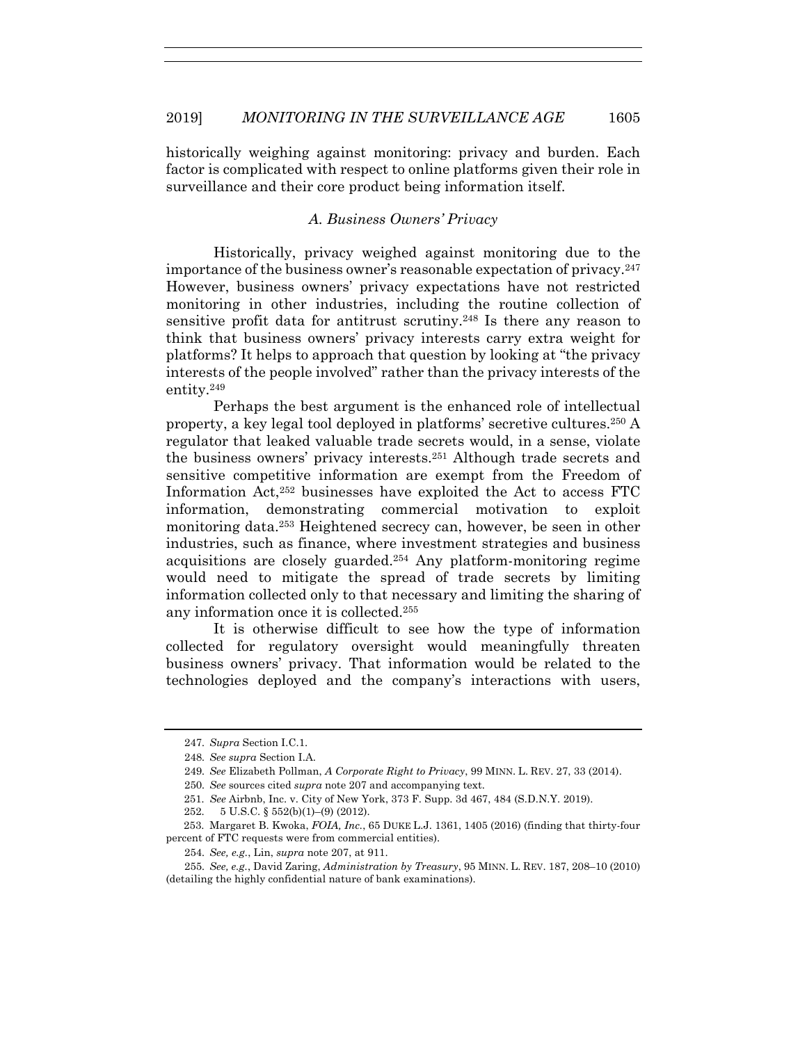historically weighing against monitoring: privacy and burden. Each factor is complicated with respect to online platforms given their role in surveillance and their core product being information itself.

### *A. Business Owners' Privacy*

Historically, privacy weighed against monitoring due to the importance of the business owner's reasonable expectation of privacy.[247] However, business owners' privacy expectations have not restricted monitoring in other industries, including the routine collection of sensitive profit data for antitrust scrutiny.[248] Is there any reason to think that business owners' privacy interests carry extra weight for platforms? It helps to approach that question by looking at "the privacy interests of the people involved" rather than the privacy interests of the entity.[249]

Perhaps the best argument is the enhanced role of intellectual property, a key legal tool deployed in platforms' secretive cultures.[250] A regulator that leaked valuable trade secrets would, in a sense, violate the business owners' privacy interests.[251] Although trade secrets and sensitive competitive information are exempt from the Freedom of Information Act,[252] businesses have exploited the Act to access FTC information, demonstrating commercial motivation to exploit monitoring data.[253] Heightened secrecy can, however, be seen in other industries, such as finance, where investment strategies and business acquisitions are closely guarded.[254] Any platform-monitoring regime would need to mitigate the spread of trade secrets by limiting information collected only to that necessary and limiting the sharing of any information once it is collected.[255]

It is otherwise difficult to see how the type of information collected for regulatory oversight would meaningfully threaten business owners' privacy. That information would be related to the technologies deployed and the company's interactions with users,

---

247. *Supra* Section I.C.1.

248. *See supra* Section I.A.

249. *See* Elizabeth Pollman, *A Corporate Right to Privacy*, 99 MINN. L. REV. 27, 33 (2014).

250. *See* sources cited *supra* note 207 and accompanying text.

251. *See* Airbnb, Inc. v. City of New York, 373 F. Supp. 3d 467, 484 (S.D.N.Y. 2019).

252. 5 U.S.C. § 552(b)(1)–(9) (2012).

253. Margaret B. Kwoka, *FOIA, Inc.*, 65 DUKE L.J. 1361, 1405 (2016) (finding that thirty-four percent of FTC requests were from commercial entities).

254. *See, e.g.*, Lin, *supra* note 207, at 911.

255. *See, e.g.*, David Zaring, *Administration by Treasury*, 95 MINN. L. REV. 187, 208–10 (2010) (detailing the highly confidential nature of bank examinations).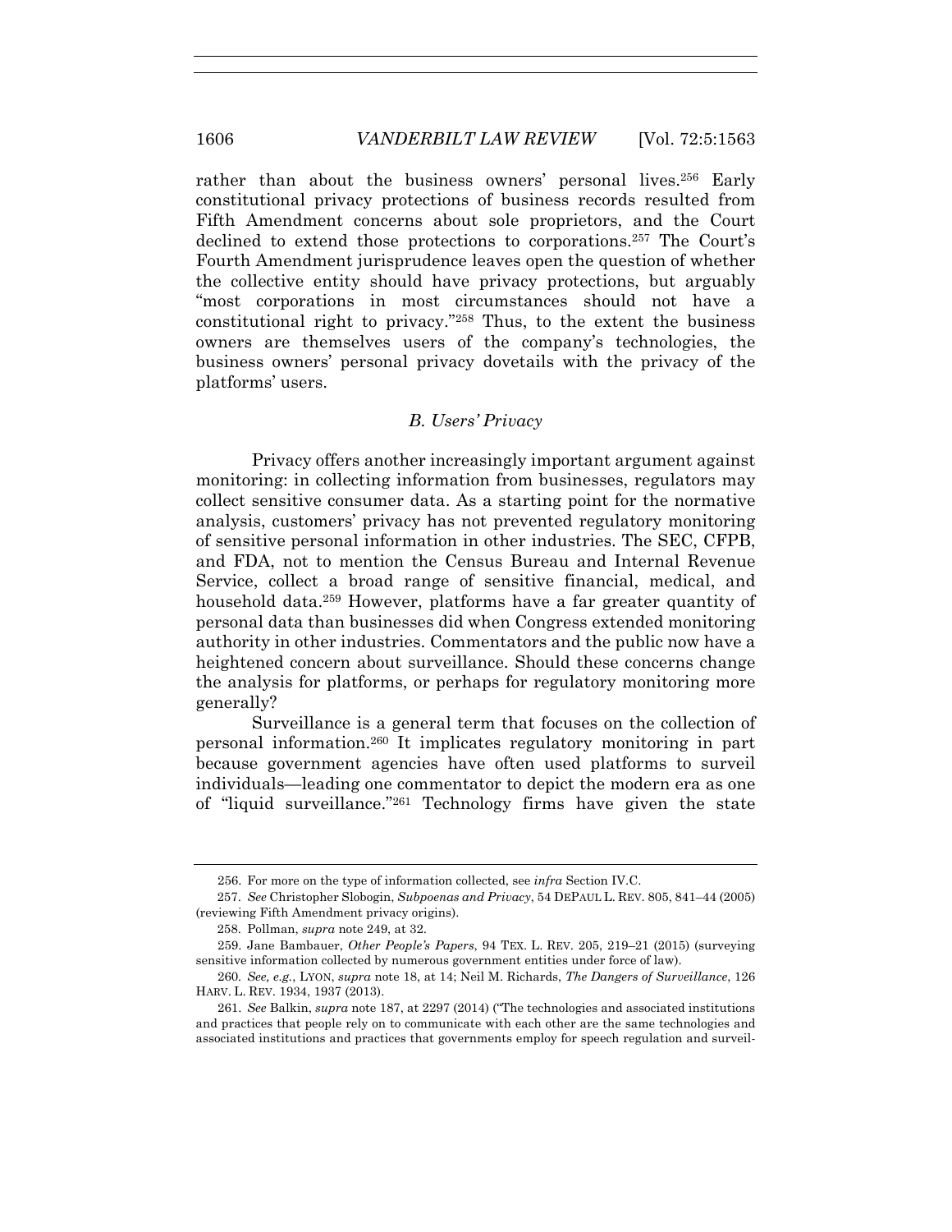rather than about the business owners' personal lives.[256] Early constitutional privacy protections of business records resulted from Fifth Amendment concerns about sole proprietors, and the Court declined to extend those protections to corporations.[257] The Court's Fourth Amendment jurisprudence leaves open the question of whether the collective entity should have privacy protections, but arguably "most corporations in most circumstances should not have a constitutional right to privacy."[258] Thus, to the extent the business owners are themselves users of the company's technologies, the business owners' personal privacy dovetails with the privacy of the platforms' users.

### *B. Users' Privacy*

Privacy offers another increasingly important argument against monitoring: in collecting information from businesses, regulators may collect sensitive consumer data. As a starting point for the normative analysis, customers' privacy has not prevented regulatory monitoring of sensitive personal information in other industries. The SEC, CFPB, and FDA, not to mention the Census Bureau and Internal Revenue Service, collect a broad range of sensitive financial, medical, and household data.[259] However, platforms have a far greater quantity of personal data than businesses did when Congress extended monitoring authority in other industries. Commentators and the public now have a heightened concern about surveillance. Should these concerns change the analysis for platforms, or perhaps for regulatory monitoring more generally?

Surveillance is a general term that focuses on the collection of personal information.[260] It implicates regulatory monitoring in part because government agencies have often used platforms to surveil individuals—leading one commentator to depict the modern era as one of "liquid surveillance."[261] Technology firms have given the state

---

256. For more on the type of information collected, see *infra* Section IV.C.

257. *See* Christopher Slobogin, *Subpoenas and Privacy*, 54 DEPAUL L. REV. 805, 841–44 (2005) (reviewing Fifth Amendment privacy origins).

258. Pollman, *supra* note 249, at 32.

259. Jane Bambauer, *Other People's Papers*, 94 TEX. L. REV. 205, 219–21 (2015) (surveying sensitive information collected by numerous government entities under force of law).

260. *See, e.g.*, LYON, *supra* note 18, at 14; Neil M. Richards, *The Dangers of Surveillance*, 126 HARV. L. REV. 1934, 1937 (2013).

261. *See* Balkin, *supra* note 187, at 2297 (2014) ("The technologies and associated institutions and practices that people rely on to communicate with each other are the same technologies and associated institutions and practices that governments employ for speech regulation and surveil-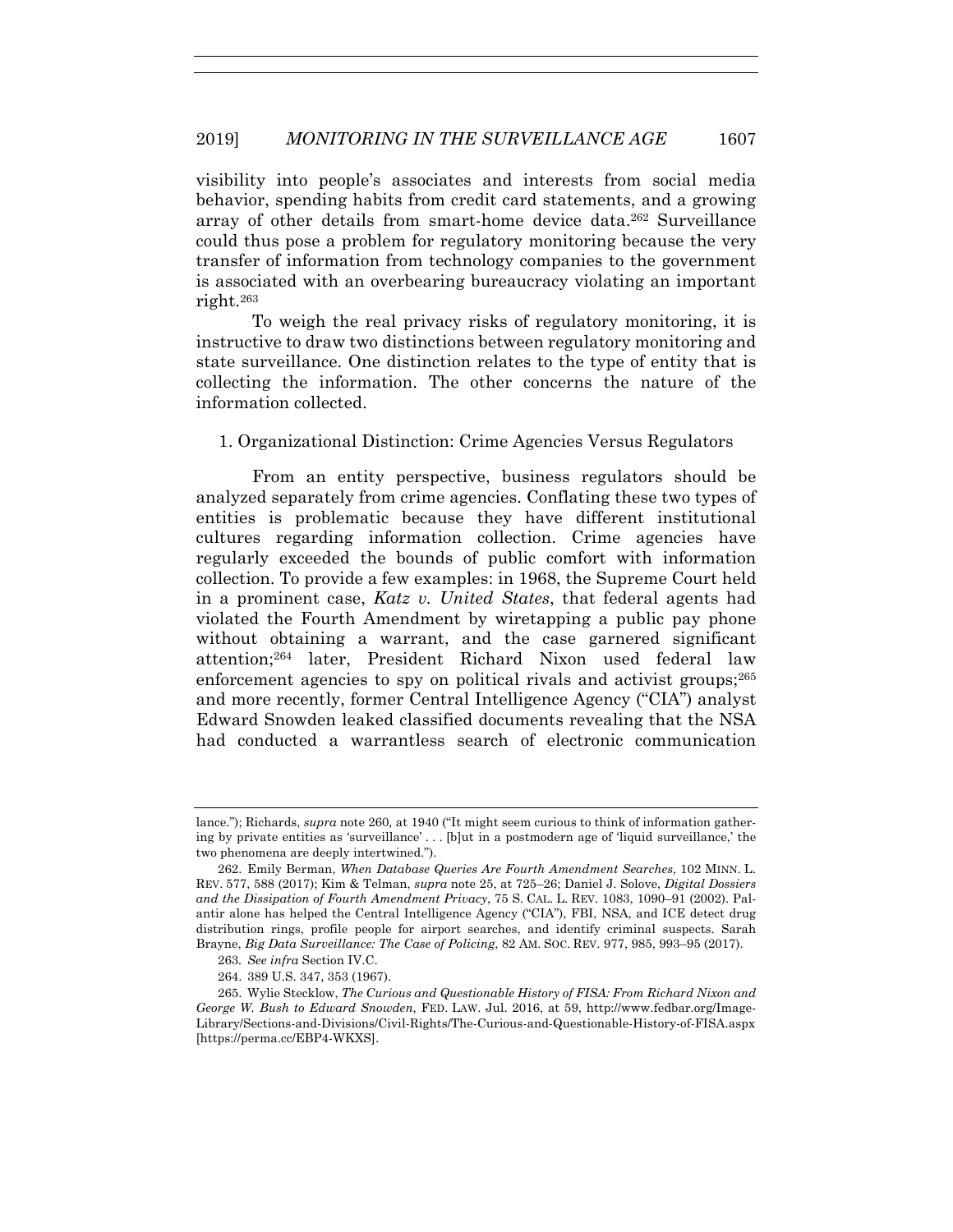visibility into people's associates and interests from social media behavior, spending habits from credit card statements, and a growing array of other details from smart-home device data.[262] Surveillance could thus pose a problem for regulatory monitoring because the very transfer of information from technology companies to the government is associated with an overbearing bureaucracy violating an important right.[263]

To weigh the real privacy risks of regulatory monitoring, it is instructive to draw two distinctions between regulatory monitoring and state surveillance. One distinction relates to the type of entity that is collecting the information. The other concerns the nature of the information collected.

### 1. Organizational Distinction: Crime Agencies Versus Regulators

From an entity perspective, business regulators should be analyzed separately from crime agencies. Conflating these two types of entities is problematic because they have different institutional cultures regarding information collection. Crime agencies have regularly exceeded the bounds of public comfort with information collection. To provide a few examples: in 1968, the Supreme Court held in a prominent case, *Katz v. United States*, that federal agents had violated the Fourth Amendment by wiretapping a public pay phone without obtaining a warrant, and the case garnered significant attention;[264] later, President Richard Nixon used federal law enforcement agencies to spy on political rivals and activist groups;[265] and more recently, former Central Intelligence Agency ("CIA") analyst Edward Snowden leaked classified documents revealing that the NSA had conducted a warrantless search of electronic communication

---

lance."); Richards, *supra* note 260, at 1940 ("It might seem curious to think of information gathering by private entities as 'surveillance' . . . [b]ut in a postmodern age of 'liquid surveillance,' the two phenomena are deeply intertwined.").

262. Emily Berman, *When Database Queries Are Fourth Amendment Searches*, 102 MINN. L. REV. 577, 588 (2017); Kim & Telman, *supra* note 25, at 725–26; Daniel J. Solove, *Digital Dossiers and the Dissipation of Fourth Amendment Privacy*, 75 S. CAL. L. REV. 1083, 1090–91 (2002). Palantir alone has helped the Central Intelligence Agency ("CIA"), FBI, NSA, and ICE detect drug distribution rings, profile people for airport searches, and identify criminal suspects. Sarah Brayne, *Big Data Surveillance: The Case of Policing*, 82 AM. SOC. REV. 977, 985, 993–95 (2017).

263. *See infra* Section IV.C.

264. 389 U.S. 347, 353 (1967).

265. Wylie Stecklow, *The Curious and Questionable History of FISA: From Richard Nixon and George W. Bush to Edward Snowden*, FED. LAW. Jul. 2016, at 59, http://www.fedbar.org/Image-Library/Sections-and-Divisions/Civil-Rights/The-Curious-and-Questionable-History-of-FISA.aspx [https://perma.cc/EBP4-WKXS].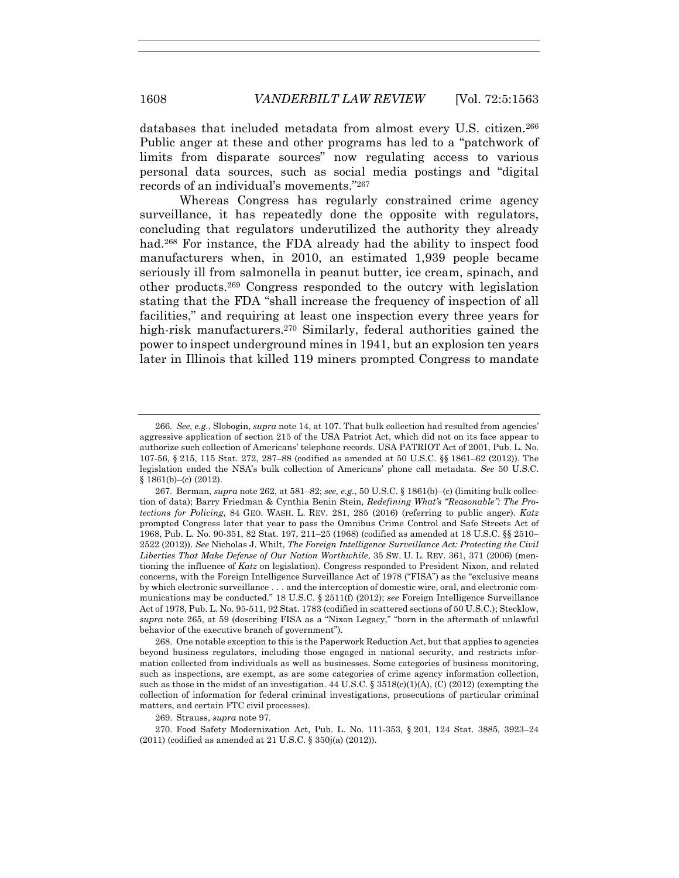databases that included metadata from almost every U.S. citizen.[266] Public anger at these and other programs has led to a "patchwork of limits from disparate sources" now regulating access to various personal data sources, such as social media postings and "digital records of an individual's movements."[267]

Whereas Congress has regularly constrained crime agency surveillance, it has repeatedly done the opposite with regulators, concluding that regulators underutilized the authority they already had.[268] For instance, the FDA already had the ability to inspect food manufacturers when, in 2010, an estimated 1,939 people became seriously ill from salmonella in peanut butter, ice cream, spinach, and other products.[269] Congress responded to the outcry with legislation stating that the FDA "shall increase the frequency of inspection of all facilities," and requiring at least one inspection every three years for high-risk manufacturers.[270] Similarly, federal authorities gained the power to inspect underground mines in 1941, but an explosion ten years later in Illinois that killed 119 miners prompted Congress to mandate

---

266. *See, e.g.*, Slobogin, *supra* note 14, at 107. That bulk collection had resulted from agencies' aggressive application of section 215 of the USA Patriot Act, which did not on its face appear to authorize such collection of Americans' telephone records. USA PATRIOT Act of 2001, Pub. L. No. 107-56, § 215, 115 Stat. 272, 287–88 (codified as amended at 50 U.S.C. §§ 1861–62 (2012)). The legislation ended the NSA's bulk collection of Americans' phone call metadata. *See* 50 U.S.C. § 1861(b)–(c) (2012).

267. Berman, *supra* note 262, at 581–82; *see, e.g.*, 50 U.S.C. § 1861(b)–(c) (limiting bulk collection of data); Barry Friedman & Cynthia Benin Stein, *Redefining What's "Reasonable": The Protections for Policing*, 84 GEO. WASH. L. REV. 281, 285 (2016) (referring to public anger). *Katz* prompted Congress later that year to pass the Omnibus Crime Control and Safe Streets Act of 1968, Pub. L. No. 90-351, 82 Stat. 197, 211–25 (1968) (codified as amended at 18 U.S.C. §§ 2510–2522 (2012)). *See* Nicholas J. Whilt, *The Foreign Intelligence Surveillance Act: Protecting the Civil Liberties That Make Defense of Our Nation Worthwhile*, 35 SW. U. L. REV. 361, 371 (2006) (mentioning the influence of *Katz* on legislation). Congress responded to President Nixon, and related concerns, with the Foreign Intelligence Surveillance Act of 1978 ("FISA") as the "exclusive means by which electronic surveillance . . . and the interception of domestic wire, oral, and electronic communications may be conducted." 18 U.S.C. § 2511(f) (2012); *see* Foreign Intelligence Surveillance Act of 1978, Pub. L. No. 95-511, 92 Stat. 1783 (codified in scattered sections of 50 U.S.C.); Stecklow, *supra* note 265, at 59 (describing FISA as a "Nixon Legacy," "born in the aftermath of unlawful behavior of the executive branch of government").

268. One notable exception to this is the Paperwork Reduction Act, but that applies to agencies beyond business regulators, including those engaged in national security, and restricts information collected from individuals as well as businesses. Some categories of business monitoring, such as inspections, are exempt, as are some categories of crime agency information collection, such as those in the midst of an investigation. 44 U.S.C. § 3518(c)(1)(A), (C) (2012) (exempting the collection of information for federal criminal investigations, prosecutions of particular criminal matters, and certain FTC civil processes).

269. Strauss, *supra* note 97.

270. Food Safety Modernization Act, Pub. L. No. 111-353, § 201, 124 Stat. 3885, 3923–24 (2011) (codified as amended at 21 U.S.C. § 350j(a) (2012)).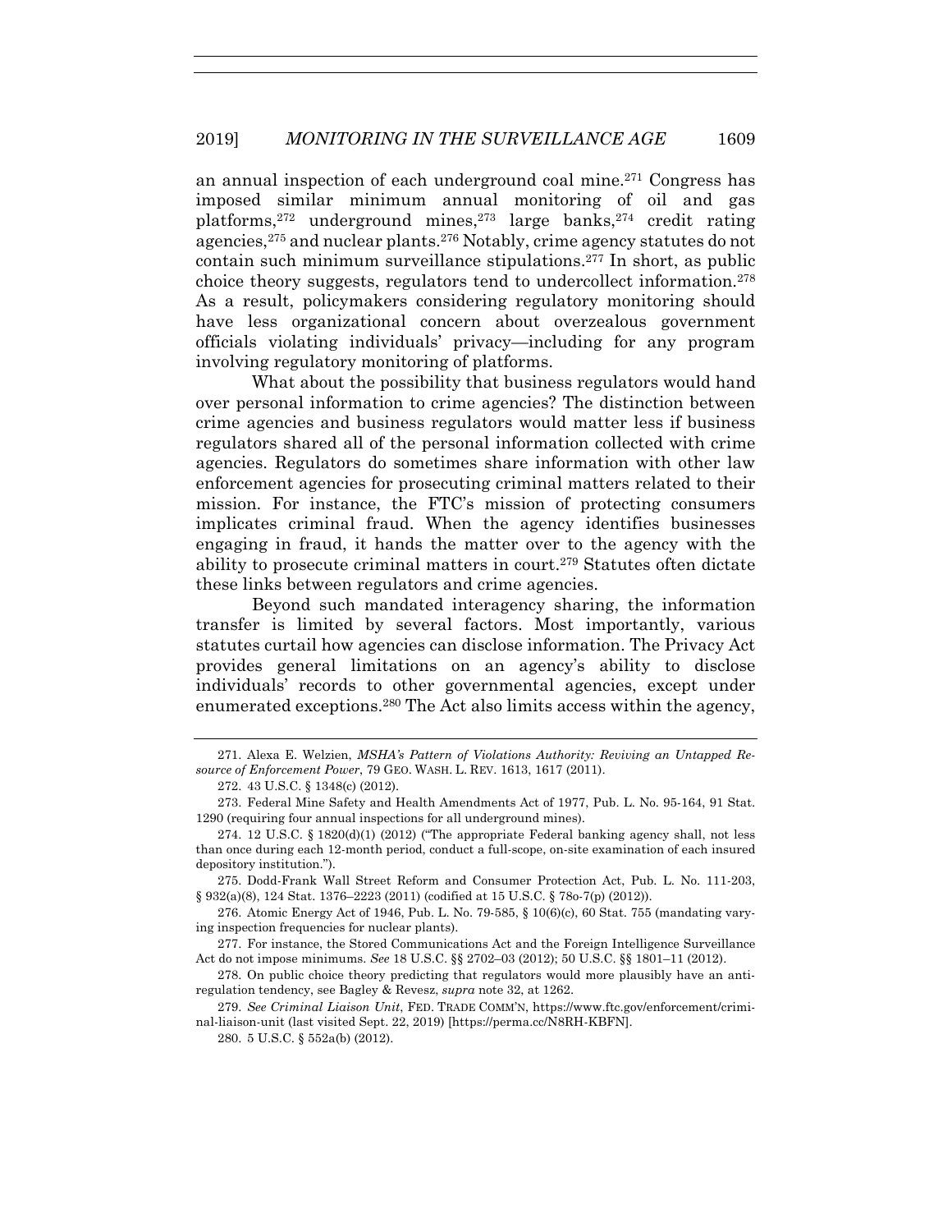an annual inspection of each underground coal mine.[271] Congress has imposed similar minimum annual monitoring of oil and gas platforms,[272] underground mines,[273] large banks,[274] credit rating agencies,[275] and nuclear plants.[276] Notably, crime agency statutes do not contain such minimum surveillance stipulations.[277] In short, as public choice theory suggests, regulators tend to undercollect information.[278] As a result, policymakers considering regulatory monitoring should have less organizational concern about overzealous government officials violating individuals' privacy—including for any program involving regulatory monitoring of platforms.

What about the possibility that business regulators would hand over personal information to crime agencies? The distinction between crime agencies and business regulators would matter less if business regulators shared all of the personal information collected with crime agencies. Regulators do sometimes share information with other law enforcement agencies for prosecuting criminal matters related to their mission. For instance, the FTC's mission of protecting consumers implicates criminal fraud. When the agency identifies businesses engaging in fraud, it hands the matter over to the agency with the ability to prosecute criminal matters in court.[279] Statutes often dictate these links between regulators and crime agencies.

Beyond such mandated interagency sharing, the information transfer is limited by several factors. Most importantly, various statutes curtail how agencies can disclose information. The Privacy Act provides general limitations on an agency's ability to disclose individuals' records to other governmental agencies, except under enumerated exceptions.[280] The Act also limits access within the agency,

---

271. Alexa E. Welzien, *MSHA's Pattern of Violations Authority: Reviving an Untapped Resource of Enforcement Power*, 79 GEO. WASH. L. REV. 1613, 1617 (2011).

272. 43 U.S.C. § 1348(c) (2012).

273. Federal Mine Safety and Health Amendments Act of 1977, Pub. L. No. 95-164, 91 Stat. 1290 (requiring four annual inspections for all underground mines).

274. 12 U.S.C. § 1820(d)(1) (2012) ("The appropriate Federal banking agency shall, not less than once during each 12-month period, conduct a full-scope, on-site examination of each insured depository institution.").

275. Dodd-Frank Wall Street Reform and Consumer Protection Act, Pub. L. No. 111-203, § 932(a)(8), 124 Stat. 1376–2223 (2011) (codified at 15 U.S.C. § 78o-7(p) (2012)).

276. Atomic Energy Act of 1946, Pub. L. No. 79-585, § 10(6)(c), 60 Stat. 755 (mandating varying inspection frequencies for nuclear plants).

277. For instance, the Stored Communications Act and the Foreign Intelligence Surveillance Act do not impose minimums. *See* 18 U.S.C. §§ 2702–03 (2012); 50 U.S.C. §§ 1801–11 (2012).

278. On public choice theory predicting that regulators would more plausibly have an anti-regulation tendency, see Bagley & Revesz, *supra* note 32, at 1262.

279. *See Criminal Liaison Unit*, FED. TRADE COMM'N, https://www.ftc.gov/enforcement/criminal-liaison-unit (last visited Sept. 22, 2019) [https://perma.cc/N8RH-KBFN].

280. 5 U.S.C. § 552a(b) (2012).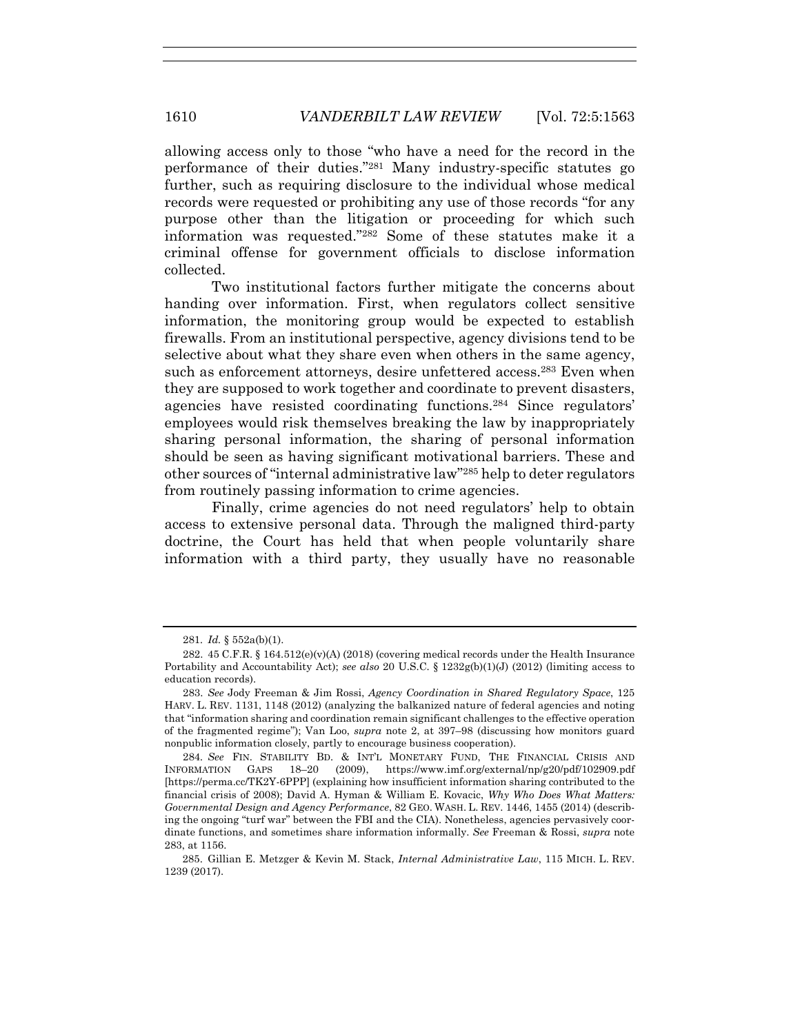allowing access only to those "who have a need for the record in the performance of their duties."[281] Many industry-specific statutes go further, such as requiring disclosure to the individual whose medical records were requested or prohibiting any use of those records "for any purpose other than the litigation or proceeding for which such information was requested."[282] Some of these statutes make it a criminal offense for government officials to disclose information collected.

Two institutional factors further mitigate the concerns about handing over information. First, when regulators collect sensitive information, the monitoring group would be expected to establish firewalls. From an institutional perspective, agency divisions tend to be selective about what they share even when others in the same agency, such as enforcement attorneys, desire unfettered access.[283] Even when they are supposed to work together and coordinate to prevent disasters, agencies have resisted coordinating functions.[284] Since regulators' employees would risk themselves breaking the law by inappropriately sharing personal information, the sharing of personal information should be seen as having significant motivational barriers. These and other sources of "internal administrative law"[285] help to deter regulators from routinely passing information to crime agencies.

Finally, crime agencies do not need regulators' help to obtain access to extensive personal data. Through the maligned third-party doctrine, the Court has held that when people voluntarily share information with a third party, they usually have no reasonable

---

281. *Id.* § 552a(b)(1).

282. 45 C.F.R. § 164.512(e)(v)(A) (2018) (covering medical records under the Health Insurance Portability and Accountability Act); *see also* 20 U.S.C. § 1232g(b)(1)(J) (2012) (limiting access to education records).

283. *See* Jody Freeman & Jim Rossi, *Agency Coordination in Shared Regulatory Space*, 125 HARV. L. REV. 1131, 1148 (2012) (analyzing the balkanized nature of federal agencies and noting that "information sharing and coordination remain significant challenges to the effective operation of the fragmented regime"); Van Loo, *supra* note 2, at 397–98 (discussing how monitors guard nonpublic information closely, partly to encourage business cooperation).

284. *See* FIN. STABILITY BD. & INT'L MONETARY FUND, THE FINANCIAL CRISIS AND INFORMATION GAPS 18–20 (2009), https://www.imf.org/external/np/g20/pdf/102909.pdf [https://perma.cc/TK2Y-6PPP] (explaining how insufficient information sharing contributed to the financial crisis of 2008); David A. Hyman & William E. Kovacic, *Why Who Does What Matters: Governmental Design and Agency Performance*, 82 GEO. WASH. L. REV. 1446, 1455 (2014) (describing the ongoing "turf war" between the FBI and the CIA). Nonetheless, agencies pervasively coordinate functions, and sometimes share information informally. *See* Freeman & Rossi, *supra* note 283, at 1156.

285. Gillian E. Metzger & Kevin M. Stack, *Internal Administrative Law*, 115 MICH. L. REV. 1239 (2017).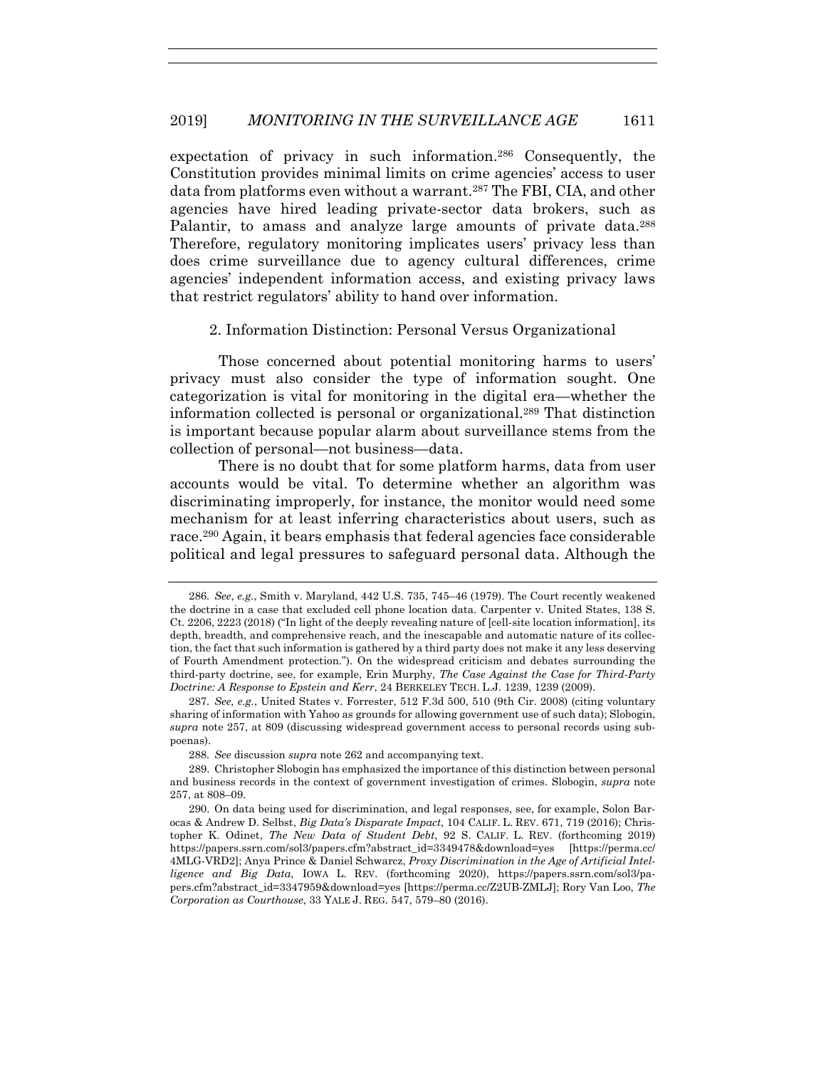expectation of privacy in such information.[286] Consequently, the Constitution provides minimal limits on crime agencies' access to user data from platforms even without a warrant.[287] The FBI, CIA, and other agencies have hired leading private-sector data brokers, such as Palantir, to amass and analyze large amounts of private data.[288] Therefore, regulatory monitoring implicates users' privacy less than does crime surveillance due to agency cultural differences, crime agencies' independent information access, and existing privacy laws that restrict regulators' ability to hand over information.

### 2. Information Distinction: Personal Versus Organizational

Those concerned about potential monitoring harms to users' privacy must also consider the type of information sought. One categorization is vital for monitoring in the digital era—whether the information collected is personal or organizational.[289] That distinction is important because popular alarm about surveillance stems from the collection of personal—not business—data.

There is no doubt that for some platform harms, data from user accounts would be vital. To determine whether an algorithm was discriminating improperly, for instance, the monitor would need some mechanism for at least inferring characteristics about users, such as race.[290] Again, it bears emphasis that federal agencies face considerable political and legal pressures to safeguard personal data. Although the

---

286. *See, e.g.*, Smith v. Maryland, 442 U.S. 735, 745–46 (1979). The Court recently weakened the doctrine in a case that excluded cell phone location data. Carpenter v. United States, 138 S. Ct. 2206, 2223 (2018) ("In light of the deeply revealing nature of [cell-site location information], its depth, breadth, and comprehensive reach, and the inescapable and automatic nature of its collection, the fact that such information is gathered by a third party does not make it any less deserving of Fourth Amendment protection."). On the widespread criticism and debates surrounding the third-party doctrine, see, for example, Erin Murphy, *The Case Against the Case for Third-Party Doctrine: A Response to Epstein and Kerr*, 24 BERKELEY TECH. L.J. 1239, 1239 (2009).

287. *See, e.g.*, United States v. Forrester, 512 F.3d 500, 510 (9th Cir. 2008) (citing voluntary sharing of information with Yahoo as grounds for allowing government use of such data); Slobogin, *supra* note 257, at 809 (discussing widespread government access to personal records using subpoenas).

288. *See* discussion *supra* note 262 and accompanying text.

289. Christopher Slobogin has emphasized the importance of this distinction between personal and business records in the context of government investigation of crimes. Slobogin, *supra* note 257, at 808–09.

290. On data being used for discrimination, and legal responses, see, for example, Solon Barocas & Andrew D. Selbst, *Big Data's Disparate Impact*, 104 CALIF. L. REV. 671, 719 (2016); Christopher K. Odinet, *The New Data of Student Debt*, 92 S. CALIF. L. REV. (forthcoming 2019) https://papers.ssrn.com/sol3/papers.cfm?abstract_id=3349478&download=yes [https://perma.cc/4MLG-VRD2]; Anya Prince & Daniel Schwarcz, *Proxy Discrimination in the Age of Artificial Intelligence and Big Data*, IOWA L. REV. (forthcoming 2020), https://papers.ssrn.com/sol3/papers.cfm?abstract_id=3347959&download=yes [https://perma.cc/Z2UB-ZMLJ]; Rory Van Loo, *The Corporation as Courthouse*, 33 YALE J. REG. 547, 579–80 (2016).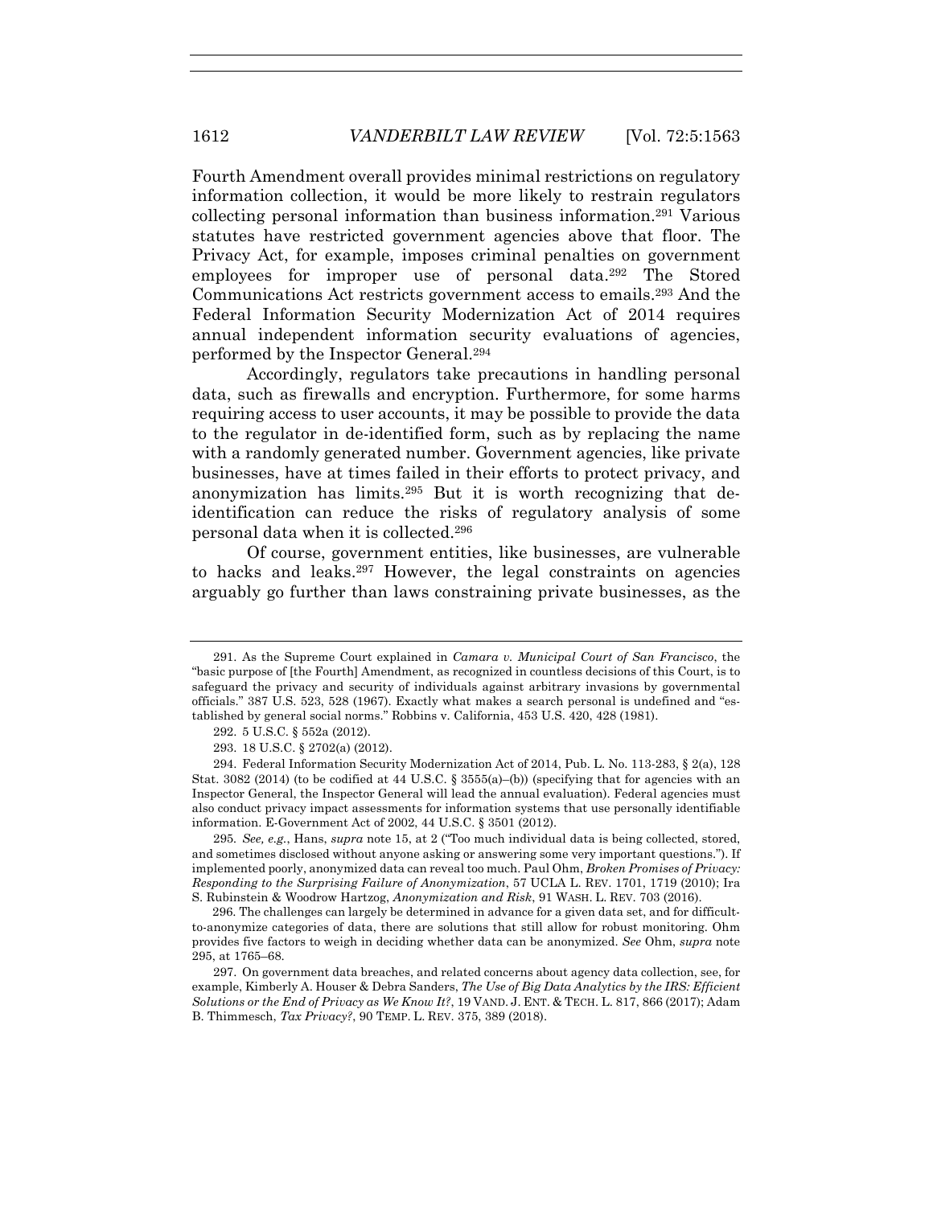Fourth Amendment overall provides minimal restrictions on regulatory information collection, it would be more likely to restrain regulators collecting personal information than business information.[291] Various statutes have restricted government agencies above that floor. The Privacy Act, for example, imposes criminal penalties on government employees for improper use of personal data.[292] The Stored Communications Act restricts government access to emails.[293] And the Federal Information Security Modernization Act of 2014 requires annual independent information security evaluations of agencies, performed by the Inspector General.[294]

Accordingly, regulators take precautions in handling personal data, such as firewalls and encryption. Furthermore, for some harms requiring access to user accounts, it may be possible to provide the data to the regulator in de-identified form, such as by replacing the name with a randomly generated number. Government agencies, like private businesses, have at times failed in their efforts to protect privacy, and anonymization has limits.[295] But it is worth recognizing that de-identification can reduce the risks of regulatory analysis of some personal data when it is collected.[296]

Of course, government entities, like businesses, are vulnerable to hacks and leaks.[297] However, the legal constraints on agencies arguably go further than laws constraining private businesses, as the

---

291. As the Supreme Court explained in *Camara v. Municipal Court of San Francisco*, the "basic purpose of [the Fourth] Amendment, as recognized in countless decisions of this Court, is to safeguard the privacy and security of individuals against arbitrary invasions by governmental officials." 387 U.S. 523, 528 (1967). Exactly what makes a search personal is undefined and "established by general social norms." Robbins v. California, 453 U.S. 420, 428 (1981).

292. 5 U.S.C. § 552a (2012).

293. 18 U.S.C. § 2702(a) (2012).

294. Federal Information Security Modernization Act of 2014, Pub. L. No. 113-283, § 2(a), 128 Stat. 3082 (2014) (to be codified at 44 U.S.C. § 3555(a)–(b)) (specifying that for agencies with an Inspector General, the Inspector General will lead the annual evaluation). Federal agencies must also conduct privacy impact assessments for information systems that use personally identifiable information. E-Government Act of 2002, 44 U.S.C. § 3501 (2012).

295. *See, e.g.*, Hans, *supra* note 15, at 2 ("Too much individual data is being collected, stored, and sometimes disclosed without anyone asking or answering some very important questions."). If implemented poorly, anonymized data can reveal too much. Paul Ohm, *Broken Promises of Privacy: Responding to the Surprising Failure of Anonymization*, 57 UCLA L. REV. 1701, 1719 (2010); Ira S. Rubinstein & Woodrow Hartzog, *Anonymization and Risk*, 91 WASH. L. REV. 703 (2016).

296. The challenges can largely be determined in advance for a given data set, and for difficult-to-anonymize categories of data, there are solutions that still allow for robust monitoring. Ohm provides five factors to weigh in deciding whether data can be anonymized. *See* Ohm, *supra* note 295, at 1765–68.

297. On government data breaches, and related concerns about agency data collection, see, for example, Kimberly A. Houser & Debra Sanders, *The Use of Big Data Analytics by the IRS: Efficient Solutions or the End of Privacy as We Know It?*, 19 VAND. J. ENT. & TECH. L. 817, 866 (2017); Adam B. Thimmesch, *Tax Privacy?*, 90 TEMP. L. REV. 375, 389 (2018).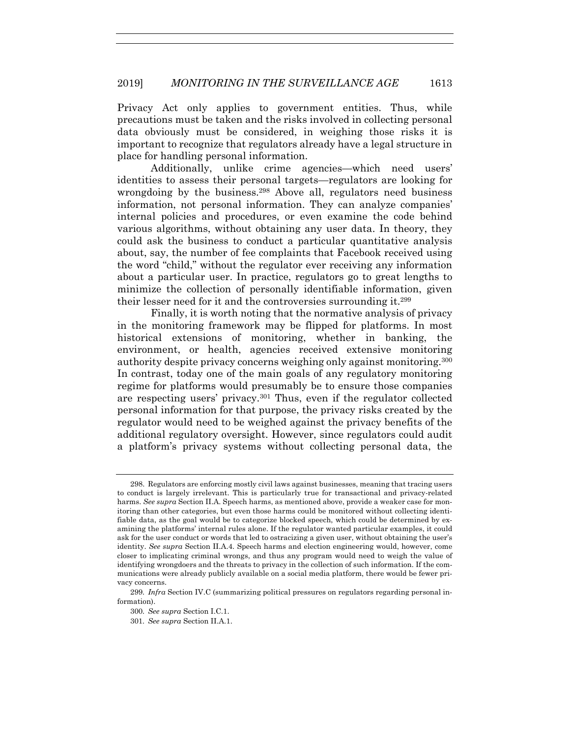Privacy Act only applies to government entities. Thus, while precautions must be taken and the risks involved in collecting personal data obviously must be considered, in weighing those risks it is important to recognize that regulators already have a legal structure in place for handling personal information.

Additionally, unlike crime agencies—which need users' identities to assess their personal targets—regulators are looking for wrongdoing by the business.[298] Above all, regulators need business information, not personal information. They can analyze companies' internal policies and procedures, or even examine the code behind various algorithms, without obtaining any user data. In theory, they could ask the business to conduct a particular quantitative analysis about, say, the number of fee complaints that Facebook received using the word "child," without the regulator ever receiving any information about a particular user. In practice, regulators go to great lengths to minimize the collection of personally identifiable information, given their lesser need for it and the controversies surrounding it.[299]

Finally, it is worth noting that the normative analysis of privacy in the monitoring framework may be flipped for platforms. In most historical extensions of monitoring, whether in banking, the environment, or health, agencies received extensive monitoring authority despite privacy concerns weighing only against monitoring.[300] In contrast, today one of the main goals of any regulatory monitoring regime for platforms would presumably be to ensure those companies are respecting users' privacy.[301] Thus, even if the regulator collected personal information for that purpose, the privacy risks created by the regulator would need to be weighed against the privacy benefits of the additional regulatory oversight. However, since regulators could audit a platform's privacy systems without collecting personal data, the

---

298. Regulators are enforcing mostly civil laws against businesses, meaning that tracing users to conduct is largely irrelevant. This is particularly true for transactional and privacy-related harms. *See supra* Section II.A. Speech harms, as mentioned above, provide a weaker case for monitoring than other categories, but even those harms could be monitored without collecting identifiable data, as the goal would be to categorize blocked speech, which could be determined by examining the platforms' internal rules alone. If the regulator wanted particular examples, it could ask for the user conduct or words that led to ostracizing a given user, without obtaining the user's identity. *See supra* Section II.A.4. Speech harms and election engineering would, however, come closer to implicating criminal wrongs, and thus any program would need to weigh the value of identifying wrongdoers and the threats to privacy in the collection of such information. If the communications were already publicly available on a social media platform, there would be fewer privacy concerns.

299. *Infra* Section IV.C (summarizing political pressures on regulators regarding personal information).

300. *See supra* Section I.C.1.

301. *See supra* Section II.A.1.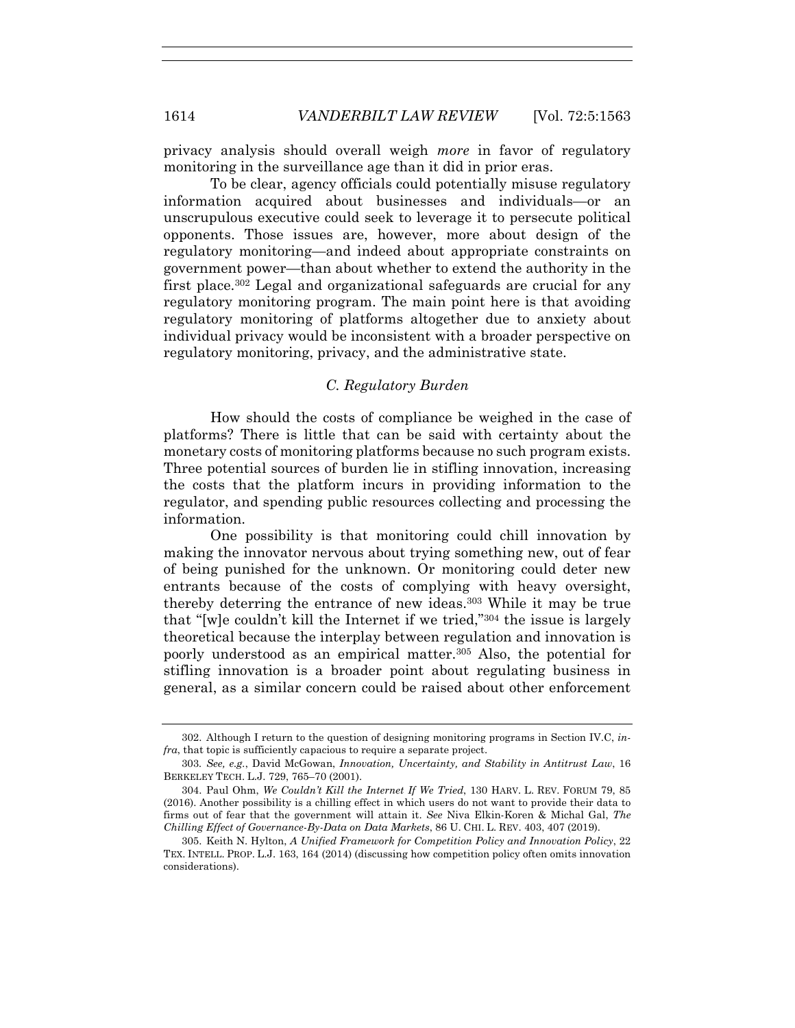privacy analysis should overall weigh *more* in favor of regulatory monitoring in the surveillance age than it did in prior eras.

To be clear, agency officials could potentially misuse regulatory information acquired about businesses and individuals—or an unscrupulous executive could seek to leverage it to persecute political opponents. Those issues are, however, more about design of the regulatory monitoring—and indeed about appropriate constraints on government power—than about whether to extend the authority in the first place.[302] Legal and organizational safeguards are crucial for any regulatory monitoring program. The main point here is that avoiding regulatory monitoring of platforms altogether due to anxiety about individual privacy would be inconsistent with a broader perspective on regulatory monitoring, privacy, and the administrative state.

### *C. Regulatory Burden*

How should the costs of compliance be weighed in the case of platforms? There is little that can be said with certainty about the monetary costs of monitoring platforms because no such program exists. Three potential sources of burden lie in stifling innovation, increasing the costs that the platform incurs in providing information to the regulator, and spending public resources collecting and processing the information.

One possibility is that monitoring could chill innovation by making the innovator nervous about trying something new, out of fear of being punished for the unknown. Or monitoring could deter new entrants because of the costs of complying with heavy oversight, thereby deterring the entrance of new ideas.[303] While it may be true that "[w]e couldn't kill the Internet if we tried,"[304] the issue is largely theoretical because the interplay between regulation and innovation is poorly understood as an empirical matter.[305] Also, the potential for stifling innovation is a broader point about regulating business in general, as a similar concern could be raised about other enforcement

---

302. Although I return to the question of designing monitoring programs in Section IV.C, *infra*, that topic is sufficiently capacious to require a separate project.

303. *See, e.g.*, David McGowan, *Innovation, Uncertainty, and Stability in Antitrust Law*, 16 BERKELEY TECH. L.J. 729, 765–70 (2001).

304. Paul Ohm, *We Couldn't Kill the Internet If We Tried*, 130 HARV. L. REV. FORUM 79, 85 (2016). Another possibility is a chilling effect in which users do not want to provide their data to firms out of fear that the government will attain it. *See* Niva Elkin-Koren & Michal Gal, *The Chilling Effect of Governance-By-Data on Data Markets*, 86 U. CHI. L. REV. 403, 407 (2019).

305. Keith N. Hylton, *A Unified Framework for Competition Policy and Innovation Policy*, 22 TEX. INTELL. PROP. L.J. 163, 164 (2014) (discussing how competition policy often omits innovation considerations).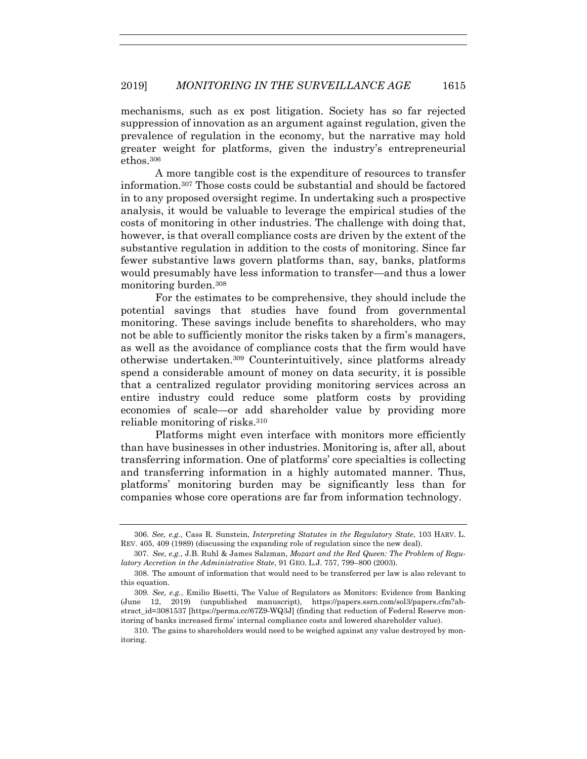mechanisms, such as ex post litigation. Society has so far rejected suppression of innovation as an argument against regulation, given the prevalence of regulation in the economy, but the narrative may hold greater weight for platforms, given the industry's entrepreneurial ethos.[306]

A more tangible cost is the expenditure of resources to transfer information.[307] Those costs could be substantial and should be factored in to any proposed oversight regime. In undertaking such a prospective analysis, it would be valuable to leverage the empirical studies of the costs of monitoring in other industries. The challenge with doing that, however, is that overall compliance costs are driven by the extent of the substantive regulation in addition to the costs of monitoring. Since far fewer substantive laws govern platforms than, say, banks, platforms would presumably have less information to transfer—and thus a lower monitoring burden.[308]

For the estimates to be comprehensive, they should include the potential savings that studies have found from governmental monitoring. These savings include benefits to shareholders, who may not be able to sufficiently monitor the risks taken by a firm's managers, as well as the avoidance of compliance costs that the firm would have otherwise undertaken.[309] Counterintuitively, since platforms already spend a considerable amount of money on data security, it is possible that a centralized regulator providing monitoring services across an entire industry could reduce some platform costs by providing economies of scale—or add shareholder value by providing more reliable monitoring of risks.[310]

Platforms might even interface with monitors more efficiently than have businesses in other industries. Monitoring is, after all, about transferring information. One of platforms' core specialties is collecting and transferring information in a highly automated manner. Thus, platforms' monitoring burden may be significantly less than for companies whose core operations are far from information technology.

---

306. *See, e.g.*, Cass R. Sunstein, *Interpreting Statutes in the Regulatory State*, 103 HARV. L. REV. 405, 409 (1989) (discussing the expanding role of regulation since the new deal).

307. *See, e.g.*, J.B. Ruhl & James Salzman, *Mozart and the Red Queen: The Problem of Regulatory Accretion in the Administrative State*, 91 GEO. L.J. 757, 799–800 (2003).

308. The amount of information that would need to be transferred per law is also relevant to this equation.

309. *See, e.g.*, Emilio Bisetti, The Value of Regulators as Monitors: Evidence from Banking (June 12, 2019) (unpublished manuscript), https://papers.ssrn.com/sol3/papers.cfm?abstract_id=3081537 [https://perma.cc/67Z9-WQ3J] (finding that reduction of Federal Reserve monitoring of banks increased firms' internal compliance costs and lowered shareholder value).

310. The gains to shareholders would need to be weighed against any value destroyed by monitoring.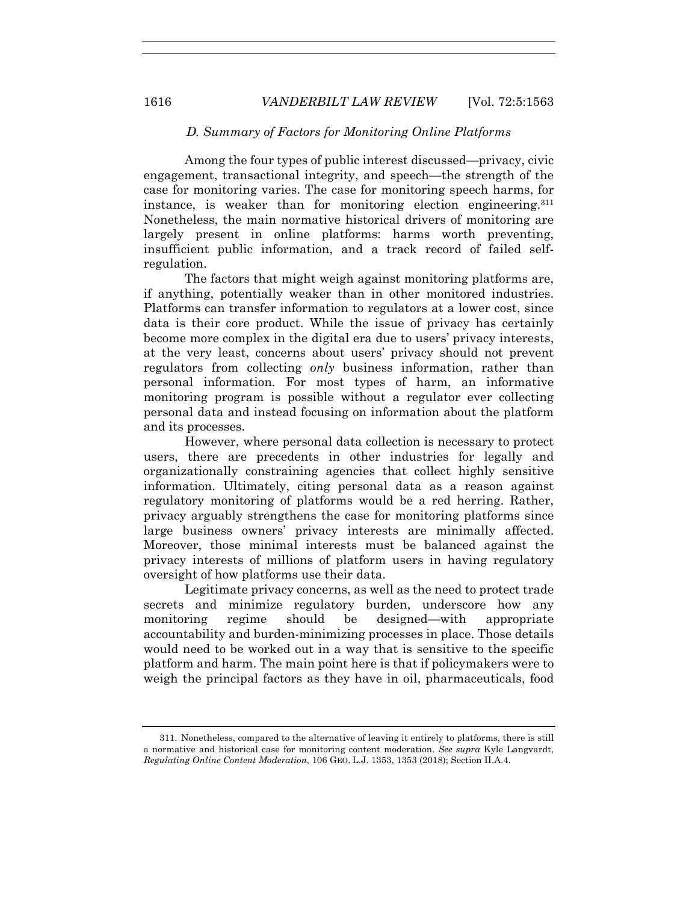### *D. Summary of Factors for Monitoring Online Platforms*

Among the four types of public interest discussed—privacy, civic engagement, transactional integrity, and speech—the strength of the case for monitoring varies. The case for monitoring speech harms, for instance, is weaker than for monitoring election engineering.[311] Nonetheless, the main normative historical drivers of monitoring are largely present in online platforms: harms worth preventing, insufficient public information, and a track record of failed self-regulation.

The factors that might weigh against monitoring platforms are, if anything, potentially weaker than in other monitored industries. Platforms can transfer information to regulators at a lower cost, since data is their core product. While the issue of privacy has certainly become more complex in the digital era due to users' privacy interests, at the very least, concerns about users' privacy should not prevent regulators from collecting *only* business information, rather than personal information. For most types of harm, an informative monitoring program is possible without a regulator ever collecting personal data and instead focusing on information about the platform and its processes.

However, where personal data collection is necessary to protect users, there are precedents in other industries for legally and organizationally constraining agencies that collect highly sensitive information. Ultimately, citing personal data as a reason against regulatory monitoring of platforms would be a red herring. Rather, privacy arguably strengthens the case for monitoring platforms since large business owners' privacy interests are minimally affected. Moreover, those minimal interests must be balanced against the privacy interests of millions of platform users in having regulatory oversight of how platforms use their data.

Legitimate privacy concerns, as well as the need to protect trade secrets and minimize regulatory burden, underscore how any monitoring regime should be designed—with appropriate accountability and burden-minimizing processes in place. Those details would need to be worked out in a way that is sensitive to the specific platform and harm. The main point here is that if policymakers were to weigh the principal factors as they have in oil, pharmaceuticals, food

311. Nonetheless, compared to the alternative of leaving it entirely to platforms, there is still a normative and historical case for monitoring content moderation. *See supra* Kyle Langvardt, *Regulating Online Content Moderation*, 106 GEO. L.J. 1353, 1353 (2018); Section II.A.4.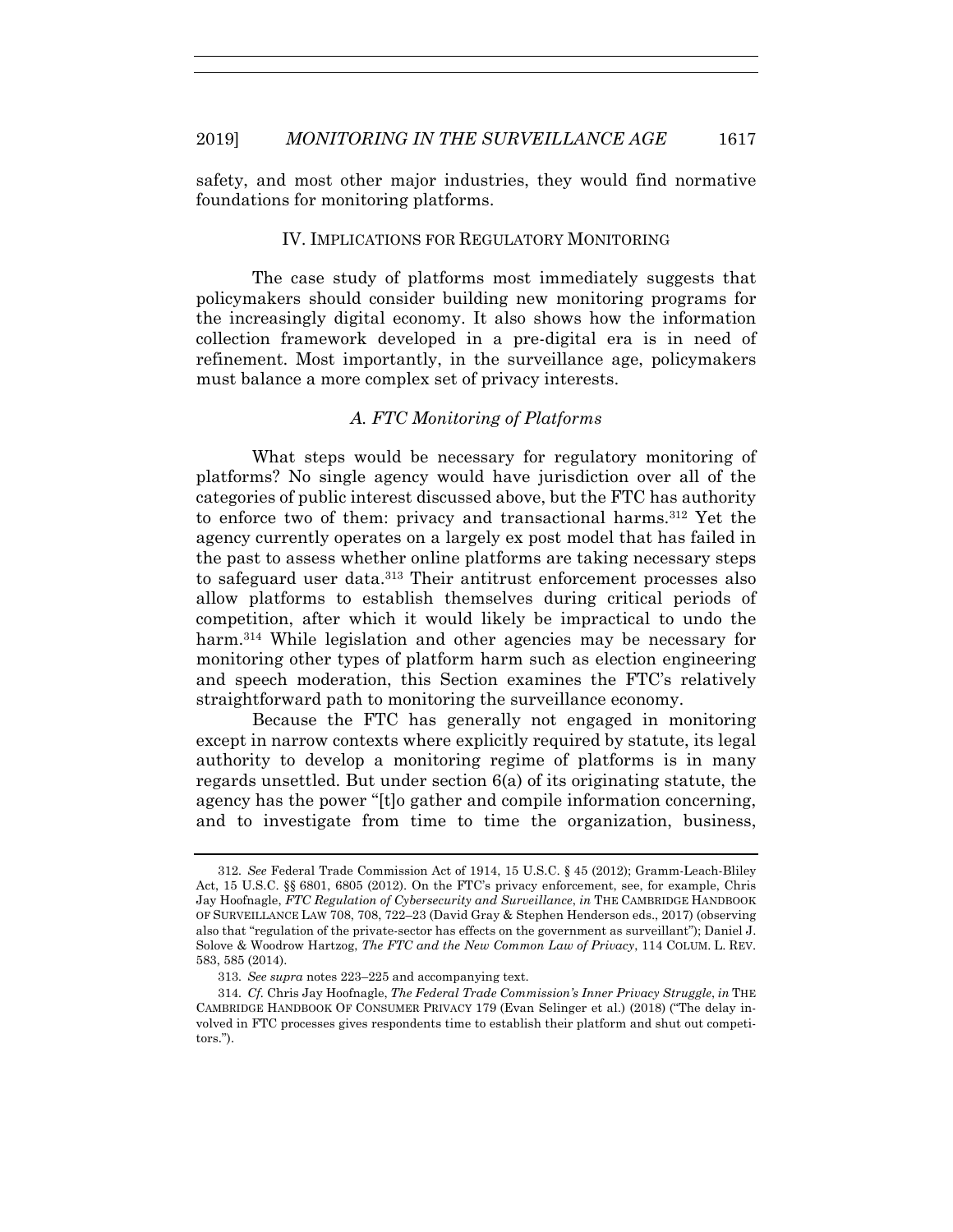safety, and most other major industries, they would find normative foundations for monitoring platforms.

## IV. IMPLICATIONS FOR REGULATORY MONITORING

The case study of platforms most immediately suggests that policymakers should consider building new monitoring programs for the increasingly digital economy. It also shows how the information collection framework developed in a pre-digital era is in need of refinement. Most importantly, in the surveillance age, policymakers must balance a more complex set of privacy interests.

### *A. FTC Monitoring of Platforms*

What steps would be necessary for regulatory monitoring of platforms? No single agency would have jurisdiction over all of the categories of public interest discussed above, but the FTC has authority to enforce two of them: privacy and transactional harms.[312] Yet the agency currently operates on a largely ex post model that has failed in the past to assess whether online platforms are taking necessary steps to safeguard user data.[313] Their antitrust enforcement processes also allow platforms to establish themselves during critical periods of competition, after which it would likely be impractical to undo the harm.[314] While legislation and other agencies may be necessary for monitoring other types of platform harm such as election engineering and speech moderation, this Section examines the FTC's relatively straightforward path to monitoring the surveillance economy.

Because the FTC has generally not engaged in monitoring except in narrow contexts where explicitly required by statute, its legal authority to develop a monitoring regime of platforms is in many regards unsettled. But under section 6(a) of its originating statute, the agency has the power "[t]o gather and compile information concerning, and to investigate from time to time the organization, business,

---

312. *See* Federal Trade Commission Act of 1914, 15 U.S.C. § 45 (2012); Gramm-Leach-Bliley Act, 15 U.S.C. §§ 6801, 6805 (2012). On the FTC's privacy enforcement, see, for example, Chris Jay Hoofnagle, *FTC Regulation of Cybersecurity and Surveillance*, *in* THE CAMBRIDGE HANDBOOK OF SURVEILLANCE LAW 708, 708, 722–23 (David Gray & Stephen Henderson eds., 2017) (observing also that "regulation of the private-sector has effects on the government as surveillant"); Daniel J. Solove & Woodrow Hartzog, *The FTC and the New Common Law of Privacy*, 114 COLUM. L. REV. 583, 585 (2014).

313. *See supra* notes 223–225 and accompanying text.

314. *Cf.* Chris Jay Hoofnagle, *The Federal Trade Commission's Inner Privacy Struggle*, *in* THE CAMBRIDGE HANDBOOK OF CONSUMER PRIVACY 179 (Evan Selinger et al.) (2018) ("The delay involved in FTC processes gives respondents time to establish their platform and shut out competitors.").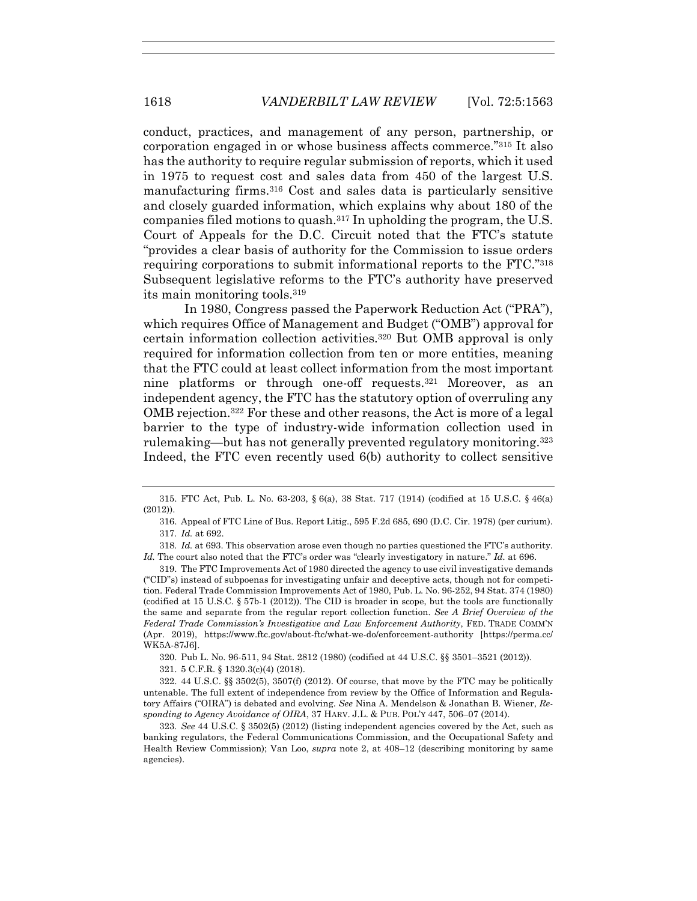conduct, practices, and management of any person, partnership, or corporation engaged in or whose business affects commerce."[315] It also has the authority to require regular submission of reports, which it used in 1975 to request cost and sales data from 450 of the largest U.S. manufacturing firms.[316] Cost and sales data is particularly sensitive and closely guarded information, which explains why about 180 of the companies filed motions to quash.[317] In upholding the program, the U.S. Court of Appeals for the D.C. Circuit noted that the FTC's statute "provides a clear basis of authority for the Commission to issue orders requiring corporations to submit informational reports to the FTC."[318] Subsequent legislative reforms to the FTC's authority have preserved its main monitoring tools.[319]

In 1980, Congress passed the Paperwork Reduction Act ("PRA"), which requires Office of Management and Budget ("OMB") approval for certain information collection activities.[320] But OMB approval is only required for information collection from ten or more entities, meaning that the FTC could at least collect information from the most important nine platforms or through one-off requests.[321] Moreover, as an independent agency, the FTC has the statutory option of overruling any OMB rejection.[322] For these and other reasons, the Act is more of a legal barrier to the type of industry-wide information collection used in rulemaking—but has not generally prevented regulatory monitoring.[323] Indeed, the FTC even recently used 6(b) authority to collect sensitive

---

315. FTC Act, Pub. L. No. 63-203, § 6(a), 38 Stat. 717 (1914) (codified at 15 U.S.C. § 46(a) (2012)).

316. Appeal of FTC Line of Bus. Report Litig., 595 F.2d 685, 690 (D.C. Cir. 1978) (per curium).

317. *Id.* at 692.

318. *Id.* at 693. This observation arose even though no parties questioned the FTC's authority. *Id.* The court also noted that the FTC's order was "clearly investigatory in nature." *Id.* at 696.

319. The FTC Improvements Act of 1980 directed the agency to use civil investigative demands ("CID"s) instead of subpoenas for investigating unfair and deceptive acts, though not for competition. Federal Trade Commission Improvements Act of 1980, Pub. L. No. 96-252, 94 Stat. 374 (1980) (codified at 15 U.S.C. § 57b-1 (2012)). The CID is broader in scope, but the tools are functionally the same and separate from the regular report collection function. *See A Brief Overview of the Federal Trade Commission's Investigative and Law Enforcement Authority*, FED. TRADE COMM'N (Apr. 2019), https://www.ftc.gov/about-ftc/what-we-do/enforcement-authority [https://perma.cc/WK5A-87J6].

320. Pub L. No. 96-511, 94 Stat. 2812 (1980) (codified at 44 U.S.C. §§ 3501–3521 (2012)).

321. 5 C.F.R. § 1320.3(c)(4) (2018).

322. 44 U.S.C. §§ 3502(5), 3507(f) (2012). Of course, that move by the FTC may be politically untenable. The full extent of independence from review by the Office of Information and Regulatory Affairs ("OIRA") is debated and evolving. *See* Nina A. Mendelson & Jonathan B. Wiener, *Responding to Agency Avoidance of OIRA*, 37 HARV. J.L. & PUB. POL'Y 447, 506–07 (2014).

323. *See* 44 U.S.C. § 3502(5) (2012) (listing independent agencies covered by the Act, such as banking regulators, the Federal Communications Commission, and the Occupational Safety and Health Review Commission); Van Loo, *supra* note 2, at 408–12 (describing monitoring by same agencies).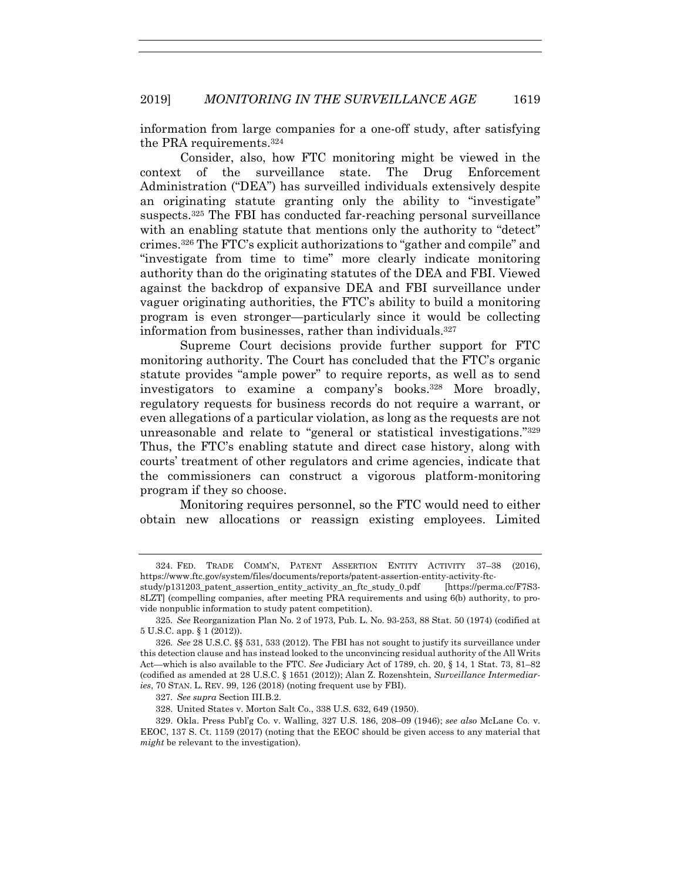information from large companies for a one-off study, after satisfying the PRA requirements.[324]

Consider, also, how FTC monitoring might be viewed in the context of the surveillance state. The Drug Enforcement Administration ("DEA") has surveilled individuals extensively despite an originating statute granting only the ability to "investigate" suspects.[325] The FBI has conducted far-reaching personal surveillance with an enabling statute that mentions only the authority to "detect" crimes.[326] The FTC's explicit authorizations to "gather and compile" and "investigate from time to time" more clearly indicate monitoring authority than do the originating statutes of the DEA and FBI. Viewed against the backdrop of expansive DEA and FBI surveillance under vaguer originating authorities, the FTC's ability to build a monitoring program is even stronger—particularly since it would be collecting information from businesses, rather than individuals.[327]

Supreme Court decisions provide further support for FTC monitoring authority. The Court has concluded that the FTC's organic statute provides "ample power" to require reports, as well as to send investigators to examine a company's books.[328] More broadly, regulatory requests for business records do not require a warrant, or even allegations of a particular violation, as long as the requests are not unreasonable and relate to "general or statistical investigations."[329] Thus, the FTC's enabling statute and direct case history, along with courts' treatment of other regulators and crime agencies, indicate that the commissioners can construct a vigorous platform-monitoring program if they so choose.

Monitoring requires personnel, so the FTC would need to either obtain new allocations or reassign existing employees. Limited

---

324. FED. TRADE COMM'N, PATENT ASSERTION ENTITY ACTIVITY 37–38 (2016), https://www.ftc.gov/system/files/documents/reports/patent-assertion-entity-activity-ftc-study/p131203_patent_assertion_entity_activity_an_ftc_study_0.pdf [https://perma.cc/F7S3-8LZT] (compelling companies, after meeting PRA requirements and using 6(b) authority, to provide nonpublic information to study patent competition).

325. *See* Reorganization Plan No. 2 of 1973, Pub. L. No. 93-253, 88 Stat. 50 (1974) (codified at 5 U.S.C. app. § 1 (2012)).

326. *See* 28 U.S.C. §§ 531, 533 (2012). The FBI has not sought to justify its surveillance under this detection clause and has instead looked to the unconvincing residual authority of the All Writs Act—which is also available to the FTC. *See* Judiciary Act of 1789, ch. 20, § 14, 1 Stat. 73, 81–82 (codified as amended at 28 U.S.C. § 1651 (2012)); Alan Z. Rozenshtein, *Surveillance Intermediaries*, 70 STAN. L. REV. 99, 126 (2018) (noting frequent use by FBI).

327. *See supra* Section III.B.2.

328. United States v. Morton Salt Co., 338 U.S. 632, 649 (1950).

329. Okla. Press Publ'g Co. v. Walling, 327 U.S. 186, 208–09 (1946); *see also* McLane Co. v. EEOC, 137 S. Ct. 1159 (2017) (noting that the EEOC should be given access to any material that *might* be relevant to the investigation).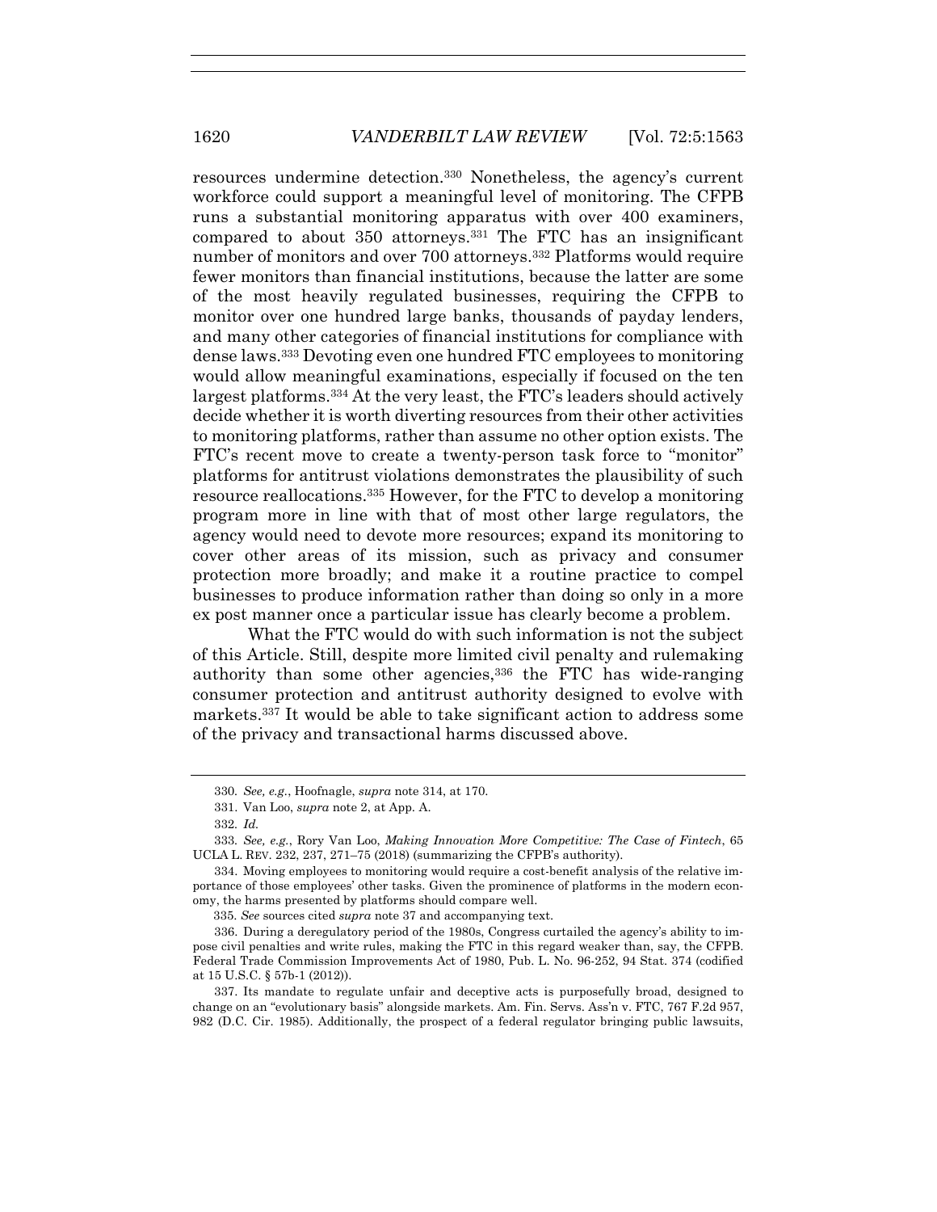resources undermine detection.[330] Nonetheless, the agency's current workforce could support a meaningful level of monitoring. The CFPB runs a substantial monitoring apparatus with over 400 examiners, compared to about 350 attorneys.[331] The FTC has an insignificant number of monitors and over 700 attorneys.[332] Platforms would require fewer monitors than financial institutions, because the latter are some of the most heavily regulated businesses, requiring the CFPB to monitor over one hundred large banks, thousands of payday lenders, and many other categories of financial institutions for compliance with dense laws.[333] Devoting even one hundred FTC employees to monitoring would allow meaningful examinations, especially if focused on the ten largest platforms.[334] At the very least, the FTC's leaders should actively decide whether it is worth diverting resources from their other activities to monitoring platforms, rather than assume no other option exists. The FTC's recent move to create a twenty-person task force to "monitor" platforms for antitrust violations demonstrates the plausibility of such resource reallocations.[335] However, for the FTC to develop a monitoring program more in line with that of most other large regulators, the agency would need to devote more resources; expand its monitoring to cover other areas of its mission, such as privacy and consumer protection more broadly; and make it a routine practice to compel businesses to produce information rather than doing so only in a more ex post manner once a particular issue has clearly become a problem.

What the FTC would do with such information is not the subject of this Article. Still, despite more limited civil penalty and rulemaking authority than some other agencies,[336] the FTC has wide-ranging consumer protection and antitrust authority designed to evolve with markets.[337] It would be able to take significant action to address some of the privacy and transactional harms discussed above.

---

330. *See, e.g.*, Hoofnagle, *supra* note 314, at 170.

331. Van Loo, *supra* note 2, at App. A.

332. *Id.*

333. *See, e.g.*, Rory Van Loo, *Making Innovation More Competitive: The Case of Fintech*, 65 UCLA L. REV. 232, 237, 271–75 (2018) (summarizing the CFPB's authority).

334. Moving employees to monitoring would require a cost-benefit analysis of the relative importance of those employees' other tasks. Given the prominence of platforms in the modern economy, the harms presented by platforms should compare well.

335. *See* sources cited *supra* note 37 and accompanying text.

336. During a deregulatory period of the 1980s, Congress curtailed the agency's ability to impose civil penalties and write rules, making the FTC in this regard weaker than, say, the CFPB. Federal Trade Commission Improvements Act of 1980, Pub. L. No. 96-252, 94 Stat. 374 (codified at 15 U.S.C. § 57b-1 (2012)).

337. Its mandate to regulate unfair and deceptive acts is purposefully broad, designed to change on an "evolutionary basis" alongside markets. Am. Fin. Servs. Ass'n v. FTC, 767 F.2d 957, 982 (D.C. Cir. 1985). Additionally, the prospect of a federal regulator bringing public lawsuits,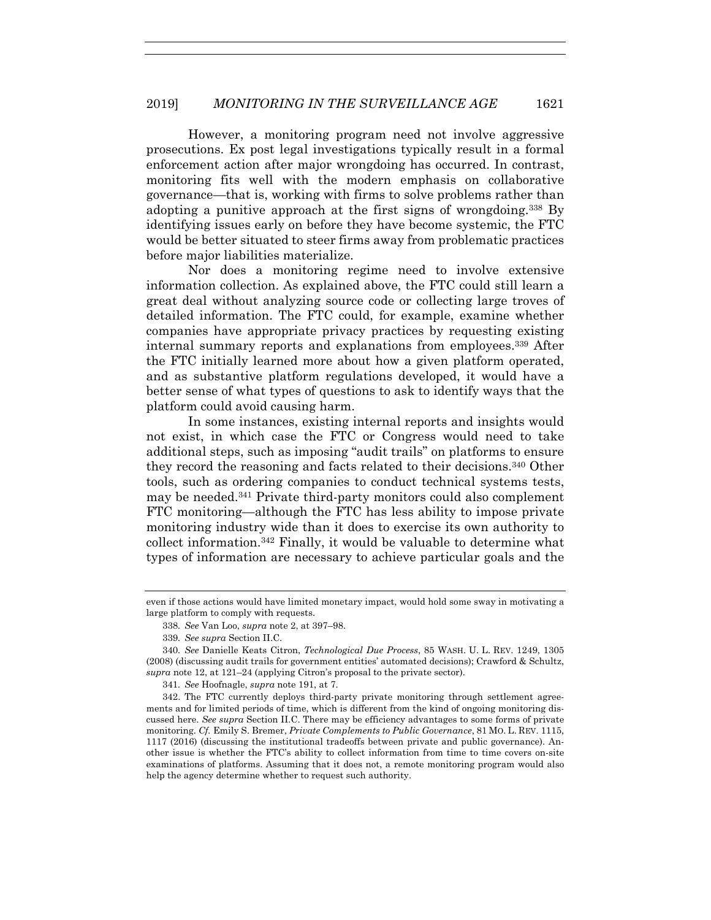However, a monitoring program need not involve aggressive prosecutions. Ex post legal investigations typically result in a formal enforcement action after major wrongdoing has occurred. In contrast, monitoring fits well with the modern emphasis on collaborative governance—that is, working with firms to solve problems rather than adopting a punitive approach at the first signs of wrongdoing.[338] By identifying issues early on before they have become systemic, the FTC would be better situated to steer firms away from problematic practices before major liabilities materialize.

Nor does a monitoring regime need to involve extensive information collection. As explained above, the FTC could still learn a great deal without analyzing source code or collecting large troves of detailed information. The FTC could, for example, examine whether companies have appropriate privacy practices by requesting existing internal summary reports and explanations from employees.[339] After the FTC initially learned more about how a given platform operated, and as substantive platform regulations developed, it would have a better sense of what types of questions to ask to identify ways that the platform could avoid causing harm.

In some instances, existing internal reports and insights would not exist, in which case the FTC or Congress would need to take additional steps, such as imposing "audit trails" on platforms to ensure they record the reasoning and facts related to their decisions.[340] Other tools, such as ordering companies to conduct technical systems tests, may be needed.[341] Private third-party monitors could also complement FTC monitoring—although the FTC has less ability to impose private monitoring industry wide than it does to exercise its own authority to collect information.[342] Finally, it would be valuable to determine what types of information are necessary to achieve particular goals and the

---

even if those actions would have limited monetary impact, would hold some sway in motivating a large platform to comply with requests.

338. *See* Van Loo, *supra* note 2, at 397–98.

339. *See supra* Section II.C.

340. *See* Danielle Keats Citron, *Technological Due Process*, 85 WASH. U. L. REV. 1249, 1305 (2008) (discussing audit trails for government entities' automated decisions); Crawford & Schultz, *supra* note 12, at 121–24 (applying Citron's proposal to the private sector).

341. *See* Hoofnagle, *supra* note 191, at 7.

342. The FTC currently deploys third-party private monitoring through settlement agreements and for limited periods of time, which is different from the kind of ongoing monitoring discussed here. *See supra* Section II.C. There may be efficiency advantages to some forms of private monitoring. *Cf.* Emily S. Bremer, *Private Complements to Public Governance*, 81 MO. L. REV. 1115, 1117 (2016) (discussing the institutional tradeoffs between private and public governance). Another issue is whether the FTC's ability to collect information from time to time covers on-site examinations of platforms. Assuming that it does not, a remote monitoring program would also help the agency determine whether to request such authority.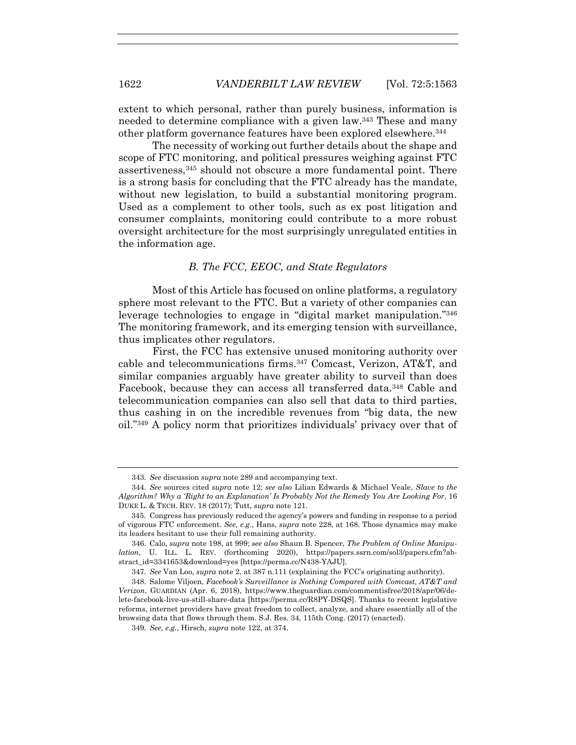extent to which personal, rather than purely business, information is needed to determine compliance with a given law.[343] These and many other platform governance features have been explored elsewhere.[344]

The necessity of working out further details about the shape and scope of FTC monitoring, and political pressures weighing against FTC assertiveness,[345] should not obscure a more fundamental point. There is a strong basis for concluding that the FTC already has the mandate, without new legislation, to build a substantial monitoring program. Used as a complement to other tools, such as ex post litigation and consumer complaints, monitoring could contribute to a more robust oversight architecture for the most surprisingly unregulated entities in the information age.

### *B. The FCC, EEOC, and State Regulators*

Most of this Article has focused on online platforms, a regulatory sphere most relevant to the FTC. But a variety of other companies can leverage technologies to engage in "digital market manipulation."[346] The monitoring framework, and its emerging tension with surveillance, thus implicates other regulators.

First, the FCC has extensive unused monitoring authority over cable and telecommunications firms.[347] Comcast, Verizon, AT&T, and similar companies arguably have greater ability to surveil than does Facebook, because they can access all transferred data.[348] Cable and telecommunication companies can also sell that data to third parties, thus cashing in on the incredible revenues from "big data, the new oil."[349] A policy norm that prioritizes individuals' privacy over that of

---

343. *See* discussion *supra* note 289 and accompanying text.

344. *See* sources cited *supra* note 12; *see also* Lilian Edwards & Michael Veale, *Slave to the Algorithm? Why a 'Right to an Explanation' Is Probably Not the Remedy You Are Looking For*, 16 DUKE L. & TECH. REV. 18 (2017); Tutt, *supra* note 121.

345. Congress has previously reduced the agency's powers and funding in response to a period of vigorous FTC enforcement. *See, e.g.*, Hans, *supra* note 228, at 168. Those dynamics may make its leaders hesitant to use their full remaining authority.

346. Calo, *supra* note 198, at 999; *see also* Shaun B. Spencer, *The Problem of Online Manipulation*, U. ILL. L. REV. (forthcoming 2020), https://papers.ssrn.com/sol3/papers.cfm?abstract_id=3341653&download=yes [https://perma.cc/N438-YAJU].

347. *See* Van Loo, *supra* note 2, at 387 n.111 (explaining the FCC's originating authority).

348. Salome Viljoen, *Facebook's Surveillance is Nothing Compared with Comcast, AT&T and Verizon*, GUARDIAN (Apr. 6, 2018), https://www.theguardian.com/commentisfree/2018/apr/06/delete-facebook-live-us-still-share-data [https://perma.cc/R8PY-DSQS]. Thanks to recent legislative reforms, internet providers have great freedom to collect, analyze, and share essentially all of the browsing data that flows through them. S.J. Res. 34, 115th Cong. (2017) (enacted).

349. *See, e.g.*, Hirsch, *supra* note 122, at 374.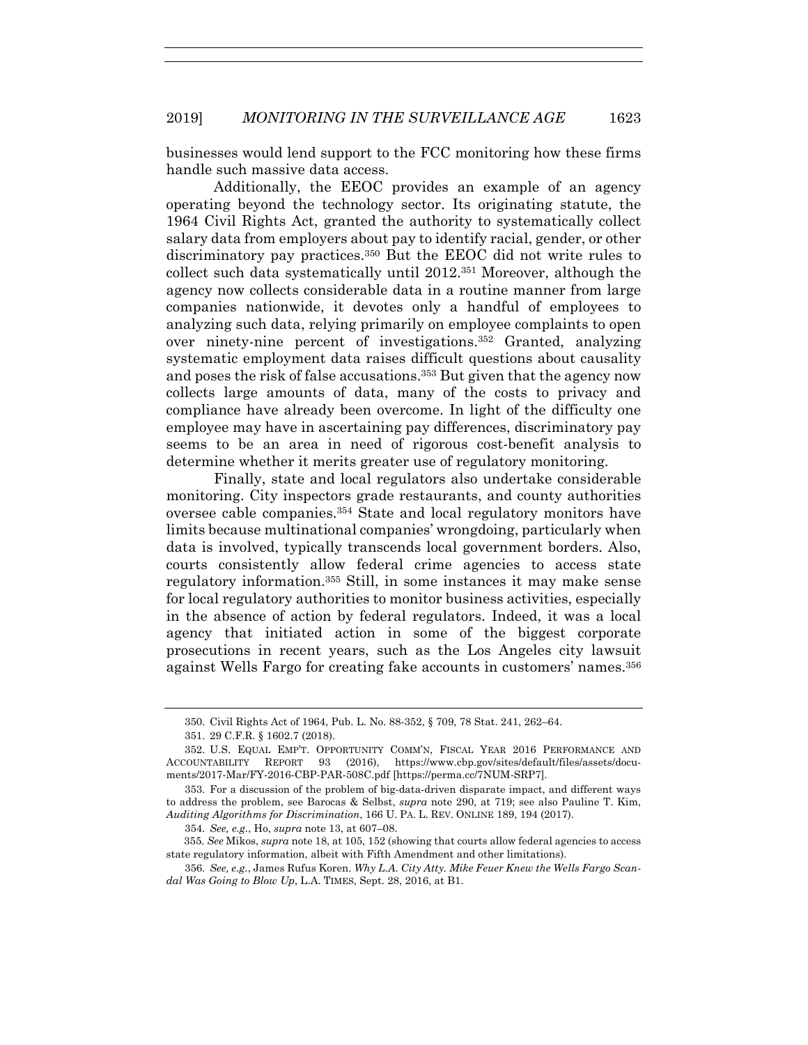businesses would lend support to the FCC monitoring how these firms handle such massive data access.

Additionally, the EEOC provides an example of an agency operating beyond the technology sector. Its originating statute, the 1964 Civil Rights Act, granted the authority to systematically collect salary data from employers about pay to identify racial, gender, or other discriminatory pay practices.[350] But the EEOC did not write rules to collect such data systematically until 2012.[351] Moreover, although the agency now collects considerable data in a routine manner from large companies nationwide, it devotes only a handful of employees to analyzing such data, relying primarily on employee complaints to open over ninety-nine percent of investigations.[352] Granted, analyzing systematic employment data raises difficult questions about causality and poses the risk of false accusations.[353] But given that the agency now collects large amounts of data, many of the costs to privacy and compliance have already been overcome. In light of the difficulty one employee may have in ascertaining pay differences, discriminatory pay seems to be an area in need of rigorous cost-benefit analysis to determine whether it merits greater use of regulatory monitoring.

Finally, state and local regulators also undertake considerable monitoring. City inspectors grade restaurants, and county authorities oversee cable companies.[354] State and local regulatory monitors have limits because multinational companies' wrongdoing, particularly when data is involved, typically transcends local government borders. Also, courts consistently allow federal crime agencies to access state regulatory information.[355] Still, in some instances it may make sense for local regulatory authorities to monitor business activities, especially in the absence of action by federal regulators. Indeed, it was a local agency that initiated action in some of the biggest corporate prosecutions in recent years, such as the Los Angeles city lawsuit against Wells Fargo for creating fake accounts in customers' names.[356]

---

350. Civil Rights Act of 1964, Pub. L. No. 88-352, § 709, 78 Stat. 241, 262–64.

351. 29 C.F.R. § 1602.7 (2018).

352. U.S. EQUAL EMP'T. OPPORTUNITY COMM'N, FISCAL YEAR 2016 PERFORMANCE AND ACCOUNTABILITY REPORT 93 (2016), https://www.cbp.gov/sites/default/files/assets/documents/2017-Mar/FY-2016-CBP-PAR-508C.pdf [https://perma.cc/7NUM-SRP7].

353. For a discussion of the problem of big-data-driven disparate impact, and different ways to address the problem, see Barocas & Selbst, *supra* note 290, at 719; see also Pauline T. Kim, *Auditing Algorithms for Discrimination*, 166 U. PA. L. REV. ONLINE 189, 194 (2017).

354. *See, e.g.*, Ho, *supra* note 13, at 607–08.

355. *See* Mikos, *supra* note 18, at 105, 152 (showing that courts allow federal agencies to access state regulatory information, albeit with Fifth Amendment and other limitations).

356. *See, e.g.*, James Rufus Koren. *Why L.A. City Atty. Mike Feuer Knew the Wells Fargo Scandal Was Going to Blow Up*, L.A. TIMES, Sept. 28, 2016, at B1.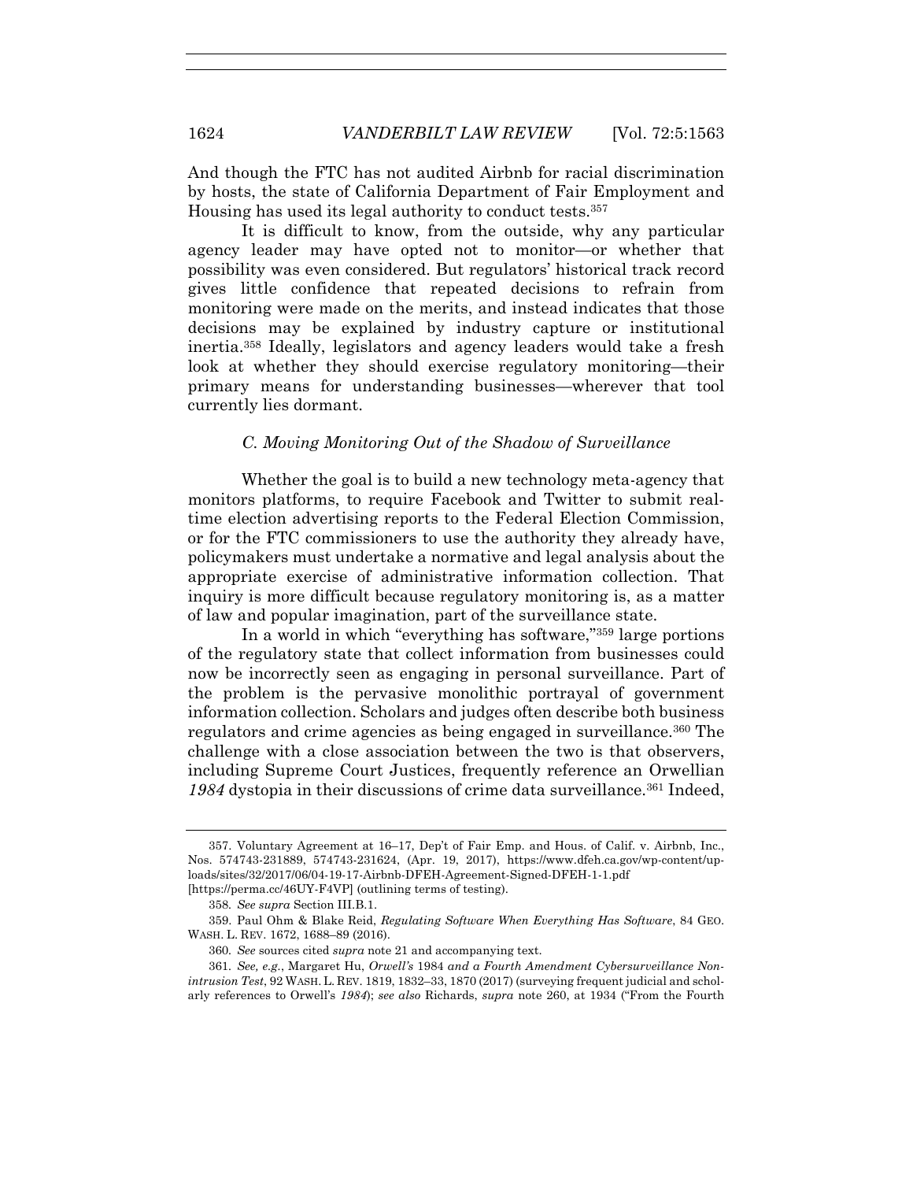And though the FTC has not audited Airbnb for racial discrimination by hosts, the state of California Department of Fair Employment and Housing has used its legal authority to conduct tests.[357]

It is difficult to know, from the outside, why any particular agency leader may have opted not to monitor—or whether that possibility was even considered. But regulators' historical track record gives little confidence that repeated decisions to refrain from monitoring were made on the merits, and instead indicates that those decisions may be explained by industry capture or institutional inertia.[358] Ideally, legislators and agency leaders would take a fresh look at whether they should exercise regulatory monitoring—their primary means for understanding businesses—wherever that tool currently lies dormant.

### *C. Moving Monitoring Out of the Shadow of Surveillance*

Whether the goal is to build a new technology meta-agency that monitors platforms, to require Facebook and Twitter to submit real-time election advertising reports to the Federal Election Commission, or for the FTC commissioners to use the authority they already have, policymakers must undertake a normative and legal analysis about the appropriate exercise of administrative information collection. That inquiry is more difficult because regulatory monitoring is, as a matter of law and popular imagination, part of the surveillance state.

In a world in which "everything has software,"[359] large portions of the regulatory state that collect information from businesses could now be incorrectly seen as engaging in personal surveillance. Part of the problem is the pervasive monolithic portrayal of government information collection. Scholars and judges often describe both business regulators and crime agencies as being engaged in surveillance.[360] The challenge with a close association between the two is that observers, including Supreme Court Justices, frequently reference an Orwellian *1984* dystopia in their discussions of crime data surveillance.[361] Indeed,

---

357. Voluntary Agreement at 16–17, Dep't of Fair Emp. and Hous. of Calif. v. Airbnb, Inc., Nos. 574743-231889, 574743-231624, (Apr. 19, 2017), https://www.dfeh.ca.gov/wp-content/uploads/sites/32/2017/06/04-19-17-Airbnb-DFEH-Agreement-Signed-DFEH-1-1.pdf [https://perma.cc/46UY-F4VP] (outlining terms of testing).

358. *See supra* Section III.B.1.

359. Paul Ohm & Blake Reid, *Regulating Software When Everything Has Software*, 84 GEO. WASH. L. REV. 1672, 1688–89 (2016).

360. *See* sources cited *supra* note 21 and accompanying text.

361. *See, e.g.*, Margaret Hu, *Orwell's* 1984 *and a Fourth Amendment Cybersurveillance Nonintrusion Test*, 92 WASH. L. REV. 1819, 1832–33, 1870 (2017) (surveying frequent judicial and scholarly references to Orwell's *1984*); *see also* Richards, *supra* note 260, at 1934 ("From the Fourth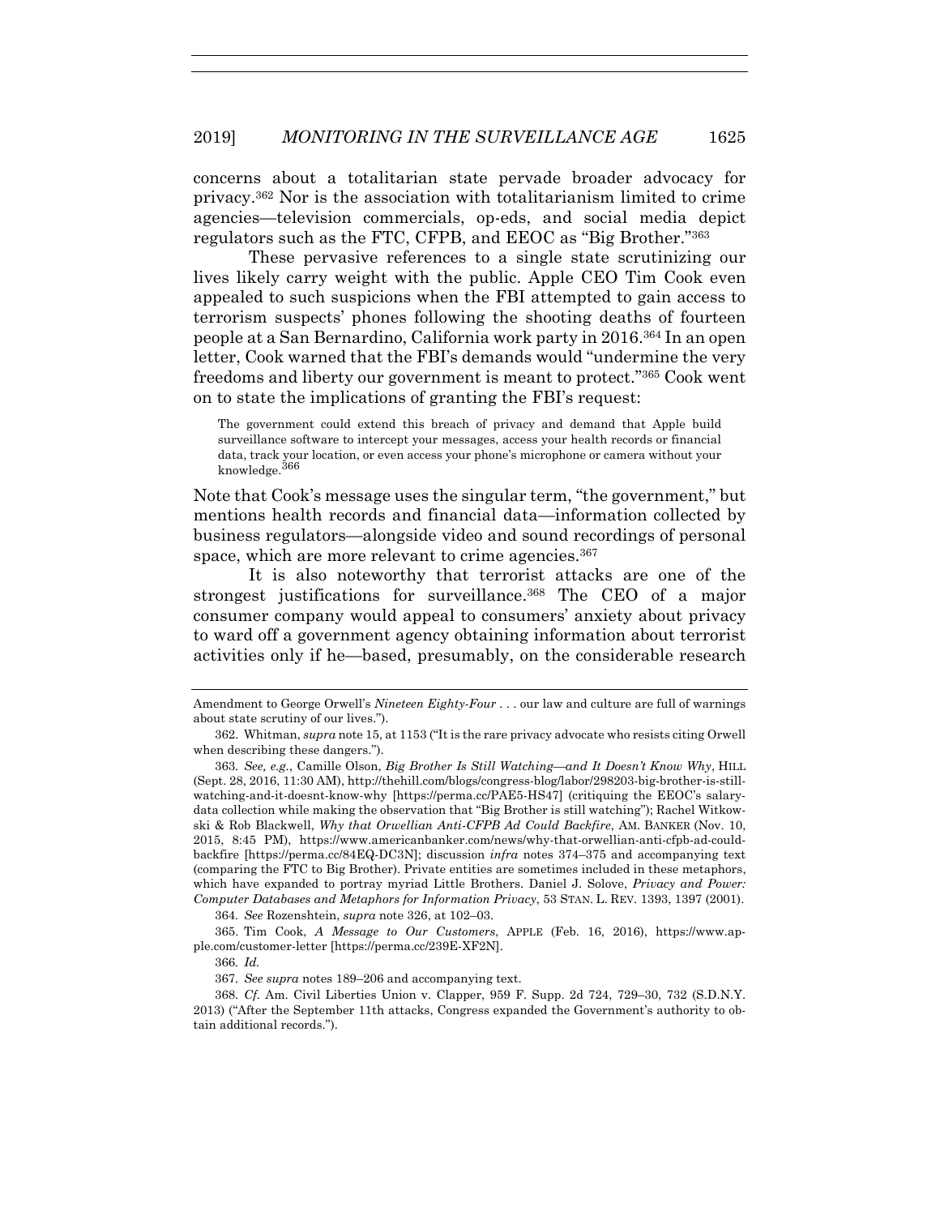concerns about a totalitarian state pervade broader advocacy for privacy.[362] Nor is the association with totalitarianism limited to crime agencies—television commercials, op-eds, and social media depict regulators such as the FTC, CFPB, and EEOC as "Big Brother."[363]

These pervasive references to a single state scrutinizing our lives likely carry weight with the public. Apple CEO Tim Cook even appealed to such suspicions when the FBI attempted to gain access to terrorism suspects' phones following the shooting deaths of fourteen people at a San Bernardino, California work party in 2016.[364] In an open letter, Cook warned that the FBI's demands would "undermine the very freedoms and liberty our government is meant to protect."[365] Cook went on to state the implications of granting the FBI's request:

> The government could extend this breach of privacy and demand that Apple build surveillance software to intercept your messages, access your health records or financial data, track your location, or even access your phone's microphone or camera without your knowledge.[366]

Note that Cook's message uses the singular term, "the government," but mentions health records and financial data—information collected by business regulators—alongside video and sound recordings of personal space, which are more relevant to crime agencies.[367]

It is also noteworthy that terrorist attacks are one of the strongest justifications for surveillance.[368] The CEO of a major consumer company would appeal to consumers' anxiety about privacy to ward off a government agency obtaining information about terrorist activities only if he—based, presumably, on the considerable research

---

Amendment to George Orwell's *Nineteen Eighty-Four* . . . our law and culture are full of warnings about state scrutiny of our lives.").

362. Whitman, *supra* note 15, at 1153 ("It is the rare privacy advocate who resists citing Orwell when describing these dangers.").

363. *See, e.g.*, Camille Olson, *Big Brother Is Still Watching—and It Doesn't Know Why*, HILL (Sept. 28, 2016, 11:30 AM), http://thehill.com/blogs/congress-blog/labor/298203-big-brother-is-still-watching-and-it-doesnt-know-why [https://perma.cc/PAE5-HS47] (critiquing the EEOC's salary-data collection while making the observation that "Big Brother is still watching"); Rachel Witkowski & Rob Blackwell, *Why that Orwellian Anti-CFPB Ad Could Backfire*, AM. BANKER (Nov. 10, 2015, 8:45 PM), https://www.americanbanker.com/news/why-that-orwellian-anti-cfpb-ad-could-backfire [https://perma.cc/84EQ-DC3N]; discussion *infra* notes 374–375 and accompanying text (comparing the FTC to Big Brother). Private entities are sometimes included in these metaphors, which have expanded to portray myriad Little Brothers. Daniel J. Solove, *Privacy and Power: Computer Databases and Metaphors for Information Privacy*, 53 STAN. L. REV. 1393, 1397 (2001).

364. *See* Rozenshtein, *supra* note 326, at 102–03.

365. Tim Cook, *A Message to Our Customers*, APPLE (Feb. 16, 2016), https://www.apple.com/customer-letter [https://perma.cc/239E-XF2N].

366. *Id.*

367. *See supra* notes 189–206 and accompanying text.

368. *Cf.* Am. Civil Liberties Union v. Clapper, 959 F. Supp. 2d 724, 729–30, 732 (S.D.N.Y. 2013) ("After the September 11th attacks, Congress expanded the Government's authority to obtain additional records.").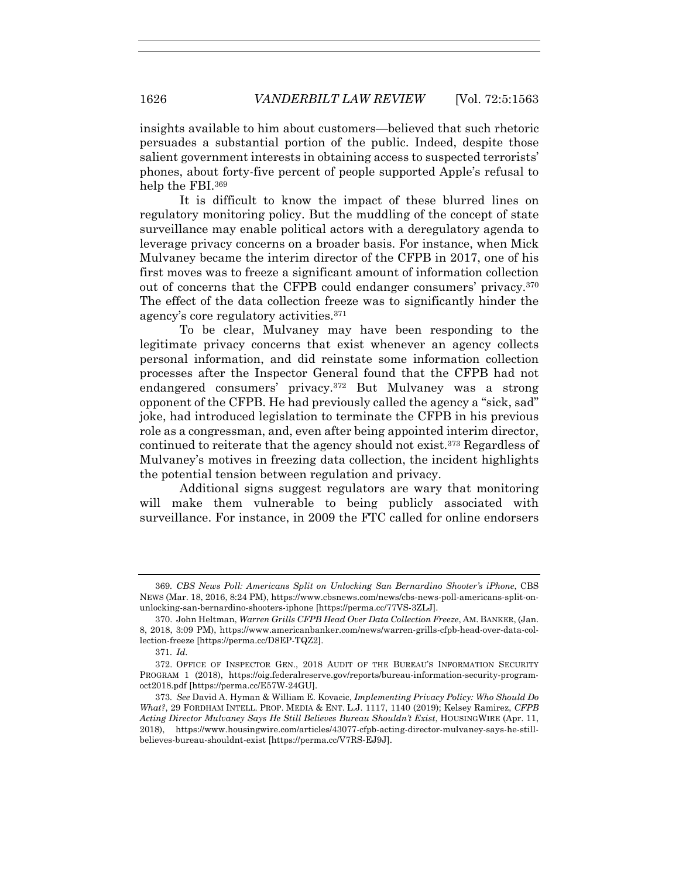insights available to him about customers—believed that such rhetoric persuades a substantial portion of the public. Indeed, despite those salient government interests in obtaining access to suspected terrorists' phones, about forty-five percent of people supported Apple's refusal to help the FBI.[369]

It is difficult to know the impact of these blurred lines on regulatory monitoring policy. But the muddling of the concept of state surveillance may enable political actors with a deregulatory agenda to leverage privacy concerns on a broader basis. For instance, when Mick Mulvaney became the interim director of the CFPB in 2017, one of his first moves was to freeze a significant amount of information collection out of concerns that the CFPB could endanger consumers' privacy.[370] The effect of the data collection freeze was to significantly hinder the agency's core regulatory activities.[371]

To be clear, Mulvaney may have been responding to the legitimate privacy concerns that exist whenever an agency collects personal information, and did reinstate some information collection processes after the Inspector General found that the CFPB had not endangered consumers' privacy.[372] But Mulvaney was a strong opponent of the CFPB. He had previously called the agency a "sick, sad" joke, had introduced legislation to terminate the CFPB in his previous role as a congressman, and, even after being appointed interim director, continued to reiterate that the agency should not exist.[373] Regardless of Mulvaney's motives in freezing data collection, the incident highlights the potential tension between regulation and privacy.

Additional signs suggest regulators are wary that monitoring will make them vulnerable to being publicly associated with surveillance. For instance, in 2009 the FTC called for online endorsers

---

369. *CBS News Poll: Americans Split on Unlocking San Bernardino Shooter's iPhone*, CBS NEWS (Mar. 18, 2016, 8:24 PM), https://www.cbsnews.com/news/cbs-news-poll-americans-split-on-unlocking-san-bernardino-shooters-iphone [https://perma.cc/77VS-3ZLJ].

370. John Heltman, *Warren Grills CFPB Head Over Data Collection Freeze*, AM. BANKER, (Jan. 8, 2018, 3:09 PM), https://www.americanbanker.com/news/warren-grills-cfpb-head-over-data-collection-freeze [https://perma.cc/D8EP-TQZ2].

371. *Id.*

372. OFFICE OF INSPECTOR GEN., 2018 AUDIT OF THE BUREAU'S INFORMATION SECURITY PROGRAM 1 (2018), https://oig.federalreserve.gov/reports/bureau-information-security-program-oct2018.pdf [https://perma.cc/E57W-24GU].

373. *See* David A. Hyman & William E. Kovacic, *Implementing Privacy Policy: Who Should Do What?*, 29 FORDHAM INTELL. PROP. MEDIA & ENT. L.J. 1117, 1140 (2019); Kelsey Ramirez, *CFPB Acting Director Mulvaney Says He Still Believes Bureau Shouldn't Exist*, HOUSINGWIRE (Apr. 11, 2018), https://www.housingwire.com/articles/43077-cfpb-acting-director-mulvaney-says-he-still-believes-bureau-shouldnt-exist [https://perma.cc/V7RS-EJ9J].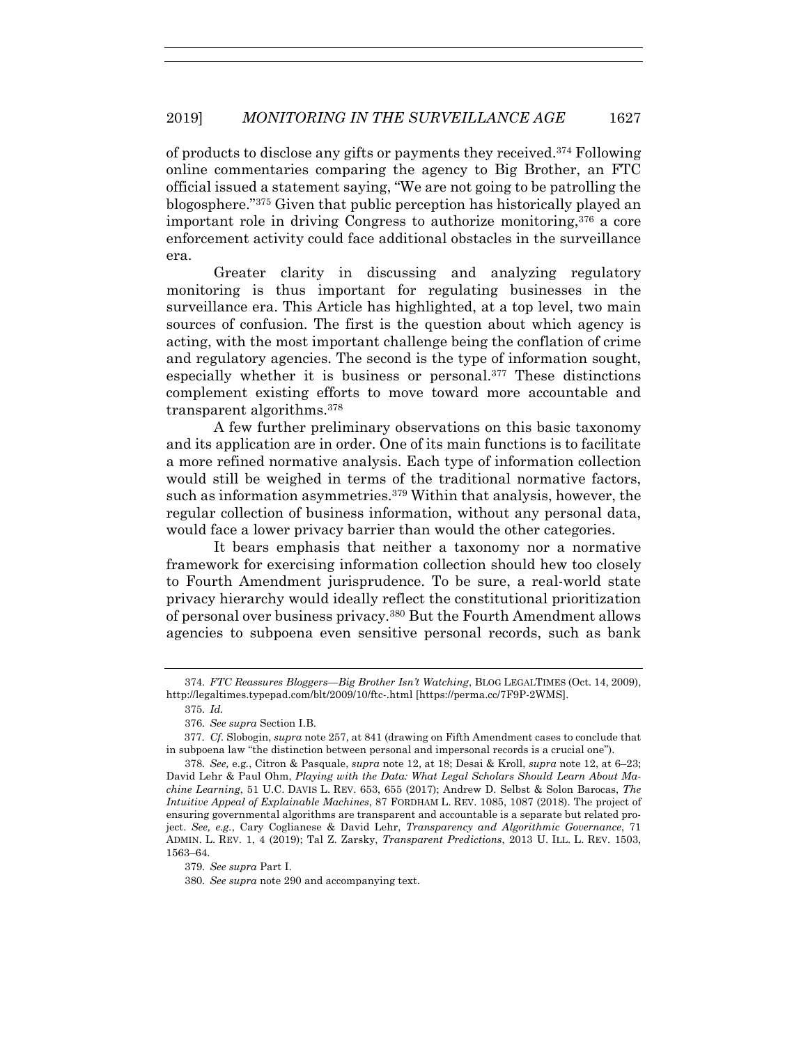of products to disclose any gifts or payments they received.[374] Following online commentaries comparing the agency to Big Brother, an FTC official issued a statement saying, "We are not going to be patrolling the blogosphere."[375] Given that public perception has historically played an important role in driving Congress to authorize monitoring,[376] a core enforcement activity could face additional obstacles in the surveillance era.

Greater clarity in discussing and analyzing regulatory monitoring is thus important for regulating businesses in the surveillance era. This Article has highlighted, at a top level, two main sources of confusion. The first is the question about which agency is acting, with the most important challenge being the conflation of crime and regulatory agencies. The second is the type of information sought, especially whether it is business or personal.[377] These distinctions complement existing efforts to move toward more accountable and transparent algorithms.[378]

A few further preliminary observations on this basic taxonomy and its application are in order. One of its main functions is to facilitate a more refined normative analysis. Each type of information collection would still be weighed in terms of the traditional normative factors, such as information asymmetries.[379] Within that analysis, however, the regular collection of business information, without any personal data, would face a lower privacy barrier than would the other categories.

It bears emphasis that neither a taxonomy nor a normative framework for exercising information collection should hew too closely to Fourth Amendment jurisprudence. To be sure, a real-world state privacy hierarchy would ideally reflect the constitutional prioritization of personal over business privacy.[380] But the Fourth Amendment allows agencies to subpoena even sensitive personal records, such as bank

---

374. *FTC Reassures Bloggers—Big Brother Isn't Watching*, BLOG LEGALTIMES (Oct. 14, 2009), http://legaltimes.typepad.com/blt/2009/10/ftc-.html [https://perma.cc/7F9P-2WMS].

375. *Id.*

376. *See supra* Section I.B.

377. *Cf.* Slobogin, *supra* note 257, at 841 (drawing on Fifth Amendment cases to conclude that in subpoena law "the distinction between personal and impersonal records is a crucial one").

378. *See,* e.g., Citron & Pasquale, *supra* note 12, at 18; Desai & Kroll, *supra* note 12, at 6–23; David Lehr & Paul Ohm, *Playing with the Data: What Legal Scholars Should Learn About Machine Learning*, 51 U.C. DAVIS L. REV. 653, 655 (2017); Andrew D. Selbst & Solon Barocas, *The Intuitive Appeal of Explainable Machines*, 87 FORDHAM L. REV. 1085, 1087 (2018). The project of ensuring governmental algorithms are transparent and accountable is a separate but related project. *See, e.g.*, Cary Coglianese & David Lehr, *Transparency and Algorithmic Governance*, 71 ADMIN. L. REV. 1, 4 (2019); Tal Z. Zarsky, *Transparent Predictions*, 2013 U. ILL. L. REV. 1503, 1563–64.

379. *See supra* Part I.

380. *See supra* note 290 and accompanying text.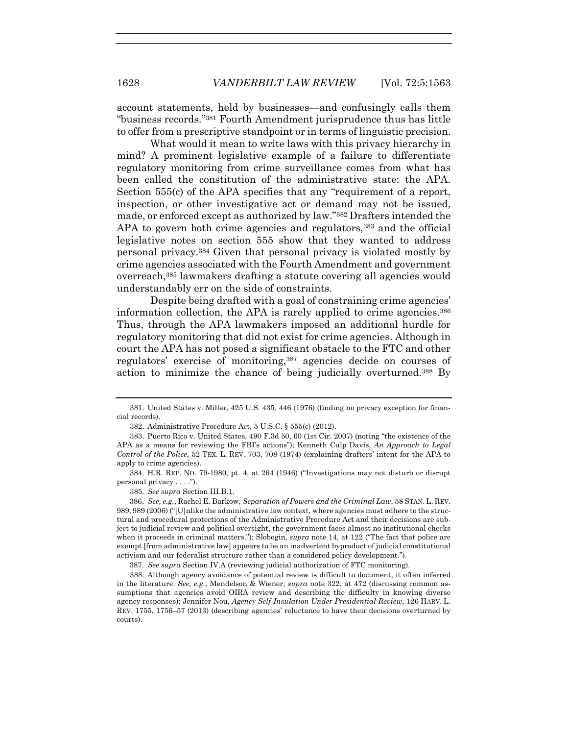account statements, held by businesses—and confusingly calls them "business records."[381] Fourth Amendment jurisprudence thus has little to offer from a prescriptive standpoint or in terms of linguistic precision.

What would it mean to write laws with this privacy hierarchy in mind? A prominent legislative example of a failure to differentiate regulatory monitoring from crime surveillance comes from what has been called the constitution of the administrative state: the APA. Section 555(c) of the APA specifies that any "requirement of a report, inspection, or other investigative act or demand may not be issued, made, or enforced except as authorized by law."[382] Drafters intended the APA to govern both crime agencies and regulators,[383] and the official legislative notes on section 555 show that they wanted to address personal privacy.[384] Given that personal privacy is violated mostly by crime agencies associated with the Fourth Amendment and government overreach,[385] lawmakers drafting a statute covering all agencies would understandably err on the side of constraints.

Despite being drafted with a goal of constraining crime agencies' information collection, the APA is rarely applied to crime agencies.[386] Thus, through the APA lawmakers imposed an additional hurdle for regulatory monitoring that did not exist for crime agencies. Although in court the APA has not posed a significant obstacle to the FTC and other regulators' exercise of monitoring,[387] agencies decide on courses of action to minimize the chance of being judicially overturned.[388] By

---

381. United States v. Miller, 425 U.S. 435, 446 (1976) (finding no privacy exception for financial records).

382. Administrative Procedure Act, 5 U.S.C. § 555(c) (2012).

383. Puerto Rico v. United States, 490 F.3d 50, 60 (1st Cir. 2007) (noting "the existence of the APA as a means for reviewing the FBI's actions"); Kenneth Culp Davis, *An Approach to Legal Control of the Police*, 52 TEX. L. REV. 703, 708 (1974) (explaining drafters' intent for the APA to apply to crime agencies).

384. H.R. REP. NO. 79-1980, pt. 4, at 264 (1946) ("Investigations may not disturb or disrupt personal privacy . . . .").

385. *See supra* Section III.B.1.

386. *See, e.g.*, Rachel E. Barkow, *Separation of Powers and the Criminal Law*, 58 STAN. L. REV. 989, 989 (2006) ("[U]nlike the administrative law context, where agencies must adhere to the structural and procedural protections of the Administrative Procedure Act and their decisions are subject to judicial review and political oversight, the government faces almost no institutional checks when it proceeds in criminal matters."); Slobogin, *supra* note 14, at 122 ("The fact that police are exempt [from administrative law] appears to be an inadvertent byproduct of judicial constitutional activism and our federalist structure rather than a considered policy development.").

387. *See supra* Section IV.A (reviewing judicial authorization of FTC monitoring).

388. Although agency avoidance of potential review is difficult to document, it often inferred in the literature. *See, e.g.*, Mendelson & Wiener, *supra* note 322, at 472 (discussing common assumptions that agencies avoid OIRA review and describing the difficulty in knowing diverse agency responses); Jennifer Nou, *Agency Self-Insulation Under Presidential Review*, 126 HARV. L. REV. 1755, 1756–57 (2013) (describing agencies' reluctance to have their decisions overturned by courts).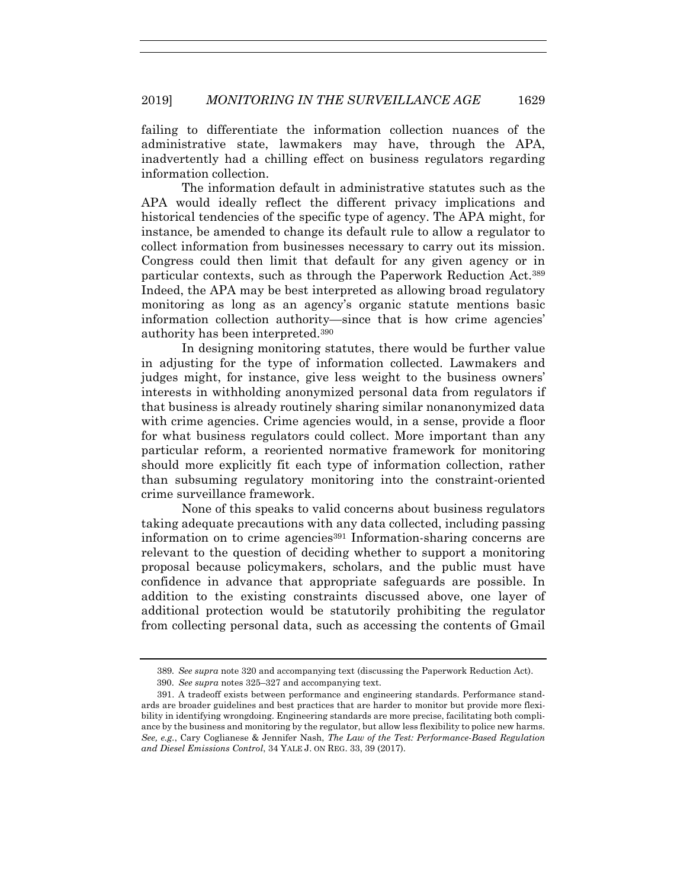failing to differentiate the information collection nuances of the administrative state, lawmakers may have, through the APA, inadvertently had a chilling effect on business regulators regarding information collection.

The information default in administrative statutes such as the APA would ideally reflect the different privacy implications and historical tendencies of the specific type of agency. The APA might, for instance, be amended to change its default rule to allow a regulator to collect information from businesses necessary to carry out its mission. Congress could then limit that default for any given agency or in particular contexts, such as through the Paperwork Reduction Act.[389] Indeed, the APA may be best interpreted as allowing broad regulatory monitoring as long as an agency's organic statute mentions basic information collection authority—since that is how crime agencies' authority has been interpreted.[390]

In designing monitoring statutes, there would be further value in adjusting for the type of information collected. Lawmakers and judges might, for instance, give less weight to the business owners' interests in withholding anonymized personal data from regulators if that business is already routinely sharing similar nonanonymized data with crime agencies. Crime agencies would, in a sense, provide a floor for what business regulators could collect. More important than any particular reform, a reoriented normative framework for monitoring should more explicitly fit each type of information collection, rather than subsuming regulatory monitoring into the constraint-oriented crime surveillance framework.

None of this speaks to valid concerns about business regulators taking adequate precautions with any data collected, including passing information on to crime agencies[391] Information-sharing concerns are relevant to the question of deciding whether to support a monitoring proposal because policymakers, scholars, and the public must have confidence in advance that appropriate safeguards are possible. In addition to the existing constraints discussed above, one layer of additional protection would be statutorily prohibiting the regulator from collecting personal data, such as accessing the contents of Gmail

389. *See supra* note 320 and accompanying text (discussing the Paperwork Reduction Act).

390. *See supra* notes 325–327 and accompanying text.

391. A tradeoff exists between performance and engineering standards. Performance standards are broader guidelines and best practices that are harder to monitor but provide more flexibility in identifying wrongdoing. Engineering standards are more precise, facilitating both compliance by the business and monitoring by the regulator, but allow less flexibility to police new harms. *See, e.g.*, Cary Coglianese & Jennifer Nash, *The Law of the Test: Performance-Based Regulation and Diesel Emissions Control*, 34 YALE J. ON REG. 33, 39 (2017).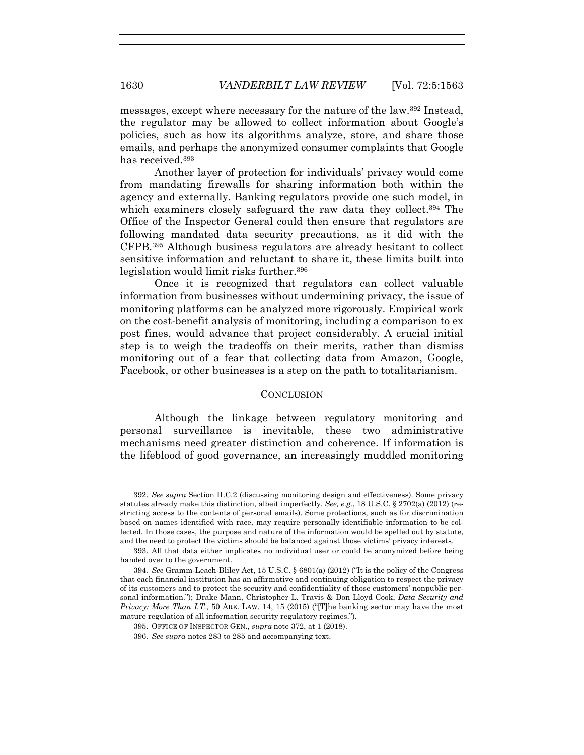messages, except where necessary for the nature of the law.[392] Instead, the regulator may be allowed to collect information about Google's policies, such as how its algorithms analyze, store, and share those emails, and perhaps the anonymized consumer complaints that Google has received.[393]

Another layer of protection for individuals' privacy would come from mandating firewalls for sharing information both within the agency and externally. Banking regulators provide one such model, in which examiners closely safeguard the raw data they collect.[394] The Office of the Inspector General could then ensure that regulators are following mandated data security precautions, as it did with the CFPB.[395] Although business regulators are already hesitant to collect sensitive information and reluctant to share it, these limits built into legislation would limit risks further.[396]

Once it is recognized that regulators can collect valuable information from businesses without undermining privacy, the issue of monitoring platforms can be analyzed more rigorously. Empirical work on the cost-benefit analysis of monitoring, including a comparison to ex post fines, would advance that project considerably. A crucial initial step is to weigh the tradeoffs on their merits, rather than dismiss monitoring out of a fear that collecting data from Amazon, Google, Facebook, or other businesses is a step on the path to totalitarianism.

## CONCLUSION

Although the linkage between regulatory monitoring and personal surveillance is inevitable, these two administrative mechanisms need greater distinction and coherence. If information is the lifeblood of good governance, an increasingly muddled monitoring

---

392. *See supra* Section II.C.2 (discussing monitoring design and effectiveness). Some privacy statutes already make this distinction, albeit imperfectly. *See, e.g.*, 18 U.S.C. § 2702(a) (2012) (restricting access to the contents of personal emails). Some protections, such as for discrimination based on names identified with race, may require personally identifiable information to be collected. In those cases, the purpose and nature of the information would be spelled out by statute, and the need to protect the victims should be balanced against those victims' privacy interests.

393. All that data either implicates no individual user or could be anonymized before being handed over to the government.

394. *See* Gramm-Leach-Bliley Act, 15 U.S.C. § 6801(a) (2012) ("It is the policy of the Congress that each financial institution has an affirmative and continuing obligation to respect the privacy of its customers and to protect the security and confidentiality of those customers' nonpublic personal information."); Drake Mann, Christopher L. Travis & Don Lloyd Cook, *Data Security and Privacy: More Than I.T.*, 50 ARK. LAW. 14, 15 (2015) ("[T]he banking sector may have the most mature regulation of all information security regulatory regimes.").

395. OFFICE OF INSPECTOR GEN., *supra* note 372, at 1 (2018).

396. *See supra* notes 283 to 285 and accompanying text.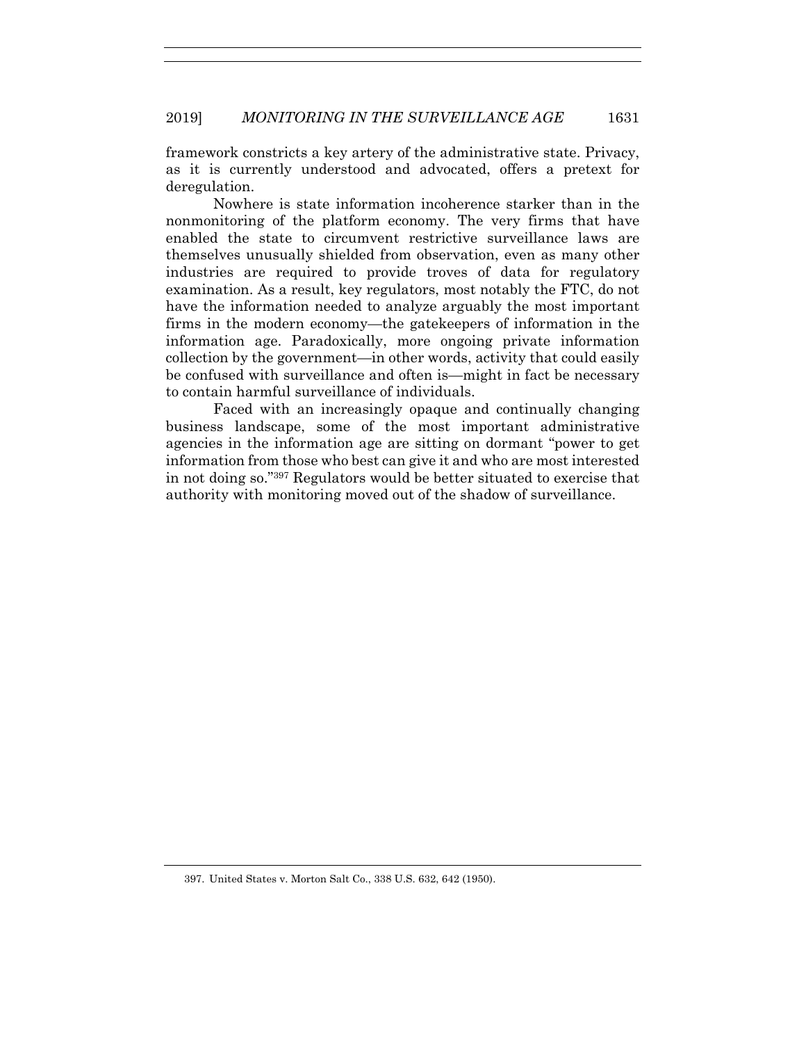framework constricts a key artery of the administrative state. Privacy, as it is currently understood and advocated, offers a pretext for deregulation.

Nowhere is state information incoherence starker than in the nonmonitoring of the platform economy. The very firms that have enabled the state to circumvent restrictive surveillance laws are themselves unusually shielded from observation, even as many other industries are required to provide troves of data for regulatory examination. As a result, key regulators, most notably the FTC, do not have the information needed to analyze arguably the most important firms in the modern economy—the gatekeepers of information in the information age. Paradoxically, more ongoing private information collection by the government—in other words, activity that could easily be confused with surveillance and often is—might in fact be necessary to contain harmful surveillance of individuals.

Faced with an increasingly opaque and continually changing business landscape, some of the most important administrative agencies in the information age are sitting on dormant "power to get information from those who best can give it and who are most interested in not doing so."[397] Regulators would be better situated to exercise that authority with monitoring moved out of the shadow of surveillance.

---

397. United States v. Morton Salt Co., 338 U.S. 632, 642 (1950).